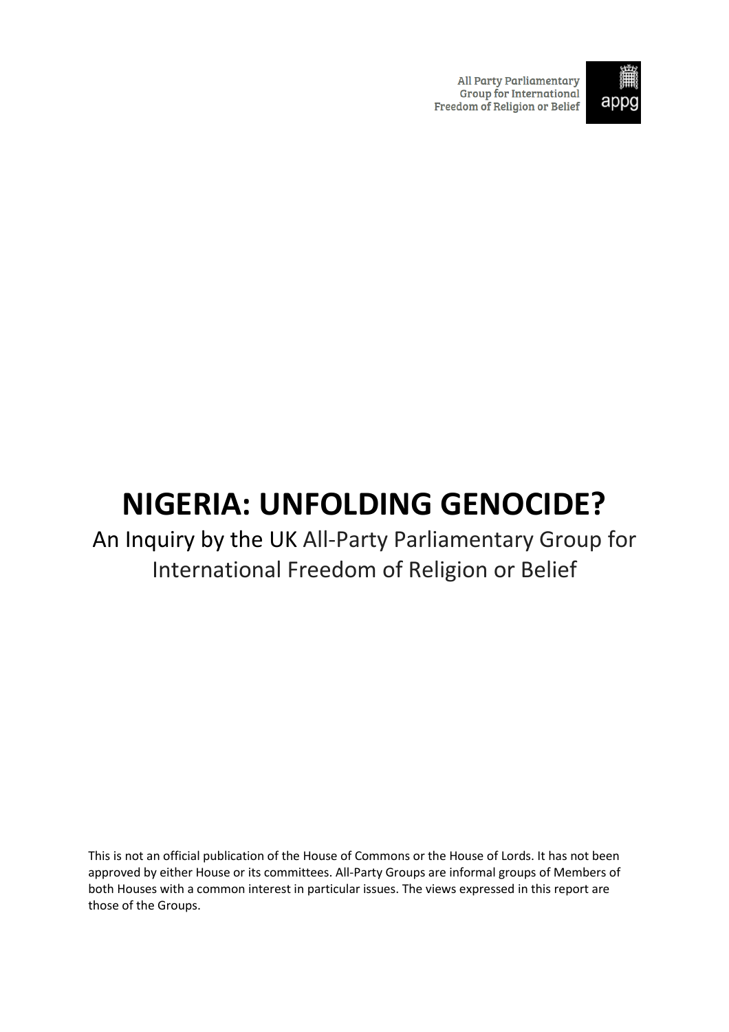All Party Parliamentary Group for International Freedom of Religion or Belief

appg

# NIGERIA: UNFOLDING GENOCIDE?

An Inquiry by the UK All-Party Parliamentary Group for International Freedom of Religion or Belief

This is not an official publication of the House of Commons or the House of Lords. It has not been approved by either House or its committees. All-Party Groups are informal groups of Members of both Houses with a common interest in particular issues. The views expressed in this report are those of the Groups.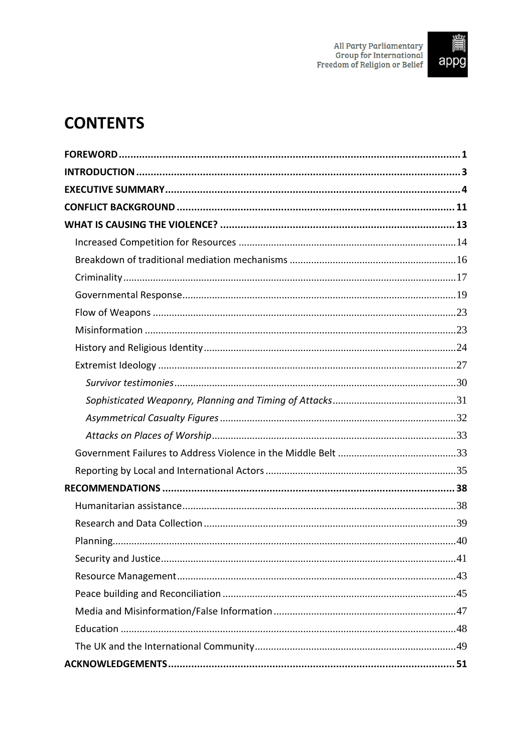# CONTENTS

**FOREWORD** .......... **1**

**INTRODUCTION** .......... **3**

**EXECUTIVE SUMMARY** .......... **4**

**CONFLICT BACKGROUND** .......... **11**

**WHAT IS CAUSING THE VIOLENCE?** .......... **13**

- Increased Competition for Resources .......... 14
- Breakdown of traditional mediation mechanisms .......... 16
- Criminality .......... 17
- Governmental Response .......... 19
- Flow of Weapons .......... 23
- Misinformation .......... 23
- History and Religious Identity .......... 24
- Extremist Ideology .......... 27
  - *Survivor testimonies* .......... 30
  - *Sophisticated Weaponry, Planning and Timing of Attacks* .......... 31
  - *Asymmetrical Casualty Figures* .......... 32
  - *Attacks on Places of Worship* .......... 33
- Government Failures to Address Violence in the Middle Belt .......... 33
- Reporting by Local and International Actors .......... 35

**RECOMMENDATIONS** .......... **38**

- Humanitarian assistance .......... 38
- Research and Data Collection .......... 39
- Planning .......... 40
- Security and Justice .......... 41
- Resource Management .......... 43
- Peace building and Reconciliation .......... 45
- Media and Misinformation/False Information .......... 47
- Education .......... 48
- The UK and the International Community .......... 49

**ACKNOWLEDGEMENTS** .......... **51**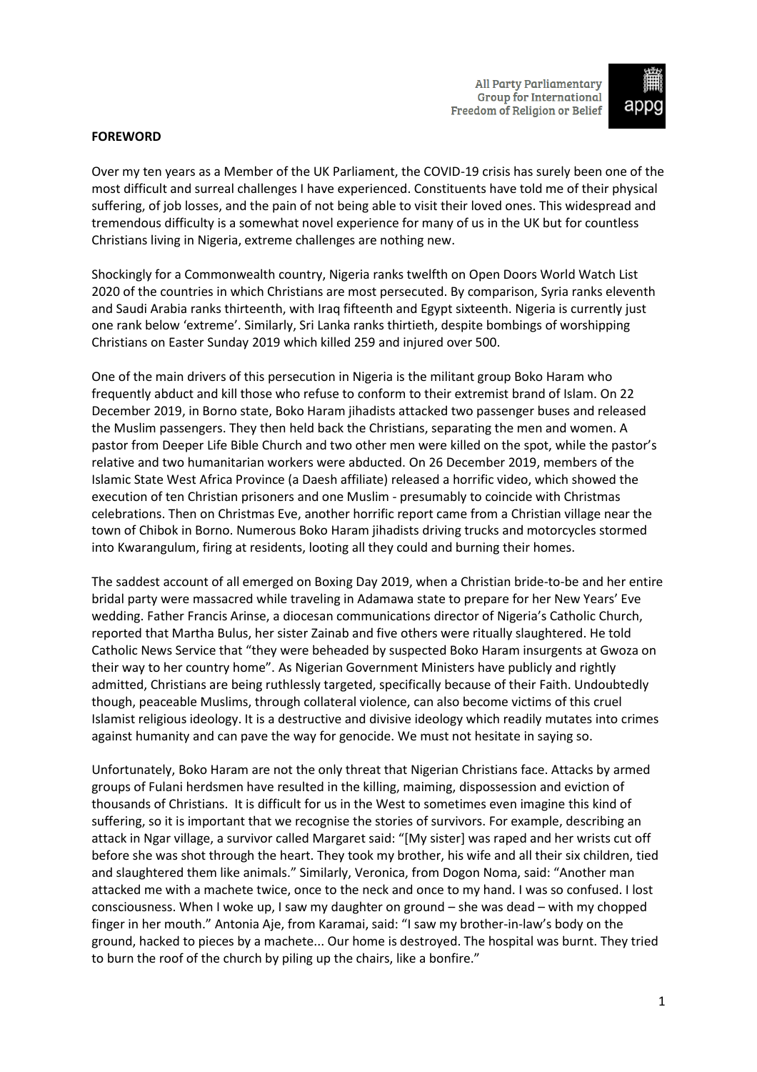**FOREWORD**

Over my ten years as a Member of the UK Parliament, the COVID-19 crisis has surely been one of the most difficult and surreal challenges I have experienced. Constituents have told me of their physical suffering, of job losses, and the pain of not being able to visit their loved ones. This widespread and tremendous difficulty is a somewhat novel experience for many of us in the UK but for countless Christians living in Nigeria, extreme challenges are nothing new.

Shockingly for a Commonwealth country, Nigeria ranks twelfth on Open Doors World Watch List 2020 of the countries in which Christians are most persecuted. By comparison, Syria ranks eleventh and Saudi Arabia ranks thirteenth, with Iraq fifteenth and Egypt sixteenth. Nigeria is currently just one rank below 'extreme'. Similarly, Sri Lanka ranks thirtieth, despite bombings of worshipping Christians on Easter Sunday 2019 which killed 259 and injured over 500.

One of the main drivers of this persecution in Nigeria is the militant group Boko Haram who frequently abduct and kill those who refuse to conform to their extremist brand of Islam. On 22 December 2019, in Borno state, Boko Haram jihadists attacked two passenger buses and released the Muslim passengers. They then held back the Christians, separating the men and women. A pastor from Deeper Life Bible Church and two other men were killed on the spot, while the pastor's relative and two humanitarian workers were abducted. On 26 December 2019, members of the Islamic State West Africa Province (a Daesh affiliate) released a horrific video, which showed the execution of ten Christian prisoners and one Muslim - presumably to coincide with Christmas celebrations. Then on Christmas Eve, another horrific report came from a Christian village near the town of Chibok in Borno. Numerous Boko Haram jihadists driving trucks and motorcycles stormed into Kwarangulum, firing at residents, looting all they could and burning their homes.

The saddest account of all emerged on Boxing Day 2019, when a Christian bride-to-be and her entire bridal party were massacred while traveling in Adamawa state to prepare for her New Years' Eve wedding. Father Francis Arinse, a diocesan communications director of Nigeria's Catholic Church, reported that Martha Bulus, her sister Zainab and five others were ritually slaughtered. He told Catholic News Service that "they were beheaded by suspected Boko Haram insurgents at Gwoza on their way to her country home". As Nigerian Government Ministers have publicly and rightly admitted, Christians are being ruthlessly targeted, specifically because of their Faith. Undoubtedly though, peaceable Muslims, through collateral violence, can also become victims of this cruel Islamist religious ideology. It is a destructive and divisive ideology which readily mutates into crimes against humanity and can pave the way for genocide. We must not hesitate in saying so.

Unfortunately, Boko Haram are not the only threat that Nigerian Christians face. Attacks by armed groups of Fulani herdsmen have resulted in the killing, maiming, dispossession and eviction of thousands of Christians. It is difficult for us in the West to sometimes even imagine this kind of suffering, so it is important that we recognise the stories of survivors. For example, describing an attack in Ngar village, a survivor called Margaret said: "[My sister] was raped and her wrists cut off before she was shot through the heart. They took my brother, his wife and all their six children, tied and slaughtered them like animals." Similarly, Veronica, from Dogon Noma, said: "Another man attacked me with a machete twice, once to the neck and once to my hand. I was so confused. I lost consciousness. When I woke up, I saw my daughter on ground – she was dead – with my chopped finger in her mouth." Antonia Aje, from Karamai, said: "I saw my brother-in-law's body on the ground, hacked to pieces by a machete... Our home is destroyed. The hospital was burnt. They tried to burn the roof of the church by piling up the chairs, like a bonfire."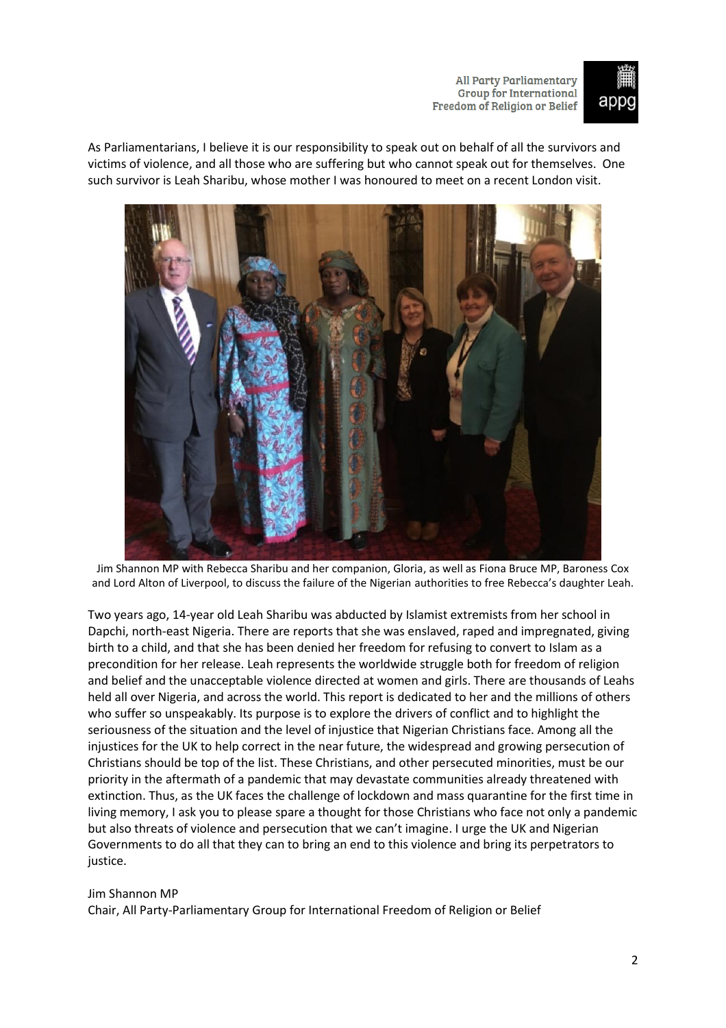As Parliamentarians, I believe it is our responsibility to speak out on behalf of all the survivors and victims of violence, and all those who are suffering but who cannot speak out for themselves. One such survivor is Leah Sharibu, whose mother I was honoured to meet on a recent London visit.

Jim Shannon MP with Rebecca Sharibu and her companion, Gloria, as well as Fiona Bruce MP, Baroness Cox and Lord Alton of Liverpool, to discuss the failure of the Nigerian authorities to free Rebecca's daughter Leah.

Two years ago, 14-year old Leah Sharibu was abducted by Islamist extremists from her school in Dapchi, north-east Nigeria. There are reports that she was enslaved, raped and impregnated, giving birth to a child, and that she has been denied her freedom for refusing to convert to Islam as a precondition for her release. Leah represents the worldwide struggle both for freedom of religion and belief and the unacceptable violence directed at women and girls. There are thousands of Leahs held all over Nigeria, and across the world. This report is dedicated to her and the millions of others who suffer so unspeakably. Its purpose is to explore the drivers of conflict and to highlight the seriousness of the situation and the level of injustice that Nigerian Christians face. Among all the injustices for the UK to help correct in the near future, the widespread and growing persecution of Christians should be top of the list. These Christians, and other persecuted minorities, must be our priority in the aftermath of a pandemic that may devastate communities already threatened with extinction. Thus, as the UK faces the challenge of lockdown and mass quarantine for the first time in living memory, I ask you to please spare a thought for those Christians who face not only a pandemic but also threats of violence and persecution that we can't imagine. I urge the UK and Nigerian Governments to do all that they can to bring an end to this violence and bring its perpetrators to justice.

Jim Shannon MP
Chair, All Party-Parliamentary Group for International Freedom of Religion or Belief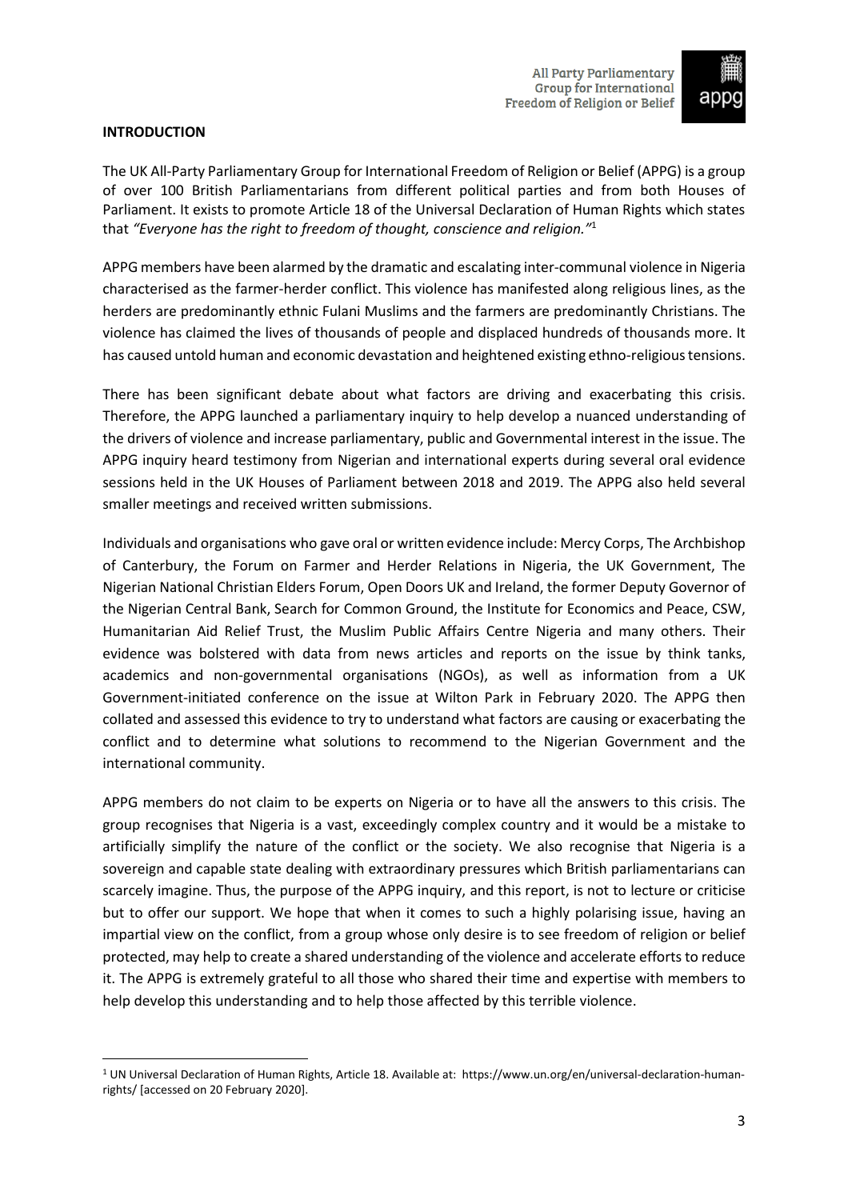## INTRODUCTION

The UK All-Party Parliamentary Group for International Freedom of Religion or Belief (APPG) is a group of over 100 British Parliamentarians from different political parties and from both Houses of Parliament. It exists to promote Article 18 of the Universal Declaration of Human Rights which states that *"Everyone has the right to freedom of thought, conscience and religion."*[1]

APPG members have been alarmed by the dramatic and escalating inter-communal violence in Nigeria characterised as the farmer-herder conflict. This violence has manifested along religious lines, as the herders are predominantly ethnic Fulani Muslims and the farmers are predominantly Christians. The violence has claimed the lives of thousands of people and displaced hundreds of thousands more. It has caused untold human and economic devastation and heightened existing ethno-religious tensions.

There has been significant debate about what factors are driving and exacerbating this crisis. Therefore, the APPG launched a parliamentary inquiry to help develop a nuanced understanding of the drivers of violence and increase parliamentary, public and Governmental interest in the issue. The APPG inquiry heard testimony from Nigerian and international experts during several oral evidence sessions held in the UK Houses of Parliament between 2018 and 2019. The APPG also held several smaller meetings and received written submissions.

Individuals and organisations who gave oral or written evidence include: Mercy Corps, The Archbishop of Canterbury, the Forum on Farmer and Herder Relations in Nigeria, the UK Government, The Nigerian National Christian Elders Forum, Open Doors UK and Ireland, the former Deputy Governor of the Nigerian Central Bank, Search for Common Ground, the Institute for Economics and Peace, CSW, Humanitarian Aid Relief Trust, the Muslim Public Affairs Centre Nigeria and many others. Their evidence was bolstered with data from news articles and reports on the issue by think tanks, academics and non-governmental organisations (NGOs), as well as information from a UK Government-initiated conference on the issue at Wilton Park in February 2020. The APPG then collated and assessed this evidence to try to understand what factors are causing or exacerbating the conflict and to determine what solutions to recommend to the Nigerian Government and the international community.

APPG members do not claim to be experts on Nigeria or to have all the answers to this crisis. The group recognises that Nigeria is a vast, exceedingly complex country and it would be a mistake to artificially simplify the nature of the conflict or the society. We also recognise that Nigeria is a sovereign and capable state dealing with extraordinary pressures which British parliamentarians can scarcely imagine. Thus, the purpose of the APPG inquiry, and this report, is not to lecture or criticise but to offer our support. We hope that when it comes to such a highly polarising issue, having an impartial view on the conflict, from a group whose only desire is to see freedom of religion or belief protected, may help to create a shared understanding of the violence and accelerate efforts to reduce it. The APPG is extremely grateful to all those who shared their time and expertise with members to help develop this understanding and to help those affected by this terrible violence.

---

[1] UN Universal Declaration of Human Rights, Article 18. Available at: https://www.un.org/en/universal-declaration-human-rights/ [accessed on 20 February 2020].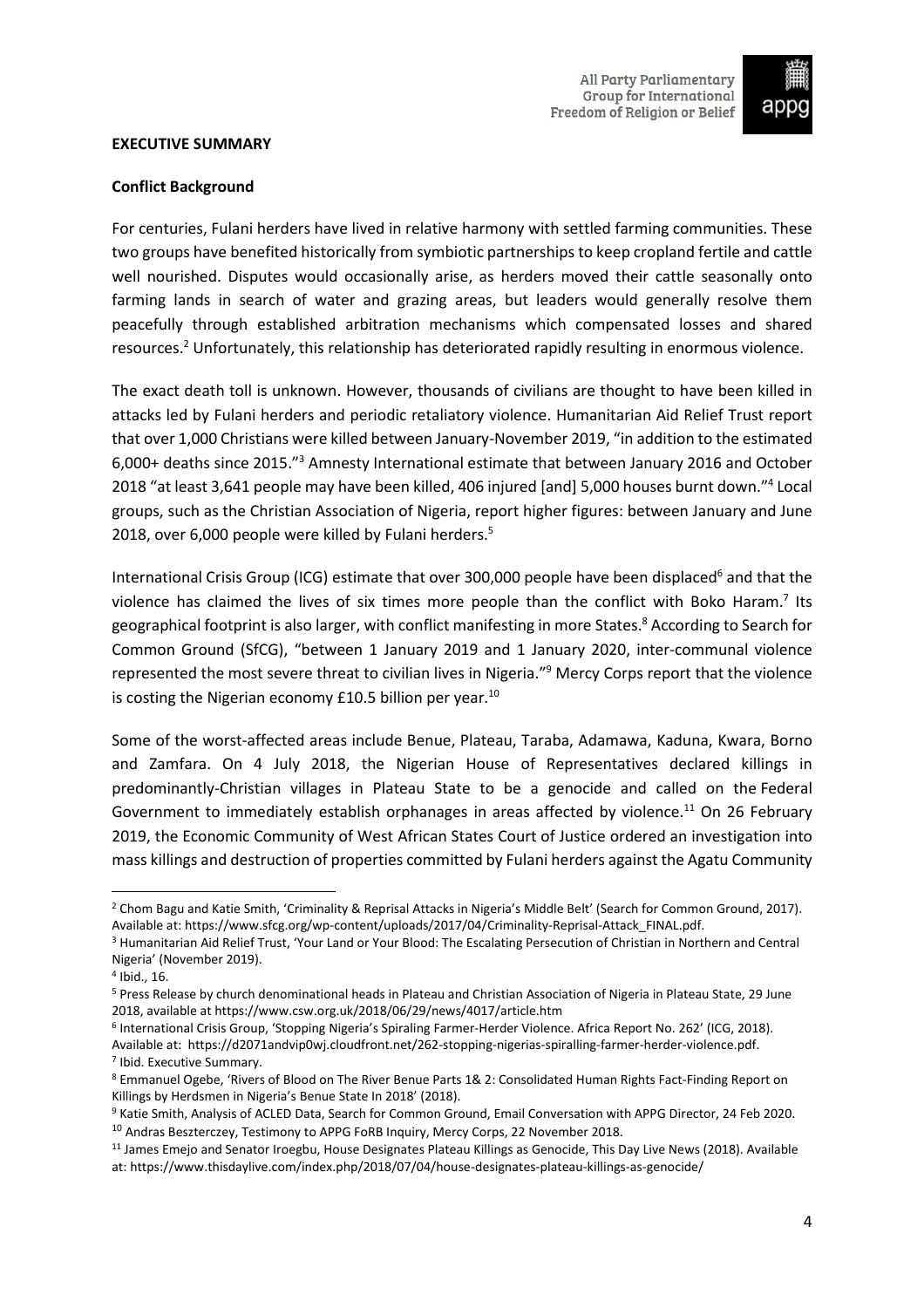## EXECUTIVE SUMMARY

### Conflict Background

For centuries, Fulani herders have lived in relative harmony with settled farming communities. These two groups have benefited historically from symbiotic partnerships to keep cropland fertile and cattle well nourished. Disputes would occasionally arise, as herders moved their cattle seasonally onto farming lands in search of water and grazing areas, but leaders would generally resolve them peacefully through established arbitration mechanisms which compensated losses and shared resources.[2] Unfortunately, this relationship has deteriorated rapidly resulting in enormous violence.

The exact death toll is unknown. However, thousands of civilians are thought to have been killed in attacks led by Fulani herders and periodic retaliatory violence. Humanitarian Aid Relief Trust report that over 1,000 Christians were killed between January-November 2019, "in addition to the estimated 6,000+ deaths since 2015."[3] Amnesty International estimate that between January 2016 and October 2018 "at least 3,641 people may have been killed, 406 injured [and] 5,000 houses burnt down."[4] Local groups, such as the Christian Association of Nigeria, report higher figures: between January and June 2018, over 6,000 people were killed by Fulani herders.[5]

International Crisis Group (ICG) estimate that over 300,000 people have been displaced[6] and that the violence has claimed the lives of six times more people than the conflict with Boko Haram.[7] Its geographical footprint is also larger, with conflict manifesting in more States.[8] According to Search for Common Ground (SfCG), "between 1 January 2019 and 1 January 2020, inter-communal violence represented the most severe threat to civilian lives in Nigeria."[9] Mercy Corps report that the violence is costing the Nigerian economy £10.5 billion per year.[10]

Some of the worst-affected areas include Benue, Plateau, Taraba, Adamawa, Kaduna, Kwara, Borno and Zamfara. On 4 July 2018, the Nigerian House of Representatives declared killings in predominantly-Christian villages in Plateau State to be a genocide and called on the Federal Government to immediately establish orphanages in areas affected by violence.[11] On 26 February 2019, the Economic Community of West African States Court of Justice ordered an investigation into mass killings and destruction of properties committed by Fulani herders against the Agatu Community

---

[2] Chom Bagu and Katie Smith, 'Criminality & Reprisal Attacks in Nigeria's Middle Belt' (Search for Common Ground, 2017). Available at: https://www.sfcg.org/wp-content/uploads/2017/04/Criminality-Reprisal-Attack_FINAL.pdf.

[3] Humanitarian Aid Relief Trust, 'Your Land or Your Blood: The Escalating Persecution of Christian in Northern and Central Nigeria' (November 2019).

[4] Ibid., 16.

[5] Press Release by church denominational heads in Plateau and Christian Association of Nigeria in Plateau State, 29 June 2018, available at https://www.csw.org.uk/2018/06/29/news/4017/article.htm

[6] International Crisis Group, 'Stopping Nigeria's Spiraling Farmer-Herder Violence. Africa Report No. 262' (ICG, 2018). Available at: https://d2071andvip0wj.cloudfront.net/262-stopping-nigerias-spiralling-farmer-herder-violence.pdf.

[7] Ibid. Executive Summary.

[8] Emmanuel Ogebe, 'Rivers of Blood on The River Benue Parts 1& 2: Consolidated Human Rights Fact-Finding Report on Killings by Herdsmen in Nigeria's Benue State In 2018' (2018).

[9] Katie Smith, Analysis of ACLED Data, Search for Common Ground, Email Conversation with APPG Director, 24 Feb 2020.

[10] Andras Beszterczey, Testimony to APPG FoRB Inquiry, Mercy Corps, 22 November 2018.

[11] James Emejo and Senator Iroegbu, House Designates Plateau Killings as Genocide, This Day Live News (2018). Available at: https://www.thisdaylive.com/index.php/2018/07/04/house-designates-plateau-killings-as-genocide/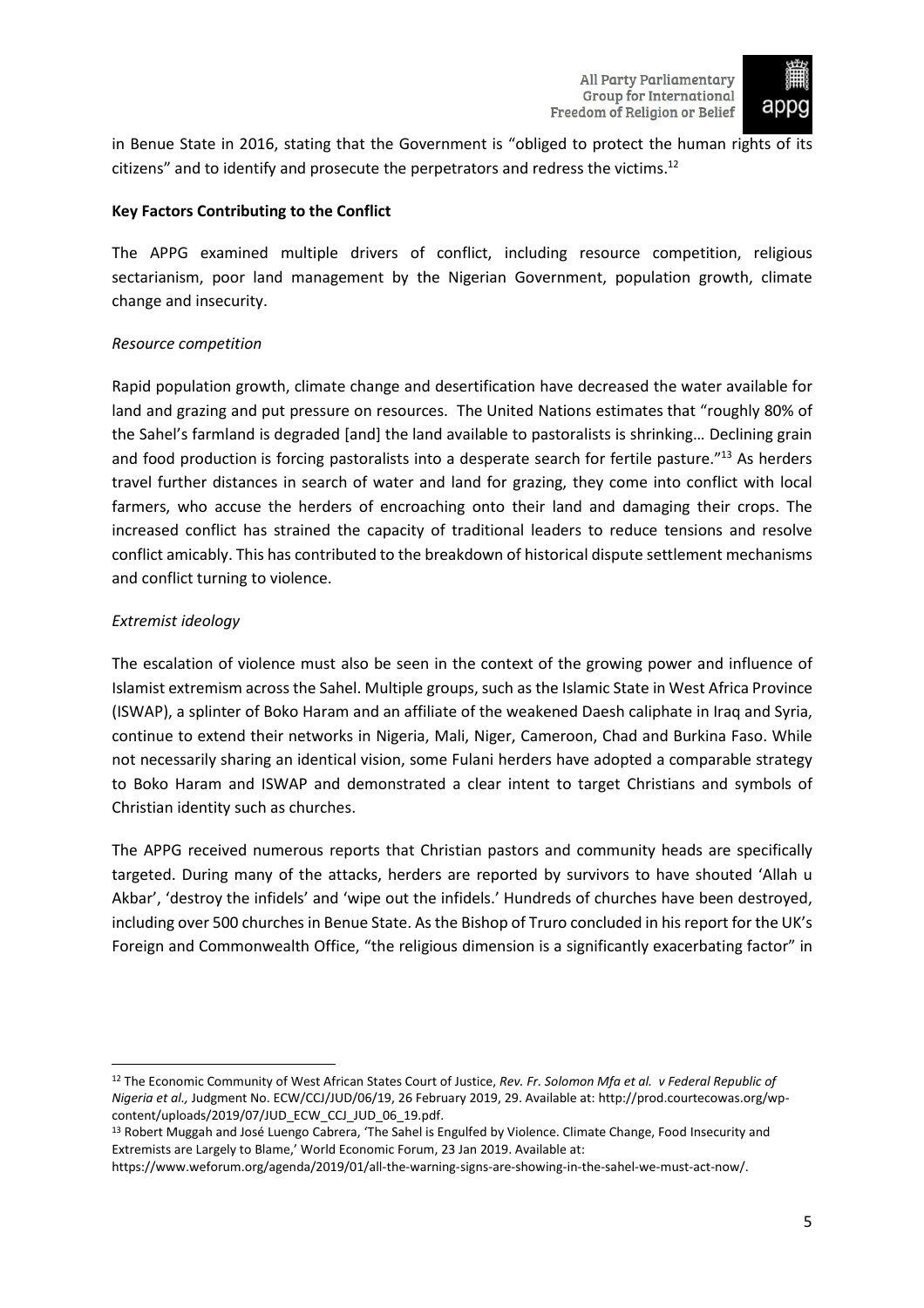in Benue State in 2016, stating that the Government is "obliged to protect the human rights of its citizens" and to identify and prosecute the perpetrators and redress the victims.[12]

**Key Factors Contributing to the Conflict**

The APPG examined multiple drivers of conflict, including resource competition, religious sectarianism, poor land management by the Nigerian Government, population growth, climate change and insecurity.

*Resource competition*

Rapid population growth, climate change and desertification have decreased the water available for land and grazing and put pressure on resources. The United Nations estimates that "roughly 80% of the Sahel's farmland is degraded [and] the land available to pastoralists is shrinking… Declining grain and food production is forcing pastoralists into a desperate search for fertile pasture."[13] As herders travel further distances in search of water and land for grazing, they come into conflict with local farmers, who accuse the herders of encroaching onto their land and damaging their crops. The increased conflict has strained the capacity of traditional leaders to reduce tensions and resolve conflict amicably. This has contributed to the breakdown of historical dispute settlement mechanisms and conflict turning to violence.

*Extremist ideology*

The escalation of violence must also be seen in the context of the growing power and influence of Islamist extremism across the Sahel. Multiple groups, such as the Islamic State in West Africa Province (ISWAP), a splinter of Boko Haram and an affiliate of the weakened Daesh caliphate in Iraq and Syria, continue to extend their networks in Nigeria, Mali, Niger, Cameroon, Chad and Burkina Faso. While not necessarily sharing an identical vision, some Fulani herders have adopted a comparable strategy to Boko Haram and ISWAP and demonstrated a clear intent to target Christians and symbols of Christian identity such as churches.

The APPG received numerous reports that Christian pastors and community heads are specifically targeted. During many of the attacks, herders are reported by survivors to have shouted 'Allah u Akbar', 'destroy the infidels' and 'wipe out the infidels.' Hundreds of churches have been destroyed, including over 500 churches in Benue State. As the Bishop of Truro concluded in his report for the UK's Foreign and Commonwealth Office, "the religious dimension is a significantly exacerbating factor" in

---

[12] The Economic Community of West African States Court of Justice, *Rev. Fr. Solomon Mfa et al. v Federal Republic of Nigeria et al.,* Judgment No. ECW/CCJ/JUD/06/19, 26 February 2019, 29. Available at: http://prod.courtecowas.org/wp-content/uploads/2019/07/JUD_ECW_CCJ_JUD_06_19.pdf.

[13] Robert Muggah and José Luengo Cabrera, 'The Sahel is Engulfed by Violence. Climate Change, Food Insecurity and Extremists are Largely to Blame,' World Economic Forum, 23 Jan 2019. Available at: https://www.weforum.org/agenda/2019/01/all-the-warning-signs-are-showing-in-the-sahel-we-must-act-now/.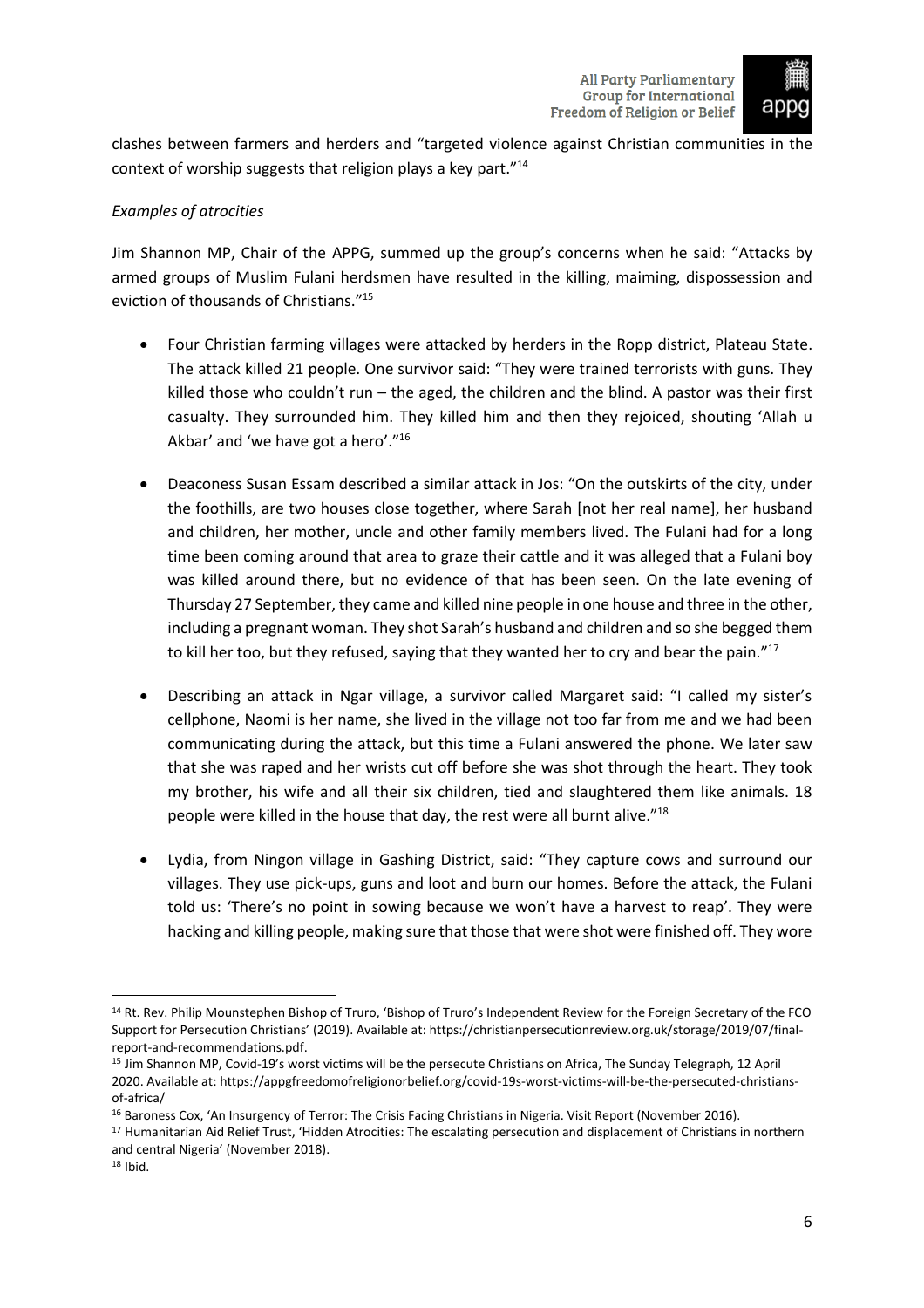clashes between farmers and herders and "targeted violence against Christian communities in the context of worship suggests that religion plays a key part."[14]

*Examples of atrocities*

Jim Shannon MP, Chair of the APPG, summed up the group's concerns when he said: "Attacks by armed groups of Muslim Fulani herdsmen have resulted in the killing, maiming, dispossession and eviction of thousands of Christians."[15]

- Four Christian farming villages were attacked by herders in the Ropp district, Plateau State. The attack killed 21 people. One survivor said: "They were trained terrorists with guns. They killed those who couldn't run – the aged, the children and the blind. A pastor was their first casualty. They surrounded him. They killed him and then they rejoiced, shouting 'Allah u Akbar' and 'we have got a hero'."[16]

- Deaconess Susan Essam described a similar attack in Jos: "On the outskirts of the city, under the foothills, are two houses close together, where Sarah [not her real name], her husband and children, her mother, uncle and other family members lived. The Fulani had for a long time been coming around that area to graze their cattle and it was alleged that a Fulani boy was killed around there, but no evidence of that has been seen. On the late evening of Thursday 27 September, they came and killed nine people in one house and three in the other, including a pregnant woman. They shot Sarah's husband and children and so she begged them to kill her too, but they refused, saying that they wanted her to cry and bear the pain."[17]

- Describing an attack in Ngar village, a survivor called Margaret said: "I called my sister's cellphone, Naomi is her name, she lived in the village not too far from me and we had been communicating during the attack, but this time a Fulani answered the phone. We later saw that she was raped and her wrists cut off before she was shot through the heart. They took my brother, his wife and all their six children, tied and slaughtered them like animals. 18 people were killed in the house that day, the rest were all burnt alive."[18]

- Lydia, from Ningon village in Gashing District, said: "They capture cows and surround our villages. They use pick-ups, guns and loot and burn our homes. Before the attack, the Fulani told us: 'There's no point in sowing because we won't have a harvest to reap'. They were hacking and killing people, making sure that those that were shot were finished off. They wore

---

[14] Rt. Rev. Philip Mounstephen Bishop of Truro, 'Bishop of Truro's Independent Review for the Foreign Secretary of the FCO Support for Persecution Christians' (2019). Available at: https://christianpersecutionreview.org.uk/storage/2019/07/final-report-and-recommendations.pdf.

[15] Jim Shannon MP, Covid-19's worst victims will be the persecute Christians on Africa, The Sunday Telegraph, 12 April 2020. Available at: https://appgfreedomofreligionorbelief.org/covid-19s-worst-victims-will-be-the-persecuted-christians-of-africa/

[16] Baroness Cox, 'An Insurgency of Terror: The Crisis Facing Christians in Nigeria. Visit Report (November 2016).

[17] Humanitarian Aid Relief Trust, 'Hidden Atrocities: The escalating persecution and displacement of Christians in northern and central Nigeria' (November 2018).

[18] Ibid.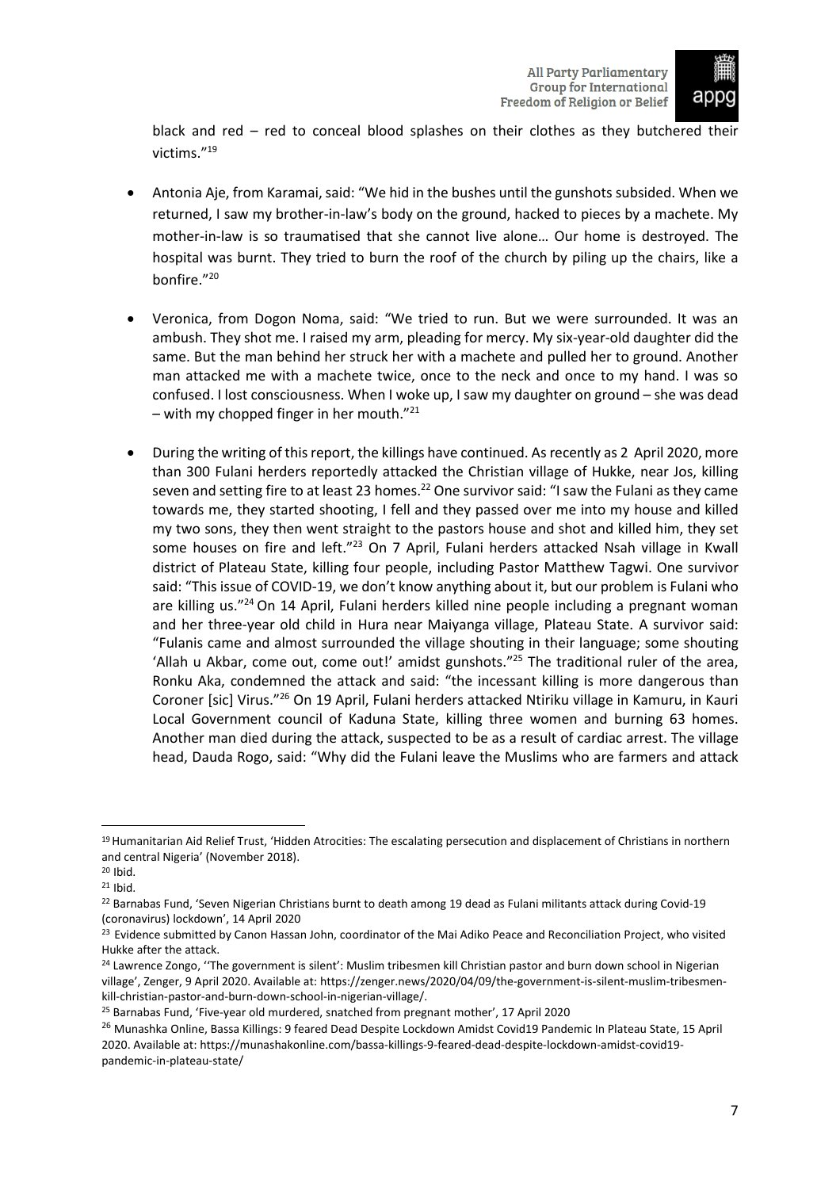black and red – red to conceal blood splashes on their clothes as they butchered their victims."[19]

- Antonia Aje, from Karamai, said: "We hid in the bushes until the gunshots subsided. When we returned, I saw my brother-in-law's body on the ground, hacked to pieces by a machete. My mother-in-law is so traumatised that she cannot live alone… Our home is destroyed. The hospital was burnt. They tried to burn the roof of the church by piling up the chairs, like a bonfire."[20]

- Veronica, from Dogon Noma, said: "We tried to run. But we were surrounded. It was an ambush. They shot me. I raised my arm, pleading for mercy. My six-year-old daughter did the same. But the man behind her struck her with a machete and pulled her to ground. Another man attacked me with a machete twice, once to the neck and once to my hand. I was so confused. I lost consciousness. When I woke up, I saw my daughter on ground – she was dead – with my chopped finger in her mouth."[21]

- During the writing of this report, the killings have continued. As recently as 2 April 2020, more than 300 Fulani herders reportedly attacked the Christian village of Hukke, near Jos, killing seven and setting fire to at least 23 homes.[22] One survivor said: "I saw the Fulani as they came towards me, they started shooting, I fell and they passed over me into my house and killed my two sons, they then went straight to the pastors house and shot and killed him, they set some houses on fire and left."[23] On 7 April, Fulani herders attacked Nsah village in Kwall district of Plateau State, killing four people, including Pastor Matthew Tagwi. One survivor said: "This issue of COVID-19, we don't know anything about it, but our problem is Fulani who are killing us."[24] On 14 April, Fulani herders killed nine people including a pregnant woman and her three-year old child in Hura near Maiyanga village, Plateau State. A survivor said: "Fulanis came and almost surrounded the village shouting in their language; some shouting 'Allah u Akbar, come out, come out!' amidst gunshots."[25] The traditional ruler of the area, Ronku Aka, condemned the attack and said: "the incessant killing is more dangerous than Coroner [sic] Virus."[26] On 19 April, Fulani herders attacked Ntiriku village in Kamuru, in Kauri Local Government council of Kaduna State, killing three women and burning 63 homes. Another man died during the attack, suspected to be as a result of cardiac arrest. The village head, Dauda Rogo, said: "Why did the Fulani leave the Muslims who are farmers and attack

---

[19] Humanitarian Aid Relief Trust, 'Hidden Atrocities: The escalating persecution and displacement of Christians in northern and central Nigeria' (November 2018).

[20] Ibid.

[21] Ibid.

[22] Barnabas Fund, 'Seven Nigerian Christians burnt to death among 19 dead as Fulani militants attack during Covid-19 (coronavirus) lockdown', 14 April 2020

[23] Evidence submitted by Canon Hassan John, coordinator of the Mai Adiko Peace and Reconciliation Project, who visited Hukke after the attack.

[24] Lawrence Zongo, ''The government is silent': Muslim tribesmen kill Christian pastor and burn down school in Nigerian village', Zenger, 9 April 2020. Available at: https://zenger.news/2020/04/09/the-government-is-silent-muslim-tribesmen-kill-christian-pastor-and-burn-down-school-in-nigerian-village/.

[25] Barnabas Fund, 'Five-year old murdered, snatched from pregnant mother', 17 April 2020

[26] Munashka Online, Bassa Killings: 9 feared Dead Despite Lockdown Amidst Covid19 Pandemic In Plateau State, 15 April 2020. Available at: https://munashakonline.com/bassa-killings-9-feared-dead-despite-lockdown-amidst-covid19-pandemic-in-plateau-state/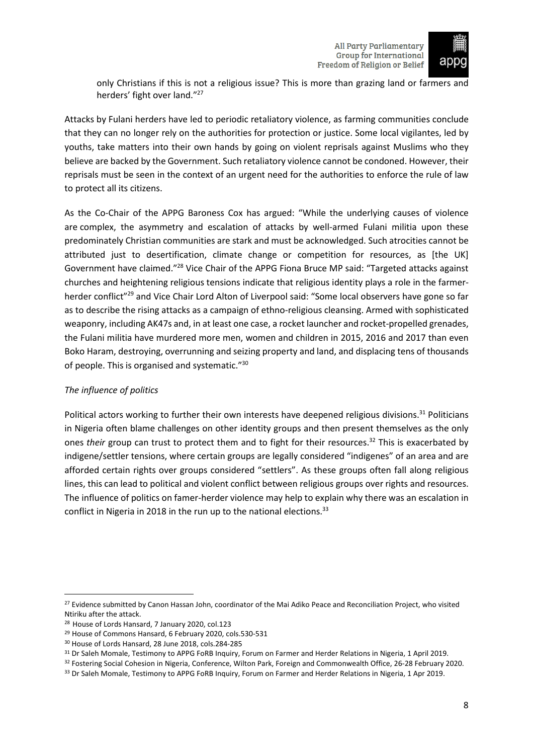only Christians if this is not a religious issue? This is more than grazing land or farmers and herders' fight over land."[27]

Attacks by Fulani herders have led to periodic retaliatory violence, as farming communities conclude that they can no longer rely on the authorities for protection or justice. Some local vigilantes, led by youths, take matters into their own hands by going on violent reprisals against Muslims who they believe are backed by the Government. Such retaliatory violence cannot be condoned. However, their reprisals must be seen in the context of an urgent need for the authorities to enforce the rule of law to protect all its citizens.

As the Co-Chair of the APPG Baroness Cox has argued: "While the underlying causes of violence are complex, the asymmetry and escalation of attacks by well-armed Fulani militia upon these predominately Christian communities are stark and must be acknowledged. Such atrocities cannot be attributed just to desertification, climate change or competition for resources, as [the UK] Government have claimed."[28] Vice Chair of the APPG Fiona Bruce MP said: "Targeted attacks against churches and heightening religious tensions indicate that religious identity plays a role in the farmer-herder conflict"[29] and Vice Chair Lord Alton of Liverpool said: "Some local observers have gone so far as to describe the rising attacks as a campaign of ethno-religious cleansing. Armed with sophisticated weaponry, including AK47s and, in at least one case, a rocket launcher and rocket-propelled grenades, the Fulani militia have murdered more men, women and children in 2015, 2016 and 2017 than even Boko Haram, destroying, overrunning and seizing property and land, and displacing tens of thousands of people. This is organised and systematic."[30]

*The influence of politics*

Political actors working to further their own interests have deepened religious divisions.[31] Politicians in Nigeria often blame challenges on other identity groups and then present themselves as the only ones *their* group can trust to protect them and to fight for their resources.[32] This is exacerbated by indigene/settler tensions, where certain groups are legally considered "indigenes" of an area and are afforded certain rights over groups considered "settlers". As these groups often fall along religious lines, this can lead to political and violent conflict between religious groups over rights and resources. The influence of politics on famer-herder violence may help to explain why there was an escalation in conflict in Nigeria in 2018 in the run up to the national elections.[33]

---

[27] Evidence submitted by Canon Hassan John, coordinator of the Mai Adiko Peace and Reconciliation Project, who visited Ntiriku after the attack.

[28] House of Lords Hansard, 7 January 2020, col.123

[29] House of Commons Hansard, 6 February 2020, cols.530-531

[30] House of Lords Hansard, 28 June 2018, cols.284-285

[31] Dr Saleh Momale, Testimony to APPG FoRB Inquiry, Forum on Farmer and Herder Relations in Nigeria, 1 April 2019.

[32] Fostering Social Cohesion in Nigeria, Conference, Wilton Park, Foreign and Commonwealth Office, 26-28 February 2020.

[33] Dr Saleh Momale, Testimony to APPG FoRB Inquiry, Forum on Farmer and Herder Relations in Nigeria, 1 Apr 2019.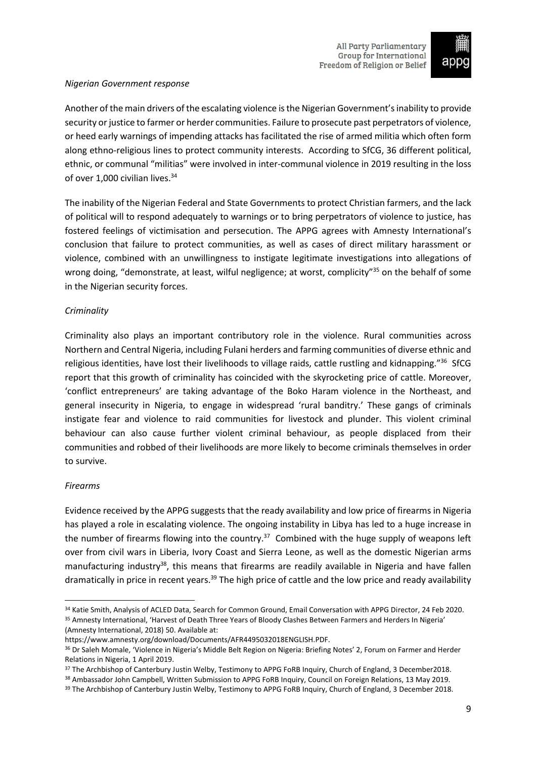*Nigerian Government response*

Another of the main drivers of the escalating violence is the Nigerian Government's inability to provide security or justice to farmer or herder communities. Failure to prosecute past perpetrators of violence, or heed early warnings of impending attacks has facilitated the rise of armed militia which often form along ethno-religious lines to protect community interests. According to SfCG, 36 different political, ethnic, or communal "militias" were involved in inter-communal violence in 2019 resulting in the loss of over 1,000 civilian lives.[34]

The inability of the Nigerian Federal and State Governments to protect Christian farmers, and the lack of political will to respond adequately to warnings or to bring perpetrators of violence to justice, has fostered feelings of victimisation and persecution. The APPG agrees with Amnesty International's conclusion that failure to protect communities, as well as cases of direct military harassment or violence, combined with an unwillingness to instigate legitimate investigations into allegations of wrong doing, "demonstrate, at least, wilful negligence; at worst, complicity"[35] on the behalf of some in the Nigerian security forces.

*Criminality*

Criminality also plays an important contributory role in the violence. Rural communities across Northern and Central Nigeria, including Fulani herders and farming communities of diverse ethnic and religious identities, have lost their livelihoods to village raids, cattle rustling and kidnapping."[36] SfCG report that this growth of criminality has coincided with the skyrocketing price of cattle. Moreover, 'conflict entrepreneurs' are taking advantage of the Boko Haram violence in the Northeast, and general insecurity in Nigeria, to engage in widespread 'rural banditry.' These gangs of criminals instigate fear and violence to raid communities for livestock and plunder. This violent criminal behaviour can also cause further violent criminal behaviour, as people displaced from their communities and robbed of their livelihoods are more likely to become criminals themselves in order to survive.

*Firearms*

Evidence received by the APPG suggests that the ready availability and low price of firearms in Nigeria has played a role in escalating violence. The ongoing instability in Libya has led to a huge increase in the number of firearms flowing into the country.[37] Combined with the huge supply of weapons left over from civil wars in Liberia, Ivory Coast and Sierra Leone, as well as the domestic Nigerian arms manufacturing industry[38], this means that firearms are readily available in Nigeria and have fallen dramatically in price in recent years.[39] The high price of cattle and the low price and ready availability

---

[34] Katie Smith, Analysis of ACLED Data, Search for Common Ground, Email Conversation with APPG Director, 24 Feb 2020.

[35] Amnesty International, 'Harvest of Death Three Years of Bloody Clashes Between Farmers and Herders In Nigeria' (Amnesty International, 2018) 50. Available at: https://www.amnesty.org/download/Documents/AFR4495032018ENGLISH.PDF.

[36] Dr Saleh Momale, 'Violence in Nigeria's Middle Belt Region on Nigeria: Briefing Notes' 2, Forum on Farmer and Herder Relations in Nigeria, 1 April 2019.

[37] The Archbishop of Canterbury Justin Welby, Testimony to APPG FoRB Inquiry, Church of England, 3 December2018.

[38] Ambassador John Campbell, Written Submission to APPG FoRB Inquiry, Council on Foreign Relations, 13 May 2019.

[39] The Archbishop of Canterbury Justin Welby, Testimony to APPG FoRB Inquiry, Church of England, 3 December 2018.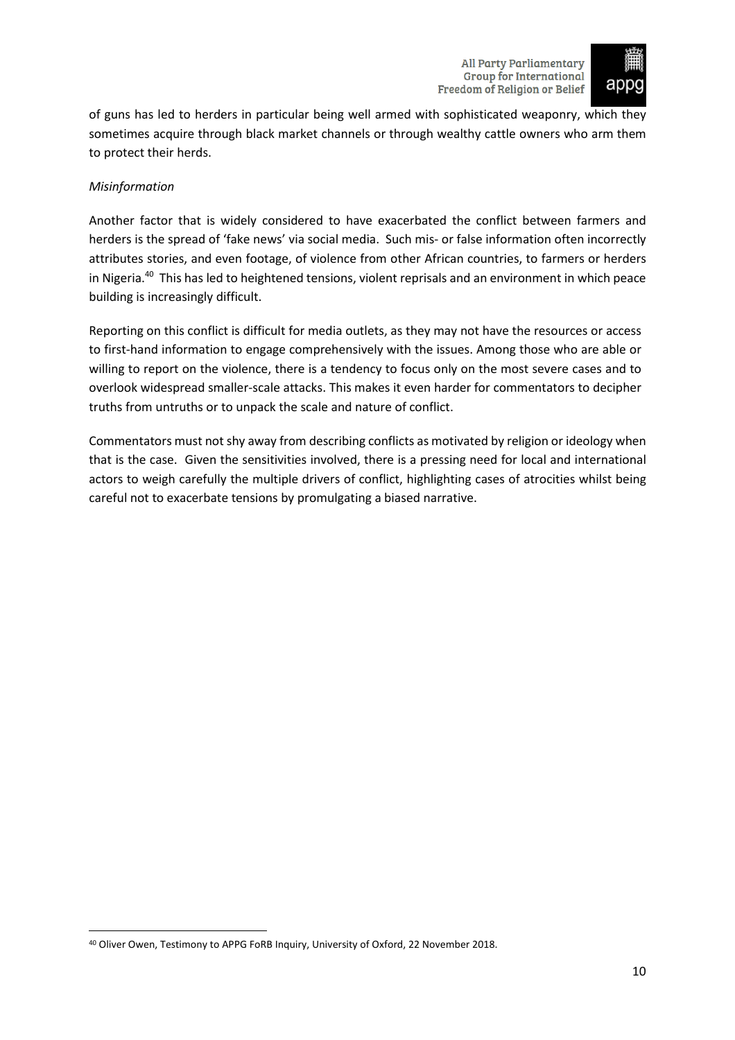of guns has led to herders in particular being well armed with sophisticated weaponry, which they sometimes acquire through black market channels or through wealthy cattle owners who arm them to protect their herds.

*Misinformation*

Another factor that is widely considered to have exacerbated the conflict between farmers and herders is the spread of 'fake news' via social media. Such mis- or false information often incorrectly attributes stories, and even footage, of violence from other African countries, to farmers or herders in Nigeria.[40] This has led to heightened tensions, violent reprisals and an environment in which peace building is increasingly difficult.

Reporting on this conflict is difficult for media outlets, as they may not have the resources or access to first-hand information to engage comprehensively with the issues. Among those who are able or willing to report on the violence, there is a tendency to focus only on the most severe cases and to overlook widespread smaller-scale attacks. This makes it even harder for commentators to decipher truths from untruths or to unpack the scale and nature of conflict.

Commentators must not shy away from describing conflicts as motivated by religion or ideology when that is the case. Given the sensitivities involved, there is a pressing need for local and international actors to weigh carefully the multiple drivers of conflict, highlighting cases of atrocities whilst being careful not to exacerbate tensions by promulgating a biased narrative.

[40] Oliver Owen, Testimony to APPG FoRB Inquiry, University of Oxford, 22 November 2018.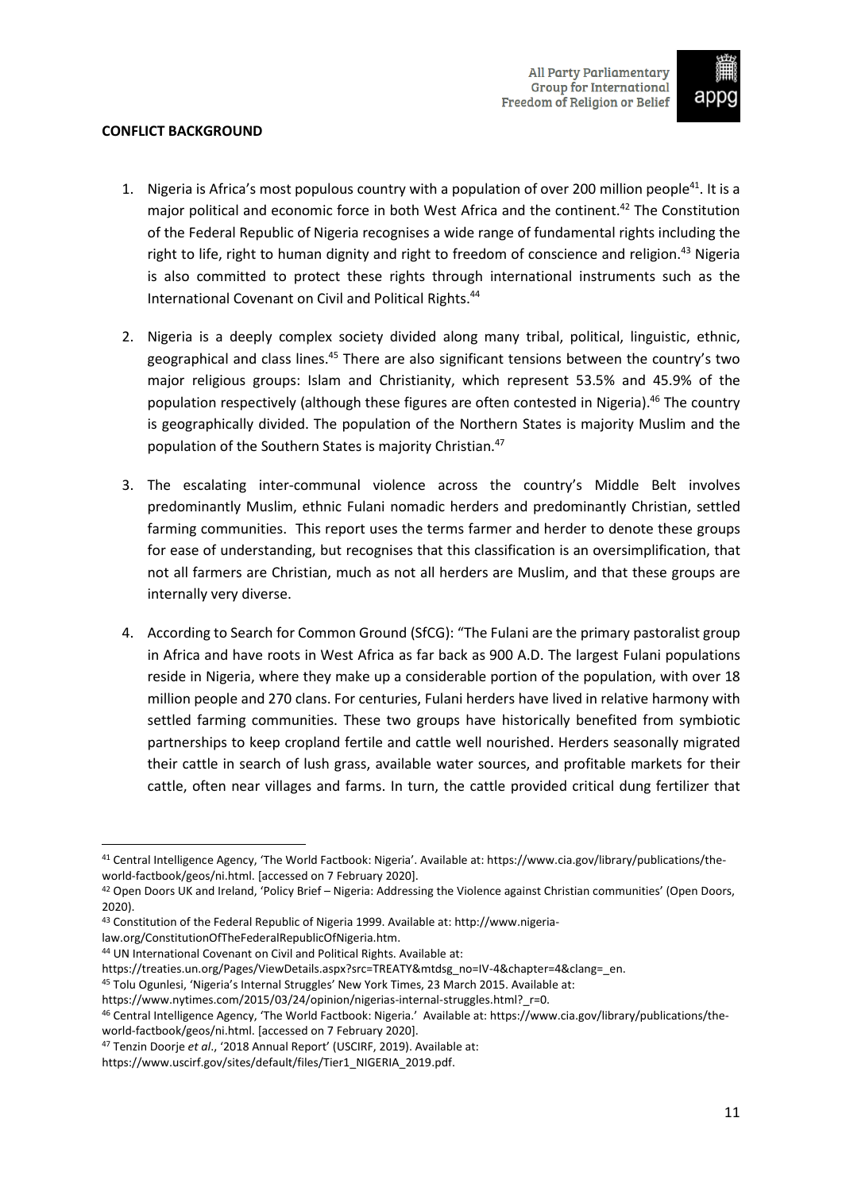**CONFLICT BACKGROUND**

1. Nigeria is Africa's most populous country with a population of over 200 million people[41]. It is a major political and economic force in both West Africa and the continent.[42] The Constitution of the Federal Republic of Nigeria recognises a wide range of fundamental rights including the right to life, right to human dignity and right to freedom of conscience and religion.[43] Nigeria is also committed to protect these rights through international instruments such as the International Covenant on Civil and Political Rights.[44]

2. Nigeria is a deeply complex society divided along many tribal, political, linguistic, ethnic, geographical and class lines.[45] There are also significant tensions between the country's two major religious groups: Islam and Christianity, which represent 53.5% and 45.9% of the population respectively (although these figures are often contested in Nigeria).[46] The country is geographically divided. The population of the Northern States is majority Muslim and the population of the Southern States is majority Christian.[47]

3. The escalating inter-communal violence across the country's Middle Belt involves predominantly Muslim, ethnic Fulani nomadic herders and predominantly Christian, settled farming communities. This report uses the terms farmer and herder to denote these groups for ease of understanding, but recognises that this classification is an oversimplification, that not all farmers are Christian, much as not all herders are Muslim, and that these groups are internally very diverse.

4. According to Search for Common Ground (SfCG): "The Fulani are the primary pastoralist group in Africa and have roots in West Africa as far back as 900 A.D. The largest Fulani populations reside in Nigeria, where they make up a considerable portion of the population, with over 18 million people and 270 clans. For centuries, Fulani herders have lived in relative harmony with settled farming communities. These two groups have historically benefited from symbiotic partnerships to keep cropland fertile and cattle well nourished. Herders seasonally migrated their cattle in search of lush grass, available water sources, and profitable markets for their cattle, often near villages and farms. In turn, the cattle provided critical dung fertilizer that

---

[41] Central Intelligence Agency, 'The World Factbook: Nigeria'. Available at: https://www.cia.gov/library/publications/the-world-factbook/geos/ni.html. [accessed on 7 February 2020].

[42] Open Doors UK and Ireland, 'Policy Brief – Nigeria: Addressing the Violence against Christian communities' (Open Doors, 2020).

[43] Constitution of the Federal Republic of Nigeria 1999. Available at: http://www.nigeria-law.org/ConstitutionOfTheFederalRepublicOfNigeria.htm.

[44] UN International Covenant on Civil and Political Rights. Available at: https://treaties.un.org/Pages/ViewDetails.aspx?src=TREATY&mtdsg_no=IV-4&chapter=4&clang=_en.

[45] Tolu Ogunlesi, 'Nigeria's Internal Struggles' New York Times, 23 March 2015. Available at: https://www.nytimes.com/2015/03/24/opinion/nigerias-internal-struggles.html?_r=0.

[46] Central Intelligence Agency, 'The World Factbook: Nigeria.' Available at: https://www.cia.gov/library/publications/the-world-factbook/geos/ni.html. [accessed on 7 February 2020].

[47] Tenzin Doorje *et al*., '2018 Annual Report' (USCIRF, 2019). Available at: https://www.uscirf.gov/sites/default/files/Tier1_NIGERIA_2019.pdf.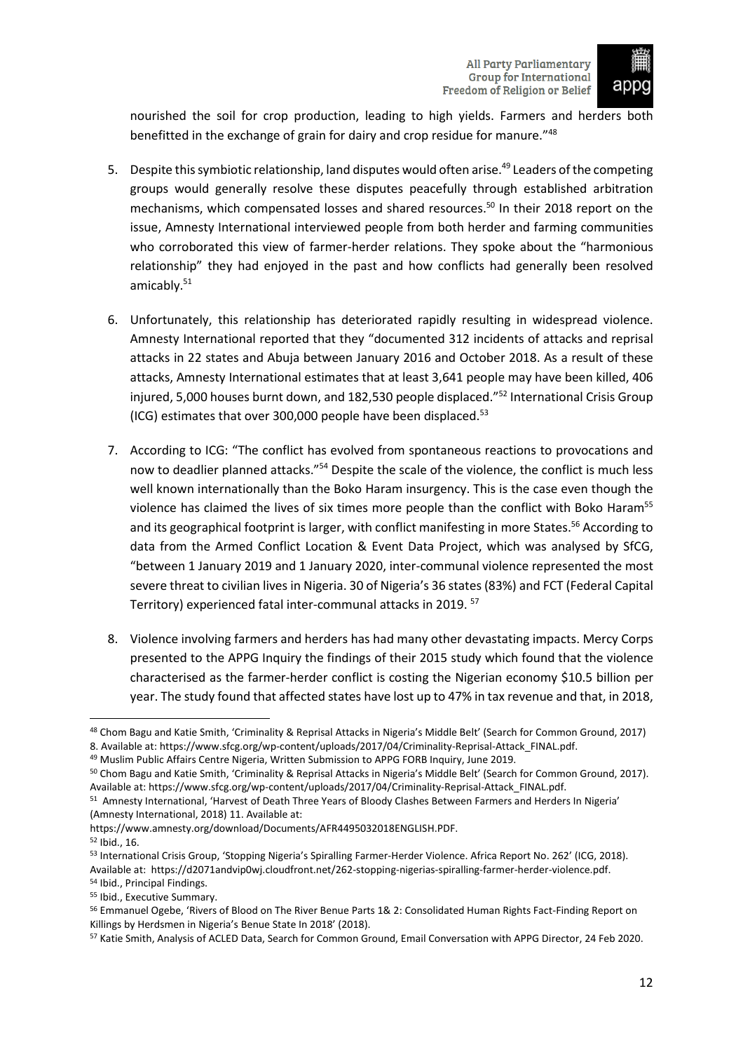nourished the soil for crop production, leading to high yields. Farmers and herders both benefitted in the exchange of grain for dairy and crop residue for manure."[48]

5. Despite this symbiotic relationship, land disputes would often arise.[49] Leaders of the competing groups would generally resolve these disputes peacefully through established arbitration mechanisms, which compensated losses and shared resources.[50] In their 2018 report on the issue, Amnesty International interviewed people from both herder and farming communities who corroborated this view of farmer-herder relations. They spoke about the "harmonious relationship" they had enjoyed in the past and how conflicts had generally been resolved amicably.[51]

6. Unfortunately, this relationship has deteriorated rapidly resulting in widespread violence. Amnesty International reported that they "documented 312 incidents of attacks and reprisal attacks in 22 states and Abuja between January 2016 and October 2018. As a result of these attacks, Amnesty International estimates that at least 3,641 people may have been killed, 406 injured, 5,000 houses burnt down, and 182,530 people displaced."[52] International Crisis Group (ICG) estimates that over 300,000 people have been displaced.[53]

7. According to ICG: "The conflict has evolved from spontaneous reactions to provocations and now to deadlier planned attacks."[54] Despite the scale of the violence, the conflict is much less well known internationally than the Boko Haram insurgency. This is the case even though the violence has claimed the lives of six times more people than the conflict with Boko Haram[55] and its geographical footprint is larger, with conflict manifesting in more States.[56] According to data from the Armed Conflict Location & Event Data Project, which was analysed by SfCG, "between 1 January 2019 and 1 January 2020, inter-communal violence represented the most severe threat to civilian lives in Nigeria. 30 of Nigeria's 36 states (83%) and FCT (Federal Capital Territory) experienced fatal inter-communal attacks in 2019. [57]

8. Violence involving farmers and herders has had many other devastating impacts. Mercy Corps presented to the APPG Inquiry the findings of their 2015 study which found that the violence characterised as the farmer-herder conflict is costing the Nigerian economy \$10.5 billion per year. The study found that affected states have lost up to 47% in tax revenue and that, in 2018,

---

[48] Chom Bagu and Katie Smith, 'Criminality & Reprisal Attacks in Nigeria's Middle Belt' (Search for Common Ground, 2017) 8. Available at: https://www.sfcg.org/wp-content/uploads/2017/04/Criminality-Reprisal-Attack_FINAL.pdf.

[49] Muslim Public Affairs Centre Nigeria, Written Submission to APPG FORB Inquiry, June 2019.

[50] Chom Bagu and Katie Smith, 'Criminality & Reprisal Attacks in Nigeria's Middle Belt' (Search for Common Ground, 2017). Available at: https://www.sfcg.org/wp-content/uploads/2017/04/Criminality-Reprisal-Attack_FINAL.pdf.

[51] Amnesty International, 'Harvest of Death Three Years of Bloody Clashes Between Farmers and Herders In Nigeria' (Amnesty International, 2018) 11. Available at: https://www.amnesty.org/download/Documents/AFR4495032018ENGLISH.PDF.

[52] Ibid., 16.

[53] International Crisis Group, 'Stopping Nigeria's Spiralling Farmer-Herder Violence. Africa Report No. 262' (ICG, 2018). Available at: https://d2071andvip0wj.cloudfront.net/262-stopping-nigerias-spiralling-farmer-herder-violence.pdf.

[54] Ibid., Principal Findings.

[55] Ibid., Executive Summary.

[56] Emmanuel Ogebe, 'Rivers of Blood on The River Benue Parts 1& 2: Consolidated Human Rights Fact-Finding Report on Killings by Herdsmen in Nigeria's Benue State In 2018' (2018).

[57] Katie Smith, Analysis of ACLED Data, Search for Common Ground, Email Conversation with APPG Director, 24 Feb 2020.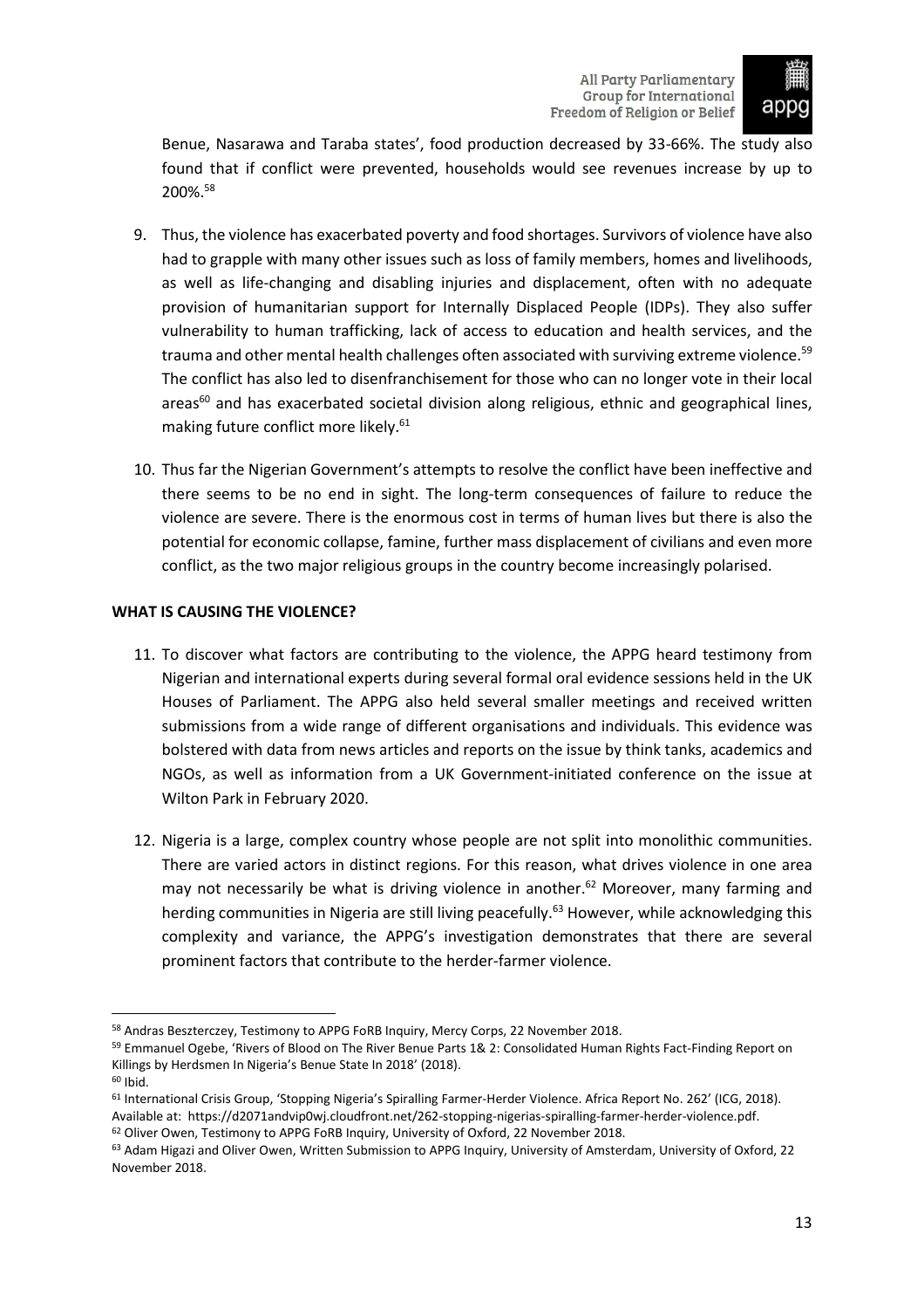Benue, Nasarawa and Taraba states', food production decreased by 33-66%. The study also found that if conflict were prevented, households would see revenues increase by up to 200%.[58]

9. Thus, the violence has exacerbated poverty and food shortages. Survivors of violence have also had to grapple with many other issues such as loss of family members, homes and livelihoods, as well as life-changing and disabling injuries and displacement, often with no adequate provision of humanitarian support for Internally Displaced People (IDPs). They also suffer vulnerability to human trafficking, lack of access to education and health services, and the trauma and other mental health challenges often associated with surviving extreme violence.[59] The conflict has also led to disenfranchisement for those who can no longer vote in their local areas[60] and has exacerbated societal division along religious, ethnic and geographical lines, making future conflict more likely.[61]

10. Thus far the Nigerian Government's attempts to resolve the conflict have been ineffective and there seems to be no end in sight. The long-term consequences of failure to reduce the violence are severe. There is the enormous cost in terms of human lives but there is also the potential for economic collapse, famine, further mass displacement of civilians and even more conflict, as the two major religious groups in the country become increasingly polarised.

**WHAT IS CAUSING THE VIOLENCE?**

11. To discover what factors are contributing to the violence, the APPG heard testimony from Nigerian and international experts during several formal oral evidence sessions held in the UK Houses of Parliament. The APPG also held several smaller meetings and received written submissions from a wide range of different organisations and individuals. This evidence was bolstered with data from news articles and reports on the issue by think tanks, academics and NGOs, as well as information from a UK Government-initiated conference on the issue at Wilton Park in February 2020.

12. Nigeria is a large, complex country whose people are not split into monolithic communities. There are varied actors in distinct regions. For this reason, what drives violence in one area may not necessarily be what is driving violence in another.[62] Moreover, many farming and herding communities in Nigeria are still living peacefully.[63] However, while acknowledging this complexity and variance, the APPG's investigation demonstrates that there are several prominent factors that contribute to the herder-farmer violence.

---

[58] Andras Beszterczey, Testimony to APPG FoRB Inquiry, Mercy Corps, 22 November 2018.
[59] Emmanuel Ogebe, 'Rivers of Blood on The River Benue Parts 1& 2: Consolidated Human Rights Fact-Finding Report on Killings by Herdsmen In Nigeria's Benue State In 2018' (2018).
[60] Ibid.
[61] International Crisis Group, 'Stopping Nigeria's Spiralling Farmer-Herder Violence. Africa Report No. 262' (ICG, 2018). Available at: https://d2071andvip0wj.cloudfront.net/262-stopping-nigerias-spiralling-farmer-herder-violence.pdf.
[62] Oliver Owen, Testimony to APPG FoRB Inquiry, University of Oxford, 22 November 2018.
[63] Adam Higazi and Oliver Owen, Written Submission to APPG Inquiry, University of Amsterdam, University of Oxford, 22 November 2018.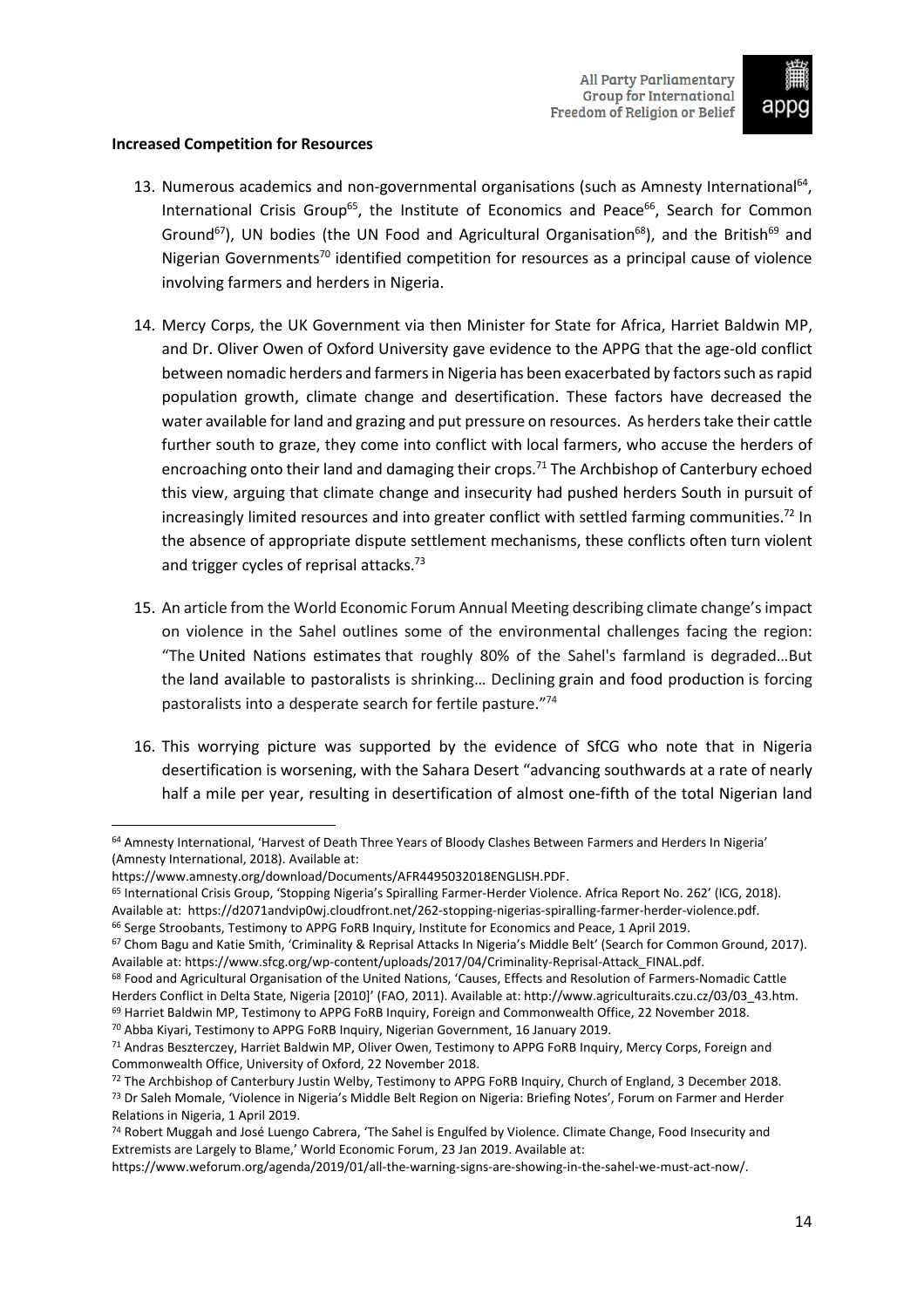**Increased Competition for Resources**

13. Numerous academics and non-governmental organisations (such as Amnesty International[64], International Crisis Group[65], the Institute of Economics and Peace[66], Search for Common Ground[67]), UN bodies (the UN Food and Agricultural Organisation[68]), and the British[69] and Nigerian Governments[70] identified competition for resources as a principal cause of violence involving farmers and herders in Nigeria.

14. Mercy Corps, the UK Government via then Minister for State for Africa, Harriet Baldwin MP, and Dr. Oliver Owen of Oxford University gave evidence to the APPG that the age-old conflict between nomadic herders and farmers in Nigeria has been exacerbated by factors such as rapid population growth, climate change and desertification. These factors have decreased the water available for land and grazing and put pressure on resources. As herders take their cattle further south to graze, they come into conflict with local farmers, who accuse the herders of encroaching onto their land and damaging their crops.[71] The Archbishop of Canterbury echoed this view, arguing that climate change and insecurity had pushed herders South in pursuit of increasingly limited resources and into greater conflict with settled farming communities.[72] In the absence of appropriate dispute settlement mechanisms, these conflicts often turn violent and trigger cycles of reprisal attacks.[73]

15. An article from the World Economic Forum Annual Meeting describing climate change's impact on violence in the Sahel outlines some of the environmental challenges facing the region: "The United Nations estimates that roughly 80% of the Sahel's farmland is degraded…But the land available to pastoralists is shrinking… Declining grain and food production is forcing pastoralists into a desperate search for fertile pasture."[74]

16. This worrying picture was supported by the evidence of SfCG who note that in Nigeria desertification is worsening, with the Sahara Desert "advancing southwards at a rate of nearly half a mile per year, resulting in desertification of almost one-fifth of the total Nigerian land

---

[64] Amnesty International, 'Harvest of Death Three Years of Bloody Clashes Between Farmers and Herders In Nigeria' (Amnesty International, 2018). Available at: https://www.amnesty.org/download/Documents/AFR4495032018ENGLISH.PDF.

[65] International Crisis Group, 'Stopping Nigeria's Spiralling Farmer-Herder Violence. Africa Report No. 262' (ICG, 2018). Available at: https://d2071andvip0wj.cloudfront.net/262-stopping-nigerias-spiralling-farmer-herder-violence.pdf.

[66] Serge Stroobants, Testimony to APPG FoRB Inquiry, Institute for Economics and Peace, 1 April 2019.

[67] Chom Bagu and Katie Smith, 'Criminality & Reprisal Attacks In Nigeria's Middle Belt' (Search for Common Ground, 2017). Available at: https://www.sfcg.org/wp-content/uploads/2017/04/Criminality-Reprisal-Attack_FINAL.pdf.

[68] Food and Agricultural Organisation of the United Nations, 'Causes, Effects and Resolution of Farmers-Nomadic Cattle Herders Conflict in Delta State, Nigeria [2010]' (FAO, 2011). Available at: http://www.agriculturaits.czu.cz/03/03_43.htm.

[69] Harriet Baldwin MP, Testimony to APPG FoRB Inquiry, Foreign and Commonwealth Office, 22 November 2018.

[70] Abba Kiyari, Testimony to APPG FoRB Inquiry, Nigerian Government, 16 January 2019.

[71] Andras Beszterczey, Harriet Baldwin MP, Oliver Owen, Testimony to APPG FoRB Inquiry, Mercy Corps, Foreign and Commonwealth Office, University of Oxford, 22 November 2018.

[72] The Archbishop of Canterbury Justin Welby, Testimony to APPG FoRB Inquiry, Church of England, 3 December 2018.

[73] Dr Saleh Momale, 'Violence in Nigeria's Middle Belt Region on Nigeria: Briefing Notes', Forum on Farmer and Herder Relations in Nigeria, 1 April 2019.

[74] Robert Muggah and José Luengo Cabrera, 'The Sahel is Engulfed by Violence. Climate Change, Food Insecurity and Extremists are Largely to Blame,' World Economic Forum, 23 Jan 2019. Available at: https://www.weforum.org/agenda/2019/01/all-the-warning-signs-are-showing-in-the-sahel-we-must-act-now/.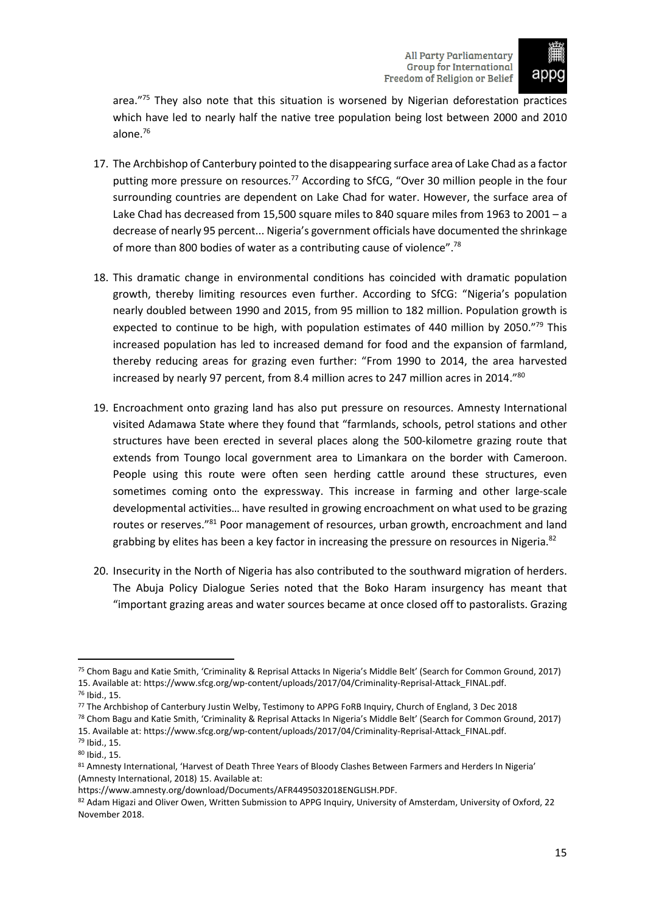area."[75] They also note that this situation is worsened by Nigerian deforestation practices which have led to nearly half the native tree population being lost between 2000 and 2010 alone.[76]

17. The Archbishop of Canterbury pointed to the disappearing surface area of Lake Chad as a factor putting more pressure on resources.[77] According to SfCG, "Over 30 million people in the four surrounding countries are dependent on Lake Chad for water. However, the surface area of Lake Chad has decreased from 15,500 square miles to 840 square miles from 1963 to 2001 – a decrease of nearly 95 percent... Nigeria's government officials have documented the shrinkage of more than 800 bodies of water as a contributing cause of violence".[78]

18. This dramatic change in environmental conditions has coincided with dramatic population growth, thereby limiting resources even further. According to SfCG: "Nigeria's population nearly doubled between 1990 and 2015, from 95 million to 182 million. Population growth is expected to continue to be high, with population estimates of 440 million by 2050."[79] This increased population has led to increased demand for food and the expansion of farmland, thereby reducing areas for grazing even further: "From 1990 to 2014, the area harvested increased by nearly 97 percent, from 8.4 million acres to 247 million acres in 2014."[80]

19. Encroachment onto grazing land has also put pressure on resources. Amnesty International visited Adamawa State where they found that "farmlands, schools, petrol stations and other structures have been erected in several places along the 500-kilometre grazing route that extends from Toungo local government area to Limankara on the border with Cameroon. People using this route were often seen herding cattle around these structures, even sometimes coming onto the expressway. This increase in farming and other large-scale developmental activities… have resulted in growing encroachment on what used to be grazing routes or reserves."[81] Poor management of resources, urban growth, encroachment and land grabbing by elites has been a key factor in increasing the pressure on resources in Nigeria.[82]

20. Insecurity in the North of Nigeria has also contributed to the southward migration of herders. The Abuja Policy Dialogue Series noted that the Boko Haram insurgency has meant that "important grazing areas and water sources became at once closed off to pastoralists. Grazing

---

[75] Chom Bagu and Katie Smith, 'Criminality & Reprisal Attacks In Nigeria's Middle Belt' (Search for Common Ground, 2017) 15. Available at: https://www.sfcg.org/wp-content/uploads/2017/04/Criminality-Reprisal-Attack_FINAL.pdf.

[76] Ibid., 15.

[77] The Archbishop of Canterbury Justin Welby, Testimony to APPG FoRB Inquiry, Church of England, 3 Dec 2018

[78] Chom Bagu and Katie Smith, 'Criminality & Reprisal Attacks In Nigeria's Middle Belt' (Search for Common Ground, 2017) 15. Available at: https://www.sfcg.org/wp-content/uploads/2017/04/Criminality-Reprisal-Attack_FINAL.pdf.

[79] Ibid., 15.

[80] Ibid., 15.

[81] Amnesty International, 'Harvest of Death Three Years of Bloody Clashes Between Farmers and Herders In Nigeria' (Amnesty International, 2018) 15. Available at: https://www.amnesty.org/download/Documents/AFR4495032018ENGLISH.PDF.

[82] Adam Higazi and Oliver Owen, Written Submission to APPG Inquiry, University of Amsterdam, University of Oxford, 22 November 2018.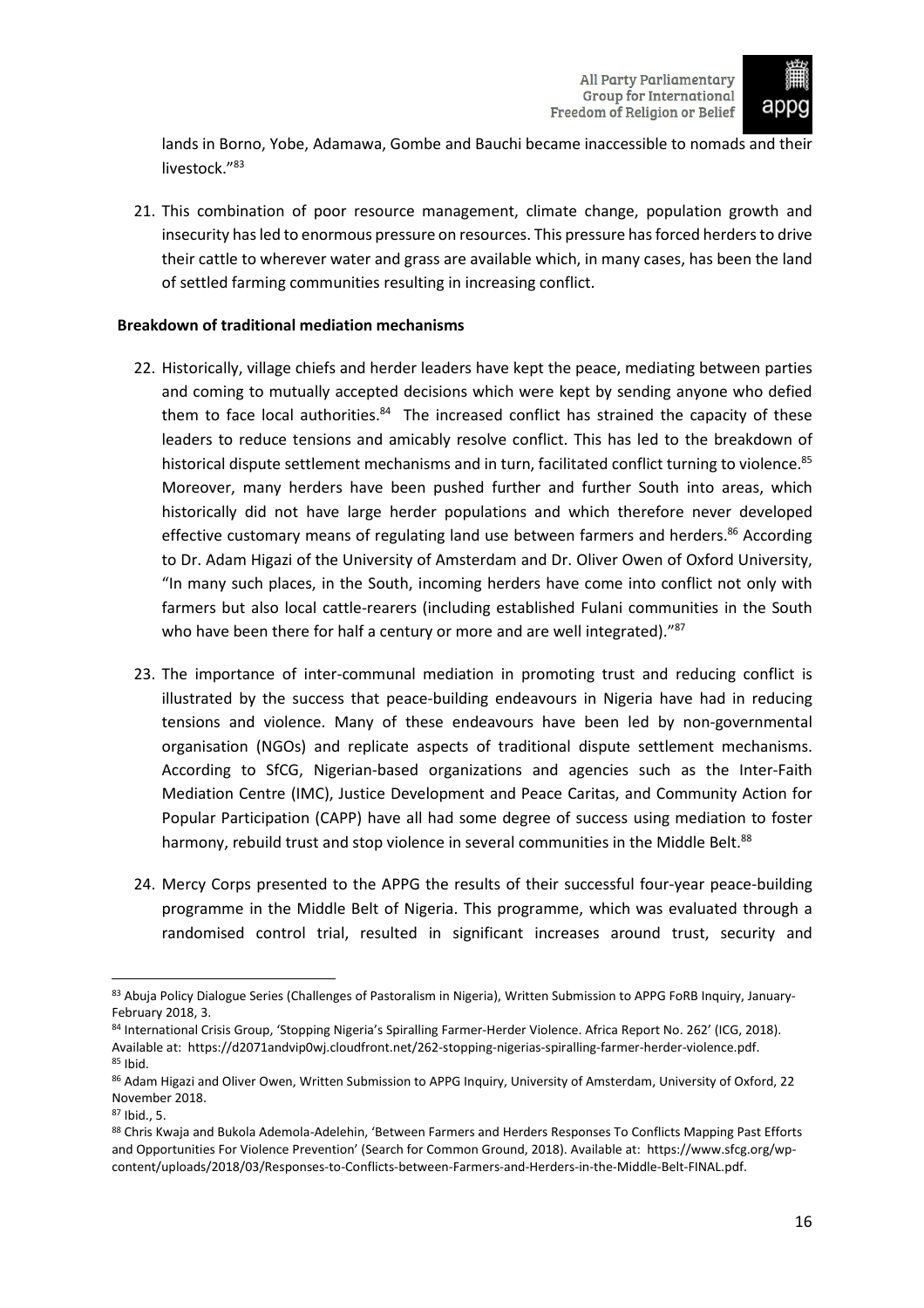lands in Borno, Yobe, Adamawa, Gombe and Bauchi became inaccessible to nomads and their livestock."[83]

21. This combination of poor resource management, climate change, population growth and insecurity has led to enormous pressure on resources. This pressure has forced herders to drive their cattle to wherever water and grass are available which, in many cases, has been the land of settled farming communities resulting in increasing conflict.

**Breakdown of traditional mediation mechanisms**

22. Historically, village chiefs and herder leaders have kept the peace, mediating between parties and coming to mutually accepted decisions which were kept by sending anyone who defied them to face local authorities.[84] The increased conflict has strained the capacity of these leaders to reduce tensions and amicably resolve conflict. This has led to the breakdown of historical dispute settlement mechanisms and in turn, facilitated conflict turning to violence.[85] Moreover, many herders have been pushed further and further South into areas, which historically did not have large herder populations and which therefore never developed effective customary means of regulating land use between farmers and herders.[86] According to Dr. Adam Higazi of the University of Amsterdam and Dr. Oliver Owen of Oxford University, "In many such places, in the South, incoming herders have come into conflict not only with farmers but also local cattle-rearers (including established Fulani communities in the South who have been there for half a century or more and are well integrated)."[87]

23. The importance of inter-communal mediation in promoting trust and reducing conflict is illustrated by the success that peace-building endeavours in Nigeria have had in reducing tensions and violence. Many of these endeavours have been led by non-governmental organisation (NGOs) and replicate aspects of traditional dispute settlement mechanisms. According to SfCG, Nigerian-based organizations and agencies such as the Inter-Faith Mediation Centre (IMC), Justice Development and Peace Caritas, and Community Action for Popular Participation (CAPP) have all had some degree of success using mediation to foster harmony, rebuild trust and stop violence in several communities in the Middle Belt.[88]

24. Mercy Corps presented to the APPG the results of their successful four-year peace-building programme in the Middle Belt of Nigeria. This programme, which was evaluated through a randomised control trial, resulted in significant increases around trust, security and

---

[83] Abuja Policy Dialogue Series (Challenges of Pastoralism in Nigeria), Written Submission to APPG FoRB Inquiry, January-February 2018, 3.

[84] International Crisis Group, 'Stopping Nigeria's Spiralling Farmer-Herder Violence. Africa Report No. 262' (ICG, 2018). Available at: https://d2071andvip0wj.cloudfront.net/262-stopping-nigerias-spiralling-farmer-herder-violence.pdf.

[85] Ibid.

[86] Adam Higazi and Oliver Owen, Written Submission to APPG Inquiry, University of Amsterdam, University of Oxford, 22 November 2018.

[87] Ibid., 5.

[88] Chris Kwaja and Bukola Ademola-Adelehin, 'Between Farmers and Herders Responses To Conflicts Mapping Past Efforts and Opportunities For Violence Prevention' (Search for Common Ground, 2018). Available at: https://www.sfcg.org/wp-content/uploads/2018/03/Responses-to-Conflicts-between-Farmers-and-Herders-in-the-Middle-Belt-FINAL.pdf.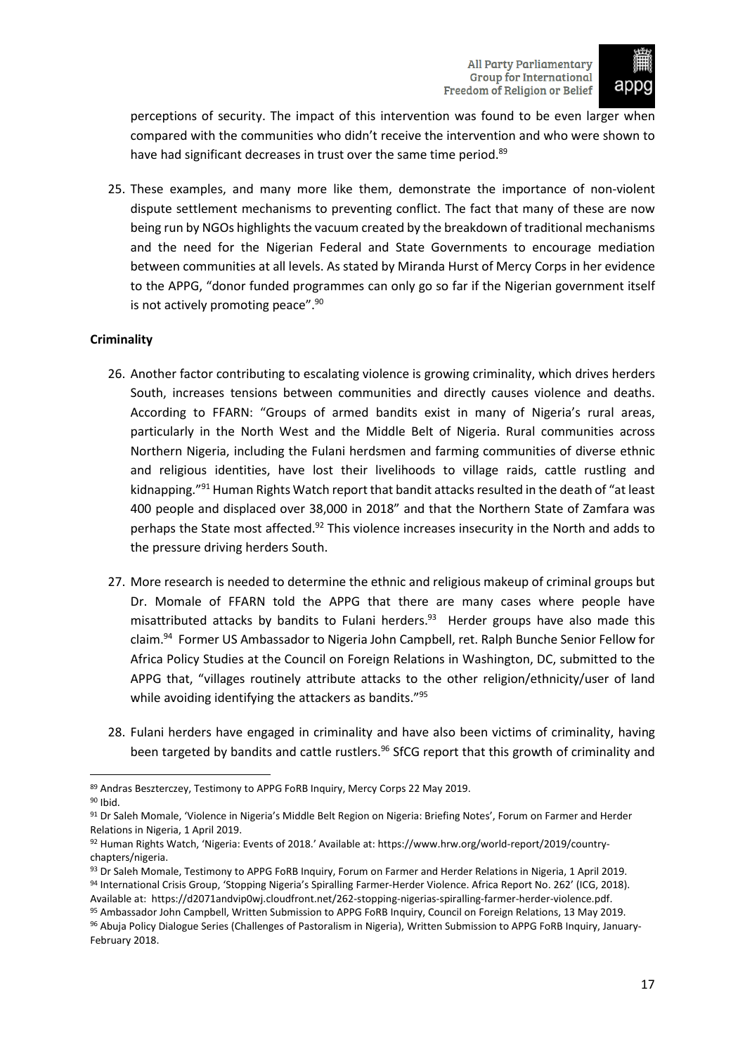perceptions of security. The impact of this intervention was found to be even larger when compared with the communities who didn't receive the intervention and who were shown to have had significant decreases in trust over the same time period.[89]

25. These examples, and many more like them, demonstrate the importance of non-violent dispute settlement mechanisms to preventing conflict. The fact that many of these are now being run by NGOs highlights the vacuum created by the breakdown of traditional mechanisms and the need for the Nigerian Federal and State Governments to encourage mediation between communities at all levels. As stated by Miranda Hurst of Mercy Corps in her evidence to the APPG, "donor funded programmes can only go so far if the Nigerian government itself is not actively promoting peace".[90]

**Criminality**

26. Another factor contributing to escalating violence is growing criminality, which drives herders South, increases tensions between communities and directly causes violence and deaths. According to FFARN: "Groups of armed bandits exist in many of Nigeria's rural areas, particularly in the North West and the Middle Belt of Nigeria. Rural communities across Northern Nigeria, including the Fulani herdsmen and farming communities of diverse ethnic and religious identities, have lost their livelihoods to village raids, cattle rustling and kidnapping."[91] Human Rights Watch report that bandit attacks resulted in the death of "at least 400 people and displaced over 38,000 in 2018" and that the Northern State of Zamfara was perhaps the State most affected.[92] This violence increases insecurity in the North and adds to the pressure driving herders South.

27. More research is needed to determine the ethnic and religious makeup of criminal groups but Dr. Momale of FFARN told the APPG that there are many cases where people have misattributed attacks by bandits to Fulani herders.[93] Herder groups have also made this claim.[94] Former US Ambassador to Nigeria John Campbell, ret. Ralph Bunche Senior Fellow for Africa Policy Studies at the Council on Foreign Relations in Washington, DC, submitted to the APPG that, "villages routinely attribute attacks to the other religion/ethnicity/user of land while avoiding identifying the attackers as bandits."[95]

28. Fulani herders have engaged in criminality and have also been victims of criminality, having been targeted by bandits and cattle rustlers.[96] SfCG report that this growth of criminality and

---

[89] Andras Beszterczey, Testimony to APPG FoRB Inquiry, Mercy Corps 22 May 2019.
[90] Ibid.
[91] Dr Saleh Momale, 'Violence in Nigeria's Middle Belt Region on Nigeria: Briefing Notes', Forum on Farmer and Herder Relations in Nigeria, 1 April 2019.
[92] Human Rights Watch, 'Nigeria: Events of 2018.' Available at: https://www.hrw.org/world-report/2019/country-chapters/nigeria.
[93] Dr Saleh Momale, Testimony to APPG FoRB Inquiry, Forum on Farmer and Herder Relations in Nigeria, 1 April 2019.
[94] International Crisis Group, 'Stopping Nigeria's Spiralling Farmer-Herder Violence. Africa Report No. 262' (ICG, 2018). Available at: https://d2071andvip0wj.cloudfront.net/262-stopping-nigerias-spiralling-farmer-herder-violence.pdf.
[95] Ambassador John Campbell, Written Submission to APPG FoRB Inquiry, Council on Foreign Relations, 13 May 2019.
[96] Abuja Policy Dialogue Series (Challenges of Pastoralism in Nigeria), Written Submission to APPG FoRB Inquiry, January-February 2018.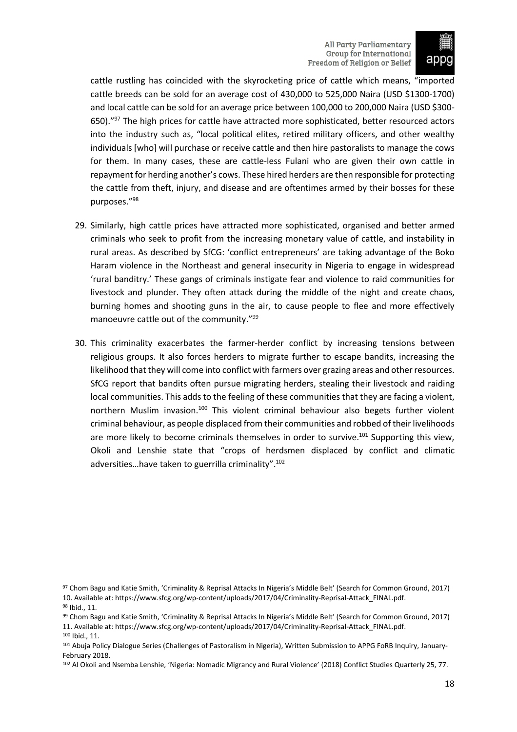cattle rustling has coincided with the skyrocketing price of cattle which means, "imported cattle breeds can be sold for an average cost of 430,000 to 525,000 Naira (USD $1300-1700) and local cattle can be sold for an average price between 100,000 to 200,000 Naira (USD $300-650)."[97] The high prices for cattle have attracted more sophisticated, better resourced actors into the industry such as, "local political elites, retired military officers, and other wealthy individuals [who] will purchase or receive cattle and then hire pastoralists to manage the cows for them. In many cases, these are cattle-less Fulani who are given their own cattle in repayment for herding another's cows. These hired herders are then responsible for protecting the cattle from theft, injury, and disease and are oftentimes armed by their bosses for these purposes."[98]

29. Similarly, high cattle prices have attracted more sophisticated, organised and better armed criminals who seek to profit from the increasing monetary value of cattle, and instability in rural areas. As described by SfCG: 'conflict entrepreneurs' are taking advantage of the Boko Haram violence in the Northeast and general insecurity in Nigeria to engage in widespread 'rural banditry.' These gangs of criminals instigate fear and violence to raid communities for livestock and plunder. They often attack during the middle of the night and create chaos, burning homes and shooting guns in the air, to cause people to flee and more effectively manoeuvre cattle out of the community."[99]

30. This criminality exacerbates the farmer-herder conflict by increasing tensions between religious groups. It also forces herders to migrate further to escape bandits, increasing the likelihood that they will come into conflict with farmers over grazing areas and other resources. SfCG report that bandits often pursue migrating herders, stealing their livestock and raiding local communities. This adds to the feeling of these communities that they are facing a violent, northern Muslim invasion.[100] This violent criminal behaviour also begets further violent criminal behaviour, as people displaced from their communities and robbed of their livelihoods are more likely to become criminals themselves in order to survive.[101] Supporting this view, Okoli and Lenshie state that "crops of herdsmen displaced by conflict and climatic adversities…have taken to guerrilla criminality".[102]

---

[97] Chom Bagu and Katie Smith, 'Criminality & Reprisal Attacks In Nigeria's Middle Belt' (Search for Common Ground, 2017) 10. Available at: https://www.sfcg.org/wp-content/uploads/2017/04/Criminality-Reprisal-Attack_FINAL.pdf.

[98] Ibid., 11.

[99] Chom Bagu and Katie Smith, 'Criminality & Reprisal Attacks In Nigeria's Middle Belt' (Search for Common Ground, 2017) 11. Available at: https://www.sfcg.org/wp-content/uploads/2017/04/Criminality-Reprisal-Attack_FINAL.pdf.

[100] Ibid., 11.

[101] Abuja Policy Dialogue Series (Challenges of Pastoralism in Nigeria), Written Submission to APPG FoRB Inquiry, January-February 2018.

[102] Al Okoli and Nsemba Lenshie, 'Nigeria: Nomadic Migrancy and Rural Violence' (2018) Conflict Studies Quarterly 25, 77.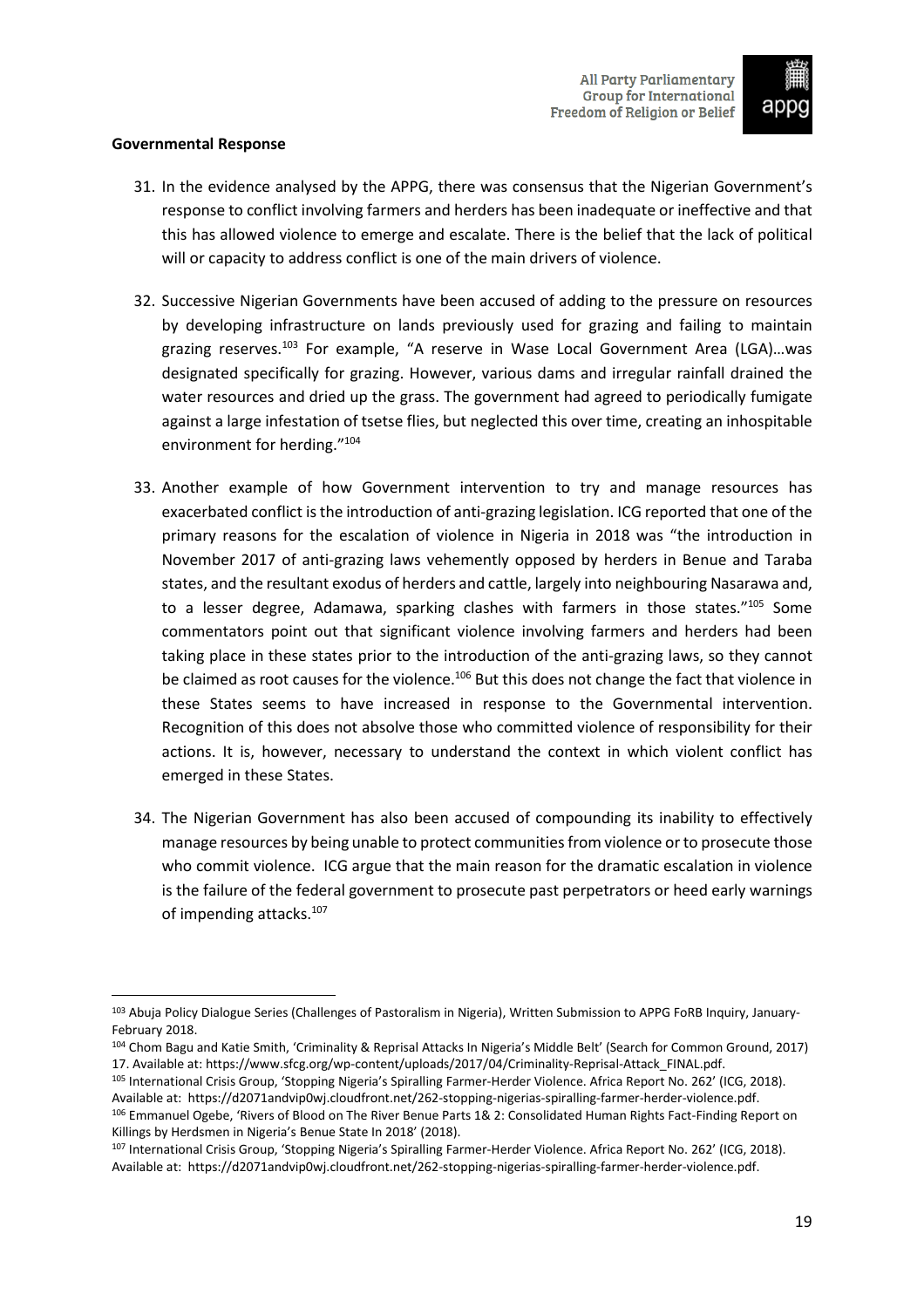**Governmental Response**

31. In the evidence analysed by the APPG, there was consensus that the Nigerian Government's response to conflict involving farmers and herders has been inadequate or ineffective and that this has allowed violence to emerge and escalate. There is the belief that the lack of political will or capacity to address conflict is one of the main drivers of violence.

32. Successive Nigerian Governments have been accused of adding to the pressure on resources by developing infrastructure on lands previously used for grazing and failing to maintain grazing reserves.[103] For example, "A reserve in Wase Local Government Area (LGA)…was designated specifically for grazing. However, various dams and irregular rainfall drained the water resources and dried up the grass. The government had agreed to periodically fumigate against a large infestation of tsetse flies, but neglected this over time, creating an inhospitable environment for herding."[104]

33. Another example of how Government intervention to try and manage resources has exacerbated conflict is the introduction of anti-grazing legislation. ICG reported that one of the primary reasons for the escalation of violence in Nigeria in 2018 was "the introduction in November 2017 of anti-grazing laws vehemently opposed by herders in Benue and Taraba states, and the resultant exodus of herders and cattle, largely into neighbouring Nasarawa and, to a lesser degree, Adamawa, sparking clashes with farmers in those states."[105] Some commentators point out that significant violence involving farmers and herders had been taking place in these states prior to the introduction of the anti-grazing laws, so they cannot be claimed as root causes for the violence.[106] But this does not change the fact that violence in these States seems to have increased in response to the Governmental intervention. Recognition of this does not absolve those who committed violence of responsibility for their actions. It is, however, necessary to understand the context in which violent conflict has emerged in these States.

34. The Nigerian Government has also been accused of compounding its inability to effectively manage resources by being unable to protect communities from violence or to prosecute those who commit violence. ICG argue that the main reason for the dramatic escalation in violence is the failure of the federal government to prosecute past perpetrators or heed early warnings of impending attacks.[107]

---

[103] Abuja Policy Dialogue Series (Challenges of Pastoralism in Nigeria), Written Submission to APPG FoRB Inquiry, January-February 2018.

[104] Chom Bagu and Katie Smith, 'Criminality & Reprisal Attacks In Nigeria's Middle Belt' (Search for Common Ground, 2017) 17. Available at: https://www.sfcg.org/wp-content/uploads/2017/04/Criminality-Reprisal-Attack_FINAL.pdf.

[105] International Crisis Group, 'Stopping Nigeria's Spiralling Farmer-Herder Violence. Africa Report No. 262' (ICG, 2018). Available at: https://d2071andvip0wj.cloudfront.net/262-stopping-nigerias-spiralling-farmer-herder-violence.pdf.

[106] Emmanuel Ogebe, 'Rivers of Blood on The River Benue Parts 1& 2: Consolidated Human Rights Fact-Finding Report on Killings by Herdsmen in Nigeria's Benue State In 2018' (2018).

[107] International Crisis Group, 'Stopping Nigeria's Spiralling Farmer-Herder Violence. Africa Report No. 262' (ICG, 2018). Available at: https://d2071andvip0wj.cloudfront.net/262-stopping-nigerias-spiralling-farmer-herder-violence.pdf.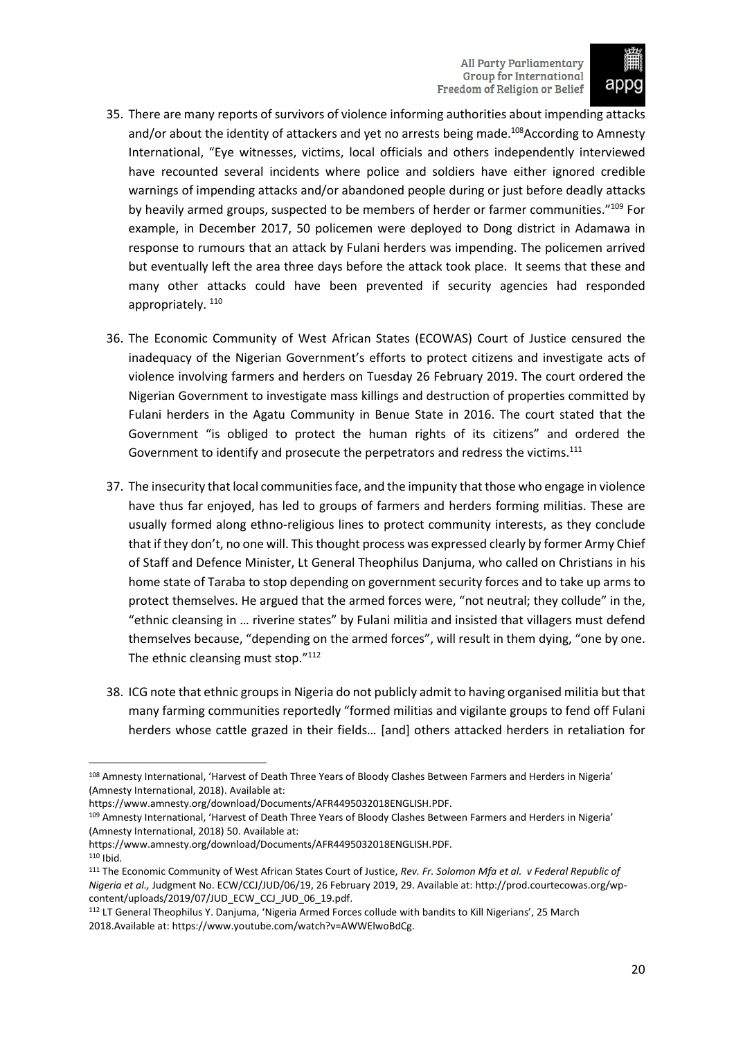35. There are many reports of survivors of violence informing authorities about impending attacks and/or about the identity of attackers and yet no arrests being made.[108] According to Amnesty International, "Eye witnesses, victims, local officials and others independently interviewed have recounted several incidents where police and soldiers have either ignored credible warnings of impending attacks and/or abandoned people during or just before deadly attacks by heavily armed groups, suspected to be members of herder or farmer communities."[109] For example, in December 2017, 50 policemen were deployed to Dong district in Adamawa in response to rumours that an attack by Fulani herders was impending. The policemen arrived but eventually left the area three days before the attack took place. It seems that these and many other attacks could have been prevented if security agencies had responded appropriately. [110]

36. The Economic Community of West African States (ECOWAS) Court of Justice censured the inadequacy of the Nigerian Government's efforts to protect citizens and investigate acts of violence involving farmers and herders on Tuesday 26 February 2019. The court ordered the Nigerian Government to investigate mass killings and destruction of properties committed by Fulani herders in the Agatu Community in Benue State in 2016. The court stated that the Government "is obliged to protect the human rights of its citizens" and ordered the Government to identify and prosecute the perpetrators and redress the victims.[111]

37. The insecurity that local communities face, and the impunity that those who engage in violence have thus far enjoyed, has led to groups of farmers and herders forming militias. These are usually formed along ethno-religious lines to protect community interests, as they conclude that if they don't, no one will. This thought process was expressed clearly by former Army Chief of Staff and Defence Minister, Lt General Theophilus Danjuma, who called on Christians in his home state of Taraba to stop depending on government security forces and to take up arms to protect themselves. He argued that the armed forces were, "not neutral; they collude" in the, "ethnic cleansing in … riverine states" by Fulani militia and insisted that villagers must defend themselves because, "depending on the armed forces", will result in them dying, "one by one. The ethnic cleansing must stop."[112]

38. ICG note that ethnic groups in Nigeria do not publicly admit to having organised militia but that many farming communities reportedly "formed militias and vigilante groups to fend off Fulani herders whose cattle grazed in their fields… [and] others attacked herders in retaliation for

---

[108] Amnesty International, 'Harvest of Death Three Years of Bloody Clashes Between Farmers and Herders in Nigeria' (Amnesty International, 2018). Available at: https://www.amnesty.org/download/Documents/AFR4495032018ENGLISH.PDF.

[109] Amnesty International, 'Harvest of Death Three Years of Bloody Clashes Between Farmers and Herders in Nigeria' (Amnesty International, 2018) 50. Available at: https://www.amnesty.org/download/Documents/AFR4495032018ENGLISH.PDF.

[110] Ibid.

[111] The Economic Community of West African States Court of Justice, *Rev. Fr. Solomon Mfa et al. v Federal Republic of Nigeria et al.,* Judgment No. ECW/CCJ/JUD/06/19, 26 February 2019, 29. Available at: http://prod.courtecowas.org/wp-content/uploads/2019/07/JUD_ECW_CCJ_JUD_06_19.pdf.

[112] LT General Theophilus Y. Danjuma, 'Nigeria Armed Forces collude with bandits to Kill Nigerians', 25 March 2018.Available at: https://www.youtube.com/watch?v=AWWElwoBdCg.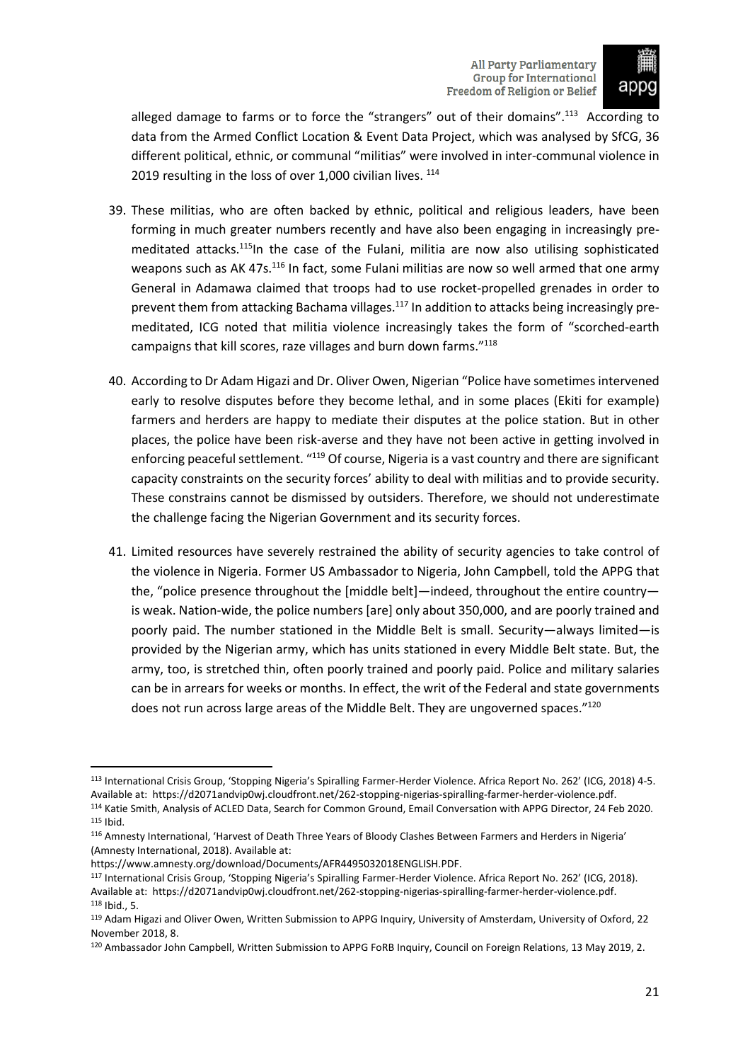alleged damage to farms or to force the "strangers" out of their domains".[113] According to data from the Armed Conflict Location & Event Data Project, which was analysed by SfCG, 36 different political, ethnic, or communal "militias" were involved in inter-communal violence in 2019 resulting in the loss of over 1,000 civilian lives. [114]

39. These militias, who are often backed by ethnic, political and religious leaders, have been forming in much greater numbers recently and have also been engaging in increasingly pre-meditated attacks.[115]In the case of the Fulani, militia are now also utilising sophisticated weapons such as AK 47s.[116] In fact, some Fulani militias are now so well armed that one army General in Adamawa claimed that troops had to use rocket-propelled grenades in order to prevent them from attacking Bachama villages.[117] In addition to attacks being increasingly pre-meditated, ICG noted that militia violence increasingly takes the form of "scorched-earth campaigns that kill scores, raze villages and burn down farms."[118]

40. According to Dr Adam Higazi and Dr. Oliver Owen, Nigerian "Police have sometimes intervened early to resolve disputes before they become lethal, and in some places (Ekiti for example) farmers and herders are happy to mediate their disputes at the police station. But in other places, the police have been risk-averse and they have not been active in getting involved in enforcing peaceful settlement. "[119] Of course, Nigeria is a vast country and there are significant capacity constraints on the security forces' ability to deal with militias and to provide security. These constrains cannot be dismissed by outsiders. Therefore, we should not underestimate the challenge facing the Nigerian Government and its security forces.

41. Limited resources have severely restrained the ability of security agencies to take control of the violence in Nigeria. Former US Ambassador to Nigeria, John Campbell, told the APPG that the, "police presence throughout the [middle belt]—indeed, throughout the entire country—is weak. Nation-wide, the police numbers [are] only about 350,000, and are poorly trained and poorly paid. The number stationed in the Middle Belt is small. Security—always limited—is provided by the Nigerian army, which has units stationed in every Middle Belt state. But, the army, too, is stretched thin, often poorly trained and poorly paid. Police and military salaries can be in arrears for weeks or months. In effect, the writ of the Federal and state governments does not run across large areas of the Middle Belt. They are ungoverned spaces."[120]

---

[113] International Crisis Group, 'Stopping Nigeria's Spiralling Farmer-Herder Violence. Africa Report No. 262' (ICG, 2018) 4-5. Available at: https://d2071andvip0wj.cloudfront.net/262-stopping-nigerias-spiralling-farmer-herder-violence.pdf.

[114] Katie Smith, Analysis of ACLED Data, Search for Common Ground, Email Conversation with APPG Director, 24 Feb 2020.

[115] Ibid.

[116] Amnesty International, 'Harvest of Death Three Years of Bloody Clashes Between Farmers and Herders in Nigeria' (Amnesty International, 2018). Available at: https://www.amnesty.org/download/Documents/AFR4495032018ENGLISH.PDF.

[117] International Crisis Group, 'Stopping Nigeria's Spiralling Farmer-Herder Violence. Africa Report No. 262' (ICG, 2018). Available at: https://d2071andvip0wj.cloudfront.net/262-stopping-nigerias-spiralling-farmer-herder-violence.pdf.

[118] Ibid., 5.

[119] Adam Higazi and Oliver Owen, Written Submission to APPG Inquiry, University of Amsterdam, University of Oxford, 22 November 2018, 8.

[120] Ambassador John Campbell, Written Submission to APPG FoRB Inquiry, Council on Foreign Relations, 13 May 2019, 2.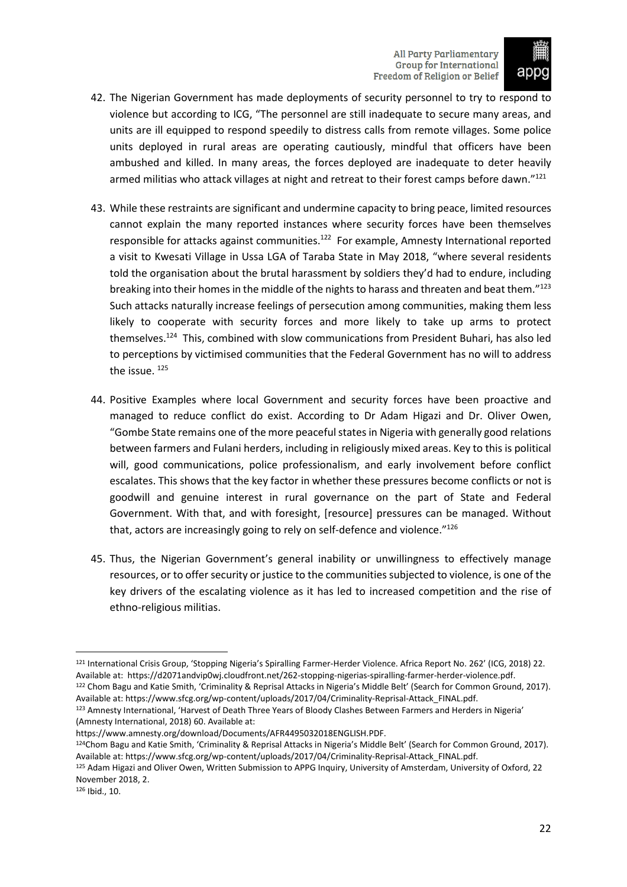42. The Nigerian Government has made deployments of security personnel to try to respond to violence but according to ICG, "The personnel are still inadequate to secure many areas, and units are ill equipped to respond speedily to distress calls from remote villages. Some police units deployed in rural areas are operating cautiously, mindful that officers have been ambushed and killed. In many areas, the forces deployed are inadequate to deter heavily armed militias who attack villages at night and retreat to their forest camps before dawn."[121]

43. While these restraints are significant and undermine capacity to bring peace, limited resources cannot explain the many reported instances where security forces have been themselves responsible for attacks against communities.[122] For example, Amnesty International reported a visit to Kwesati Village in Ussa LGA of Taraba State in May 2018, "where several residents told the organisation about the brutal harassment by soldiers they'd had to endure, including breaking into their homes in the middle of the nights to harass and threaten and beat them."[123] Such attacks naturally increase feelings of persecution among communities, making them less likely to cooperate with security forces and more likely to take up arms to protect themselves.[124] This, combined with slow communications from President Buhari, has also led to perceptions by victimised communities that the Federal Government has no will to address the issue. [125]

44. Positive Examples where local Government and security forces have been proactive and managed to reduce conflict do exist. According to Dr Adam Higazi and Dr. Oliver Owen, "Gombe State remains one of the more peaceful states in Nigeria with generally good relations between farmers and Fulani herders, including in religiously mixed areas. Key to this is political will, good communications, police professionalism, and early involvement before conflict escalates. This shows that the key factor in whether these pressures become conflicts or not is goodwill and genuine interest in rural governance on the part of State and Federal Government. With that, and with foresight, [resource] pressures can be managed. Without that, actors are increasingly going to rely on self-defence and violence."[126]

45. Thus, the Nigerian Government's general inability or unwillingness to effectively manage resources, or to offer security or justice to the communities subjected to violence, is one of the key drivers of the escalating violence as it has led to increased competition and the rise of ethno-religious militias.

---

[121] International Crisis Group, 'Stopping Nigeria's Spiralling Farmer-Herder Violence. Africa Report No. 262' (ICG, 2018) 22. Available at: https://d2071andvip0wj.cloudfront.net/262-stopping-nigerias-spiralling-farmer-herder-violence.pdf.

[122] Chom Bagu and Katie Smith, 'Criminality & Reprisal Attacks in Nigeria's Middle Belt' (Search for Common Ground, 2017). Available at: https://www.sfcg.org/wp-content/uploads/2017/04/Criminality-Reprisal-Attack_FINAL.pdf.

[123] Amnesty International, 'Harvest of Death Three Years of Bloody Clashes Between Farmers and Herders in Nigeria' (Amnesty International, 2018) 60. Available at: https://www.amnesty.org/download/Documents/AFR4495032018ENGLISH.PDF.

[124] Chom Bagu and Katie Smith, 'Criminality & Reprisal Attacks in Nigeria's Middle Belt' (Search for Common Ground, 2017). Available at: https://www.sfcg.org/wp-content/uploads/2017/04/Criminality-Reprisal-Attack_FINAL.pdf.

[125] Adam Higazi and Oliver Owen, Written Submission to APPG Inquiry, University of Amsterdam, University of Oxford, 22 November 2018, 2.

[126] Ibid., 10.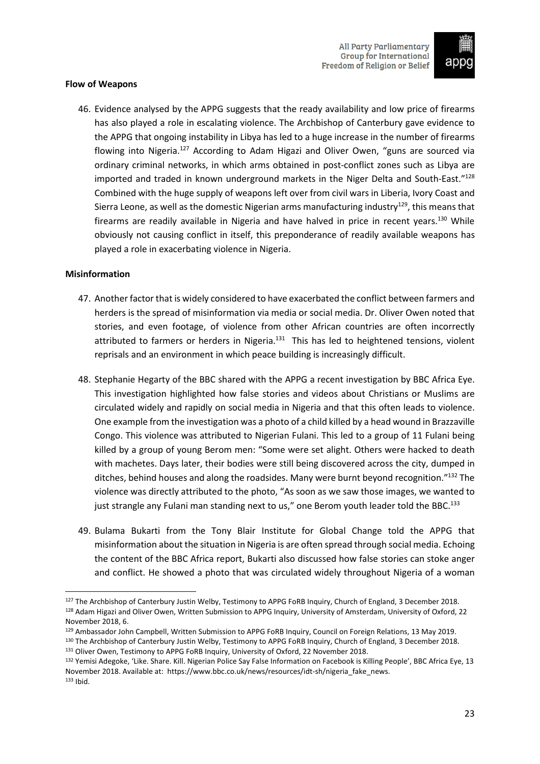#### Flow of Weapons

46. Evidence analysed by the APPG suggests that the ready availability and low price of firearms has also played a role in escalating violence. The Archbishop of Canterbury gave evidence to the APPG that ongoing instability in Libya has led to a huge increase in the number of firearms flowing into Nigeria.[127] According to Adam Higazi and Oliver Owen, "guns are sourced via ordinary criminal networks, in which arms obtained in post-conflict zones such as Libya are imported and traded in known underground markets in the Niger Delta and South-East."[128] Combined with the huge supply of weapons left over from civil wars in Liberia, Ivory Coast and Sierra Leone, as well as the domestic Nigerian arms manufacturing industry[129], this means that firearms are readily available in Nigeria and have halved in price in recent years.[130] While obviously not causing conflict in itself, this preponderance of readily available weapons has played a role in exacerbating violence in Nigeria.

#### Misinformation

47. Another factor that is widely considered to have exacerbated the conflict between farmers and herders is the spread of misinformation via media or social media. Dr. Oliver Owen noted that stories, and even footage, of violence from other African countries are often incorrectly attributed to farmers or herders in Nigeria.[131] This has led to heightened tensions, violent reprisals and an environment in which peace building is increasingly difficult.

48. Stephanie Hegarty of the BBC shared with the APPG a recent investigation by BBC Africa Eye. This investigation highlighted how false stories and videos about Christians or Muslims are circulated widely and rapidly on social media in Nigeria and that this often leads to violence. One example from the investigation was a photo of a child killed by a head wound in Brazzaville Congo. This violence was attributed to Nigerian Fulani. This led to a group of 11 Fulani being killed by a group of young Berom men: "Some were set alight. Others were hacked to death with machetes. Days later, their bodies were still being discovered across the city, dumped in ditches, behind houses and along the roadsides. Many were burnt beyond recognition."[132] The violence was directly attributed to the photo, "As soon as we saw those images, we wanted to just strangle any Fulani man standing next to us," one Berom youth leader told the BBC.[133]

49. Bulama Bukarti from the Tony Blair Institute for Global Change told the APPG that misinformation about the situation in Nigeria is are often spread through social media. Echoing the content of the BBC Africa report, Bukarti also discussed how false stories can stoke anger and conflict. He showed a photo that was circulated widely throughout Nigeria of a woman

---

[127] The Archbishop of Canterbury Justin Welby, Testimony to APPG FoRB Inquiry, Church of England, 3 December 2018.

[128] Adam Higazi and Oliver Owen, Written Submission to APPG Inquiry, University of Amsterdam, University of Oxford, 22 November 2018, 6.

[129] Ambassador John Campbell, Written Submission to APPG FoRB Inquiry, Council on Foreign Relations, 13 May 2019.

[130] The Archbishop of Canterbury Justin Welby, Testimony to APPG FoRB Inquiry, Church of England, 3 December 2018.

[131] Oliver Owen, Testimony to APPG FoRB Inquiry, University of Oxford, 22 November 2018.

[132] Yemisi Adegoke, 'Like. Share. Kill. Nigerian Police Say False Information on Facebook is Killing People', BBC Africa Eye, 13 November 2018. Available at: https://www.bbc.co.uk/news/resources/idt-sh/nigeria_fake_news.

[133] Ibid.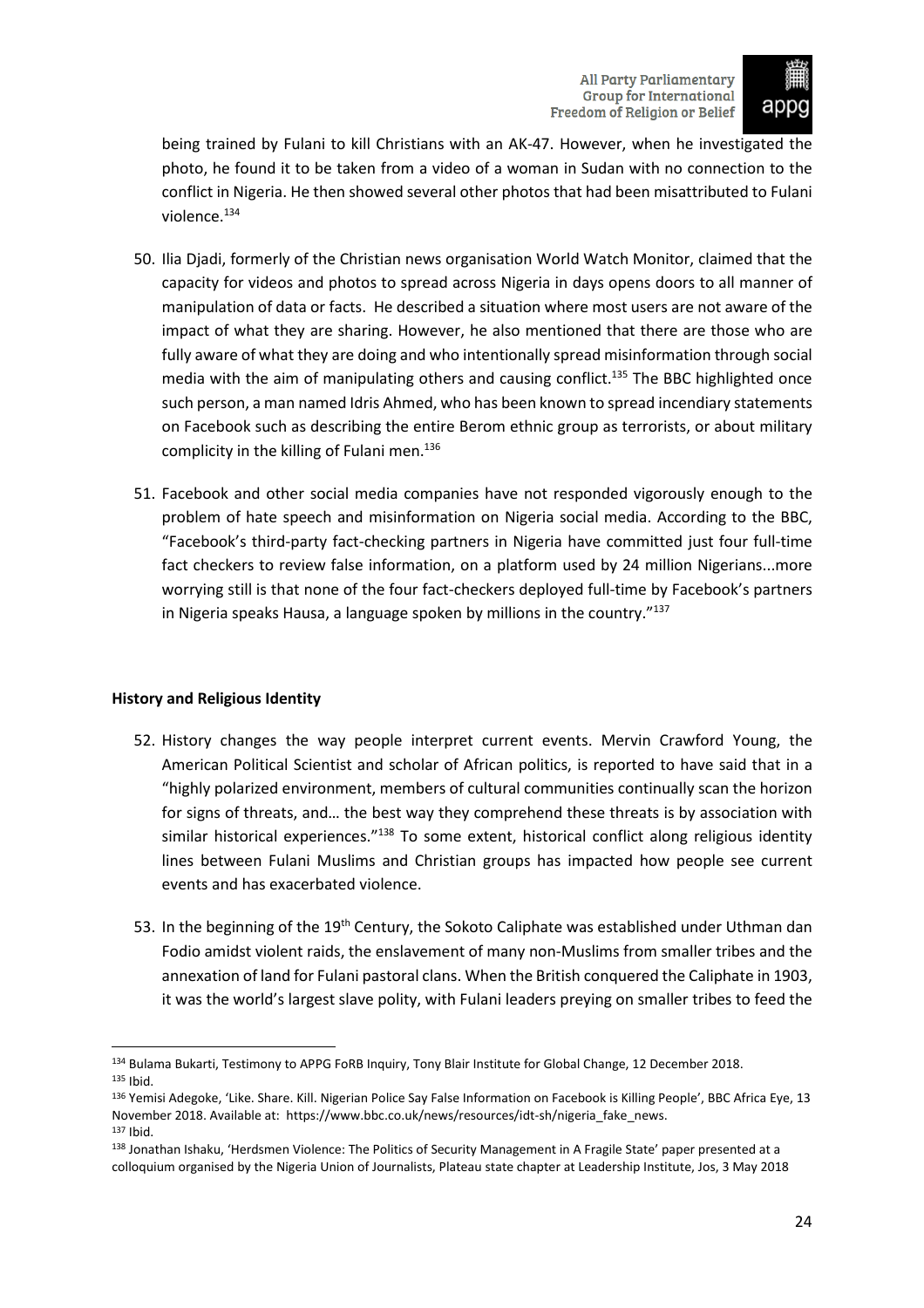being trained by Fulani to kill Christians with an AK-47. However, when he investigated the photo, he found it to be taken from a video of a woman in Sudan with no connection to the conflict in Nigeria. He then showed several other photos that had been misattributed to Fulani violence.[134]

50. Ilia Djadi, formerly of the Christian news organisation World Watch Monitor, claimed that the capacity for videos and photos to spread across Nigeria in days opens doors to all manner of manipulation of data or facts. He described a situation where most users are not aware of the impact of what they are sharing. However, he also mentioned that there are those who are fully aware of what they are doing and who intentionally spread misinformation through social media with the aim of manipulating others and causing conflict.[135] The BBC highlighted once such person, a man named Idris Ahmed, who has been known to spread incendiary statements on Facebook such as describing the entire Berom ethnic group as terrorists, or about military complicity in the killing of Fulani men.[136]

51. Facebook and other social media companies have not responded vigorously enough to the problem of hate speech and misinformation on Nigeria social media. According to the BBC, "Facebook's third-party fact-checking partners in Nigeria have committed just four full-time fact checkers to review false information, on a platform used by 24 million Nigerians...more worrying still is that none of the four fact-checkers deployed full-time by Facebook's partners in Nigeria speaks Hausa, a language spoken by millions in the country."[137]

**History and Religious Identity**

52. History changes the way people interpret current events. Mervin Crawford Young, the American Political Scientist and scholar of African politics, is reported to have said that in a "highly polarized environment, members of cultural communities continually scan the horizon for signs of threats, and… the best way they comprehend these threats is by association with similar historical experiences."[138] To some extent, historical conflict along religious identity lines between Fulani Muslims and Christian groups has impacted how people see current events and has exacerbated violence.

53. In the beginning of the 19th Century, the Sokoto Caliphate was established under Uthman dan Fodio amidst violent raids, the enslavement of many non-Muslims from smaller tribes and the annexation of land for Fulani pastoral clans. When the British conquered the Caliphate in 1903, it was the world's largest slave polity, with Fulani leaders preying on smaller tribes to feed the

---

[134] Bulama Bukarti, Testimony to APPG FoRB Inquiry, Tony Blair Institute for Global Change, 12 December 2018.

[135] Ibid.

[136] Yemisi Adegoke, 'Like. Share. Kill. Nigerian Police Say False Information on Facebook is Killing People', BBC Africa Eye, 13 November 2018. Available at: https://www.bbc.co.uk/news/resources/idt-sh/nigeria_fake_news.

[137] Ibid.

[138] Jonathan Ishaku, 'Herdsmen Violence: The Politics of Security Management in A Fragile State' paper presented at a colloquium organised by the Nigeria Union of Journalists, Plateau state chapter at Leadership Institute, Jos, 3 May 2018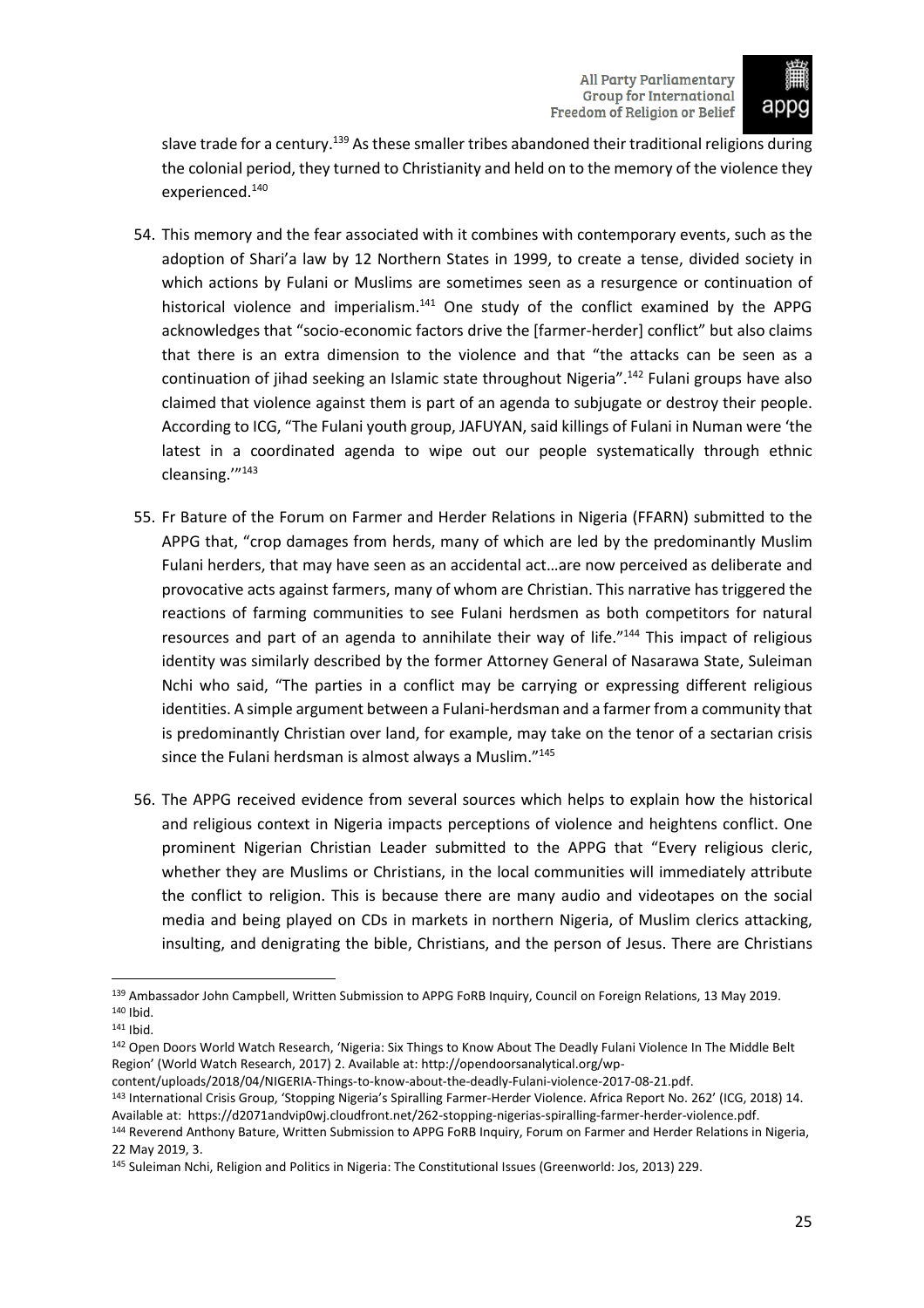slave trade for a century.[139] As these smaller tribes abandoned their traditional religions during the colonial period, they turned to Christianity and held on to the memory of the violence they experienced.[140]

54. This memory and the fear associated with it combines with contemporary events, such as the adoption of Shari'a law by 12 Northern States in 1999, to create a tense, divided society in which actions by Fulani or Muslims are sometimes seen as a resurgence or continuation of historical violence and imperialism.[141] One study of the conflict examined by the APPG acknowledges that "socio-economic factors drive the [farmer-herder] conflict" but also claims that there is an extra dimension to the violence and that "the attacks can be seen as a continuation of jihad seeking an Islamic state throughout Nigeria".[142] Fulani groups have also claimed that violence against them is part of an agenda to subjugate or destroy their people. According to ICG, "The Fulani youth group, JAFUYAN, said killings of Fulani in Numan were 'the latest in a coordinated agenda to wipe out our people systematically through ethnic cleansing.'"[143]

55. Fr Bature of the Forum on Farmer and Herder Relations in Nigeria (FFARN) submitted to the APPG that, "crop damages from herds, many of which are led by the predominantly Muslim Fulani herders, that may have seen as an accidental act…are now perceived as deliberate and provocative acts against farmers, many of whom are Christian. This narrative has triggered the reactions of farming communities to see Fulani herdsmen as both competitors for natural resources and part of an agenda to annihilate their way of life."[144] This impact of religious identity was similarly described by the former Attorney General of Nasarawa State, Suleiman Nchi who said, "The parties in a conflict may be carrying or expressing different religious identities. A simple argument between a Fulani-herdsman and a farmer from a community that is predominantly Christian over land, for example, may take on the tenor of a sectarian crisis since the Fulani herdsman is almost always a Muslim."[145]

56. The APPG received evidence from several sources which helps to explain how the historical and religious context in Nigeria impacts perceptions of violence and heightens conflict. One prominent Nigerian Christian Leader submitted to the APPG that "Every religious cleric, whether they are Muslims or Christians, in the local communities will immediately attribute the conflict to religion. This is because there are many audio and videotapes on the social media and being played on CDs in markets in northern Nigeria, of Muslim clerics attacking, insulting, and denigrating the bible, Christians, and the person of Jesus. There are Christians

---

[139] Ambassador John Campbell, Written Submission to APPG FoRB Inquiry, Council on Foreign Relations, 13 May 2019.

[140] Ibid.

[141] Ibid.

[142] Open Doors World Watch Research, 'Nigeria: Six Things to Know About The Deadly Fulani Violence In The Middle Belt Region' (World Watch Research, 2017) 2. Available at: http://opendoorsanalytical.org/wp-content/uploads/2018/04/NIGERIA-Things-to-know-about-the-deadly-Fulani-violence-2017-08-21.pdf.

[143] International Crisis Group, 'Stopping Nigeria's Spiralling Farmer-Herder Violence. Africa Report No. 262' (ICG, 2018) 14. Available at: https://d2071andvip0wj.cloudfront.net/262-stopping-nigerias-spiralling-farmer-herder-violence.pdf.

[144] Reverend Anthony Bature, Written Submission to APPG FoRB Inquiry, Forum on Farmer and Herder Relations in Nigeria, 22 May 2019, 3.

[145] Suleiman Nchi, Religion and Politics in Nigeria: The Constitutional Issues (Greenworld: Jos, 2013) 229.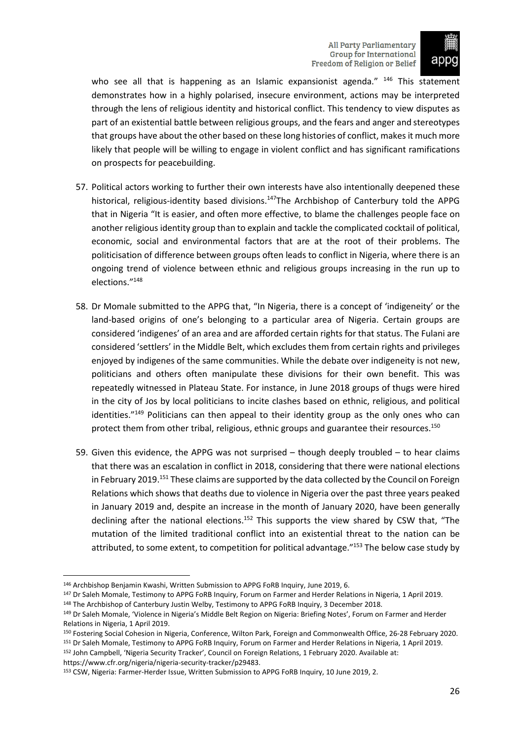who see all that is happening as an Islamic expansionist agenda." [146] This statement demonstrates how in a highly polarised, insecure environment, actions may be interpreted through the lens of religious identity and historical conflict. This tendency to view disputes as part of an existential battle between religious groups, and the fears and anger and stereotypes that groups have about the other based on these long histories of conflict, makes it much more likely that people will be willing to engage in violent conflict and has significant ramifications on prospects for peacebuilding.

57. Political actors working to further their own interests have also intentionally deepened these historical, religious-identity based divisions.[147]The Archbishop of Canterbury told the APPG that in Nigeria "It is easier, and often more effective, to blame the challenges people face on another religious identity group than to explain and tackle the complicated cocktail of political, economic, social and environmental factors that are at the root of their problems. The politicisation of difference between groups often leads to conflict in Nigeria, where there is an ongoing trend of violence between ethnic and religious groups increasing in the run up to elections."[148]

58. Dr Momale submitted to the APPG that, "In Nigeria, there is a concept of 'indigeneity' or the land-based origins of one's belonging to a particular area of Nigeria. Certain groups are considered 'indigenes' of an area and are afforded certain rights for that status. The Fulani are considered 'settlers' in the Middle Belt, which excludes them from certain rights and privileges enjoyed by indigenes of the same communities. While the debate over indigeneity is not new, politicians and others often manipulate these divisions for their own benefit. This was repeatedly witnessed in Plateau State. For instance, in June 2018 groups of thugs were hired in the city of Jos by local politicians to incite clashes based on ethnic, religious, and political identities."[149] Politicians can then appeal to their identity group as the only ones who can protect them from other tribal, religious, ethnic groups and guarantee their resources.[150]

59. Given this evidence, the APPG was not surprised – though deeply troubled – to hear claims that there was an escalation in conflict in 2018, considering that there were national elections in February 2019.[151] These claims are supported by the data collected by the Council on Foreign Relations which shows that deaths due to violence in Nigeria over the past three years peaked in January 2019 and, despite an increase in the month of January 2020, have been generally declining after the national elections.[152] This supports the view shared by CSW that, "The mutation of the limited traditional conflict into an existential threat to the nation can be attributed, to some extent, to competition for political advantage."[153] The below case study by

---

[146] Archbishop Benjamin Kwashi, Written Submission to APPG FoRB Inquiry, June 2019, 6.

[147] Dr Saleh Momale, Testimony to APPG FoRB Inquiry, Forum on Farmer and Herder Relations in Nigeria, 1 April 2019.

[148] The Archbishop of Canterbury Justin Welby, Testimony to APPG FoRB Inquiry, 3 December 2018.

[149] Dr Saleh Momale, 'Violence in Nigeria's Middle Belt Region on Nigeria: Briefing Notes', Forum on Farmer and Herder Relations in Nigeria, 1 April 2019.

[150] Fostering Social Cohesion in Nigeria, Conference, Wilton Park, Foreign and Commonwealth Office, 26-28 February 2020.

[151] Dr Saleh Momale, Testimony to APPG FoRB Inquiry, Forum on Farmer and Herder Relations in Nigeria, 1 April 2019.

[152] John Campbell, 'Nigeria Security Tracker', Council on Foreign Relations, 1 February 2020. Available at: https://www.cfr.org/nigeria/nigeria-security-tracker/p29483.

[153] CSW, Nigeria: Farmer-Herder Issue, Written Submission to APPG FoRB Inquiry, 10 June 2019, 2.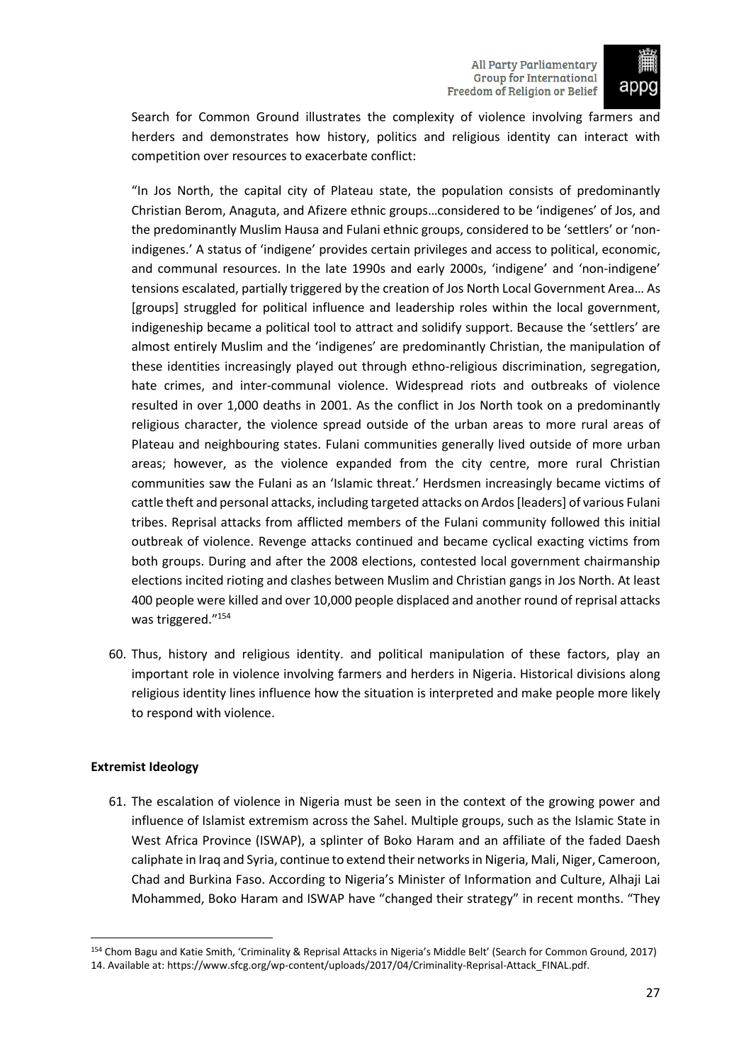Search for Common Ground illustrates the complexity of violence involving farmers and herders and demonstrates how history, politics and religious identity can interact with competition over resources to exacerbate conflict:

"In Jos North, the capital city of Plateau state, the population consists of predominantly Christian Berom, Anaguta, and Afizere ethnic groups…considered to be 'indigenes' of Jos, and the predominantly Muslim Hausa and Fulani ethnic groups, considered to be 'settlers' or 'non-indigenes.' A status of 'indigene' provides certain privileges and access to political, economic, and communal resources. In the late 1990s and early 2000s, 'indigene' and 'non-indigene' tensions escalated, partially triggered by the creation of Jos North Local Government Area… As [groups] struggled for political influence and leadership roles within the local government, indigeneship became a political tool to attract and solidify support. Because the 'settlers' are almost entirely Muslim and the 'indigenes' are predominantly Christian, the manipulation of these identities increasingly played out through ethno-religious discrimination, segregation, hate crimes, and inter-communal violence. Widespread riots and outbreaks of violence resulted in over 1,000 deaths in 2001. As the conflict in Jos North took on a predominantly religious character, the violence spread outside of the urban areas to more rural areas of Plateau and neighbouring states. Fulani communities generally lived outside of more urban areas; however, as the violence expanded from the city centre, more rural Christian communities saw the Fulani as an 'Islamic threat.' Herdsmen increasingly became victims of cattle theft and personal attacks, including targeted attacks on Ardos [leaders] of various Fulani tribes. Reprisal attacks from afflicted members of the Fulani community followed this initial outbreak of violence. Revenge attacks continued and became cyclical exacting victims from both groups. During and after the 2008 elections, contested local government chairmanship elections incited rioting and clashes between Muslim and Christian gangs in Jos North. At least 400 people were killed and over 10,000 people displaced and another round of reprisal attacks was triggered."[154]

60. Thus, history and religious identity. and political manipulation of these factors, play an important role in violence involving farmers and herders in Nigeria. Historical divisions along religious identity lines influence how the situation is interpreted and make people more likely to respond with violence.

**Extremist Ideology**

61. The escalation of violence in Nigeria must be seen in the context of the growing power and influence of Islamist extremism across the Sahel. Multiple groups, such as the Islamic State in West Africa Province (ISWAP), a splinter of Boko Haram and an affiliate of the faded Daesh caliphate in Iraq and Syria, continue to extend their networks in Nigeria, Mali, Niger, Cameroon, Chad and Burkina Faso. According to Nigeria's Minister of Information and Culture, Alhaji Lai Mohammed, Boko Haram and ISWAP have "changed their strategy" in recent months. "They

[154] Chom Bagu and Katie Smith, 'Criminality & Reprisal Attacks in Nigeria's Middle Belt' (Search for Common Ground, 2017) 14. Available at: https://www.sfcg.org/wp-content/uploads/2017/04/Criminality-Reprisal-Attack_FINAL.pdf.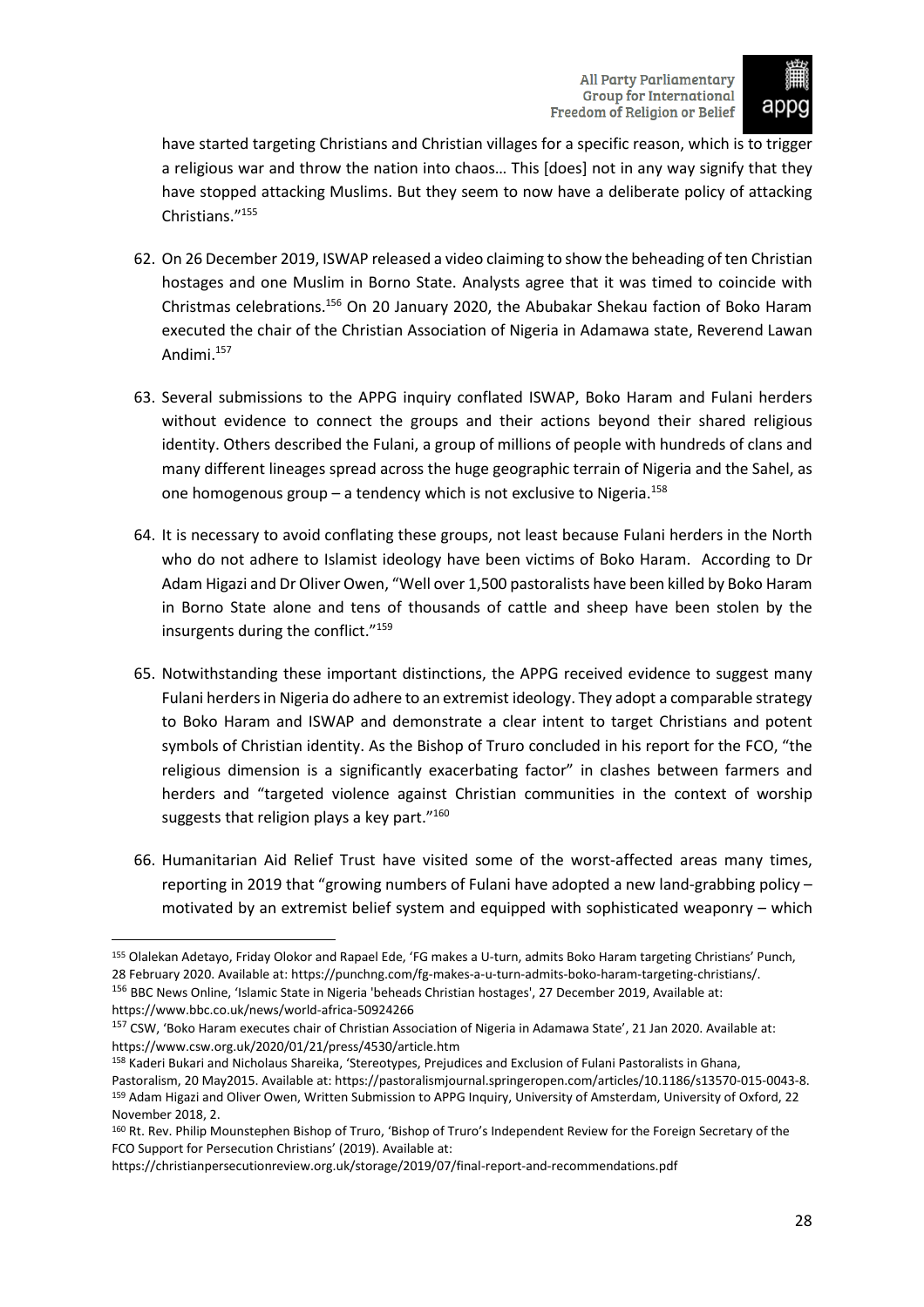have started targeting Christians and Christian villages for a specific reason, which is to trigger a religious war and throw the nation into chaos… This [does] not in any way signify that they have stopped attacking Muslims. But they seem to now have a deliberate policy of attacking Christians."[155]

62. On 26 December 2019, ISWAP released a video claiming to show the beheading of ten Christian hostages and one Muslim in Borno State. Analysts agree that it was timed to coincide with Christmas celebrations.[156] On 20 January 2020, the Abubakar Shekau faction of Boko Haram executed the chair of the Christian Association of Nigeria in Adamawa state, Reverend Lawan Andimi.[157]

63. Several submissions to the APPG inquiry conflated ISWAP, Boko Haram and Fulani herders without evidence to connect the groups and their actions beyond their shared religious identity. Others described the Fulani, a group of millions of people with hundreds of clans and many different lineages spread across the huge geographic terrain of Nigeria and the Sahel, as one homogenous group – a tendency which is not exclusive to Nigeria.[158]

64. It is necessary to avoid conflating these groups, not least because Fulani herders in the North who do not adhere to Islamist ideology have been victims of Boko Haram. According to Dr Adam Higazi and Dr Oliver Owen, "Well over 1,500 pastoralists have been killed by Boko Haram in Borno State alone and tens of thousands of cattle and sheep have been stolen by the insurgents during the conflict."[159]

65. Notwithstanding these important distinctions, the APPG received evidence to suggest many Fulani herders in Nigeria do adhere to an extremist ideology. They adopt a comparable strategy to Boko Haram and ISWAP and demonstrate a clear intent to target Christians and potent symbols of Christian identity. As the Bishop of Truro concluded in his report for the FCO, "the religious dimension is a significantly exacerbating factor" in clashes between farmers and herders and "targeted violence against Christian communities in the context of worship suggests that religion plays a key part."[160]

66. Humanitarian Aid Relief Trust have visited some of the worst-affected areas many times, reporting in 2019 that "growing numbers of Fulani have adopted a new land-grabbing policy – motivated by an extremist belief system and equipped with sophisticated weaponry – which

---

[155] Olalekan Adetayo, Friday Olokor and Rapael Ede, 'FG makes a U-turn, admits Boko Haram targeting Christians' Punch, 28 February 2020. Available at: https://punchng.com/fg-makes-a-u-turn-admits-boko-haram-targeting-christians/.

[156] BBC News Online, 'Islamic State in Nigeria 'beheads Christian hostages', 27 December 2019, Available at: https://www.bbc.co.uk/news/world-africa-50924266

[157] CSW, 'Boko Haram executes chair of Christian Association of Nigeria in Adamawa State', 21 Jan 2020. Available at: https://www.csw.org.uk/2020/01/21/press/4530/article.htm

[158] Kaderi Bukari and Nicholaus Shareika, 'Stereotypes, Prejudices and Exclusion of Fulani Pastoralists in Ghana, Pastoralism, 20 May2015. Available at: https://pastoralismjournal.springeropen.com/articles/10.1186/s13570-015-0043-8.

[159] Adam Higazi and Oliver Owen, Written Submission to APPG Inquiry, University of Amsterdam, University of Oxford, 22 November 2018, 2.

[160] Rt. Rev. Philip Mounstephen Bishop of Truro, 'Bishop of Truro's Independent Review for the Foreign Secretary of the FCO Support for Persecution Christians' (2019). Available at: https://christianpersecutionreview.org.uk/storage/2019/07/final-report-and-recommendations.pdf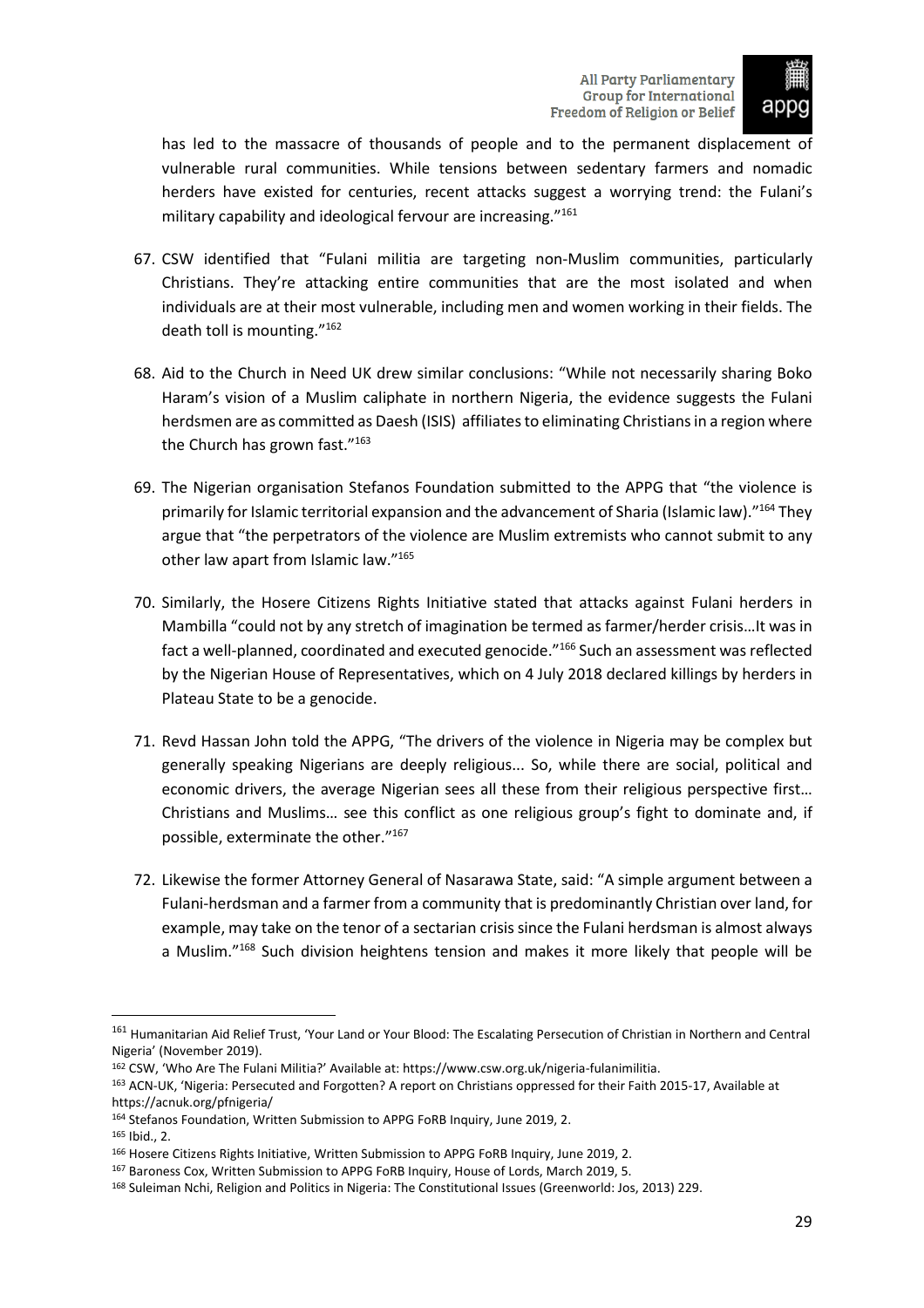has led to the massacre of thousands of people and to the permanent displacement of vulnerable rural communities. While tensions between sedentary farmers and nomadic herders have existed for centuries, recent attacks suggest a worrying trend: the Fulani's military capability and ideological fervour are increasing."[161]

67. CSW identified that "Fulani militia are targeting non-Muslim communities, particularly Christians. They're attacking entire communities that are the most isolated and when individuals are at their most vulnerable, including men and women working in their fields. The death toll is mounting."[162]

68. Aid to the Church in Need UK drew similar conclusions: "While not necessarily sharing Boko Haram's vision of a Muslim caliphate in northern Nigeria, the evidence suggests the Fulani herdsmen are as committed as Daesh (ISIS) affiliates to eliminating Christians in a region where the Church has grown fast."[163]

69. The Nigerian organisation Stefanos Foundation submitted to the APPG that "the violence is primarily for Islamic territorial expansion and the advancement of Sharia (Islamic law)."[164] They argue that "the perpetrators of the violence are Muslim extremists who cannot submit to any other law apart from Islamic law."[165]

70. Similarly, the Hosere Citizens Rights Initiative stated that attacks against Fulani herders in Mambilla "could not by any stretch of imagination be termed as farmer/herder crisis…It was in fact a well-planned, coordinated and executed genocide."[166] Such an assessment was reflected by the Nigerian House of Representatives, which on 4 July 2018 declared killings by herders in Plateau State to be a genocide.

71. Revd Hassan John told the APPG, "The drivers of the violence in Nigeria may be complex but generally speaking Nigerians are deeply religious... So, while there are social, political and economic drivers, the average Nigerian sees all these from their religious perspective first… Christians and Muslims… see this conflict as one religious group's fight to dominate and, if possible, exterminate the other."[167]

72. Likewise the former Attorney General of Nasarawa State, said: "A simple argument between a Fulani-herdsman and a farmer from a community that is predominantly Christian over land, for example, may take on the tenor of a sectarian crisis since the Fulani herdsman is almost always a Muslim."[168] Such division heightens tension and makes it more likely that people will be

---

[161] Humanitarian Aid Relief Trust, 'Your Land or Your Blood: The Escalating Persecution of Christian in Northern and Central Nigeria' (November 2019).

[162] CSW, 'Who Are The Fulani Militia?' Available at: https://www.csw.org.uk/nigeria-fulanimilitia.

[163] ACN-UK, 'Nigeria: Persecuted and Forgotten? A report on Christians oppressed for their Faith 2015-17, Available at https://acnuk.org/pfnigeria/

[164] Stefanos Foundation, Written Submission to APPG FoRB Inquiry, June 2019, 2.

[165] Ibid., 2.

[166] Hosere Citizens Rights Initiative, Written Submission to APPG FoRB Inquiry, June 2019, 2.

[167] Baroness Cox, Written Submission to APPG FoRB Inquiry, House of Lords, March 2019, 5.

[168] Suleiman Nchi, Religion and Politics in Nigeria: The Constitutional Issues (Greenworld: Jos, 2013) 229.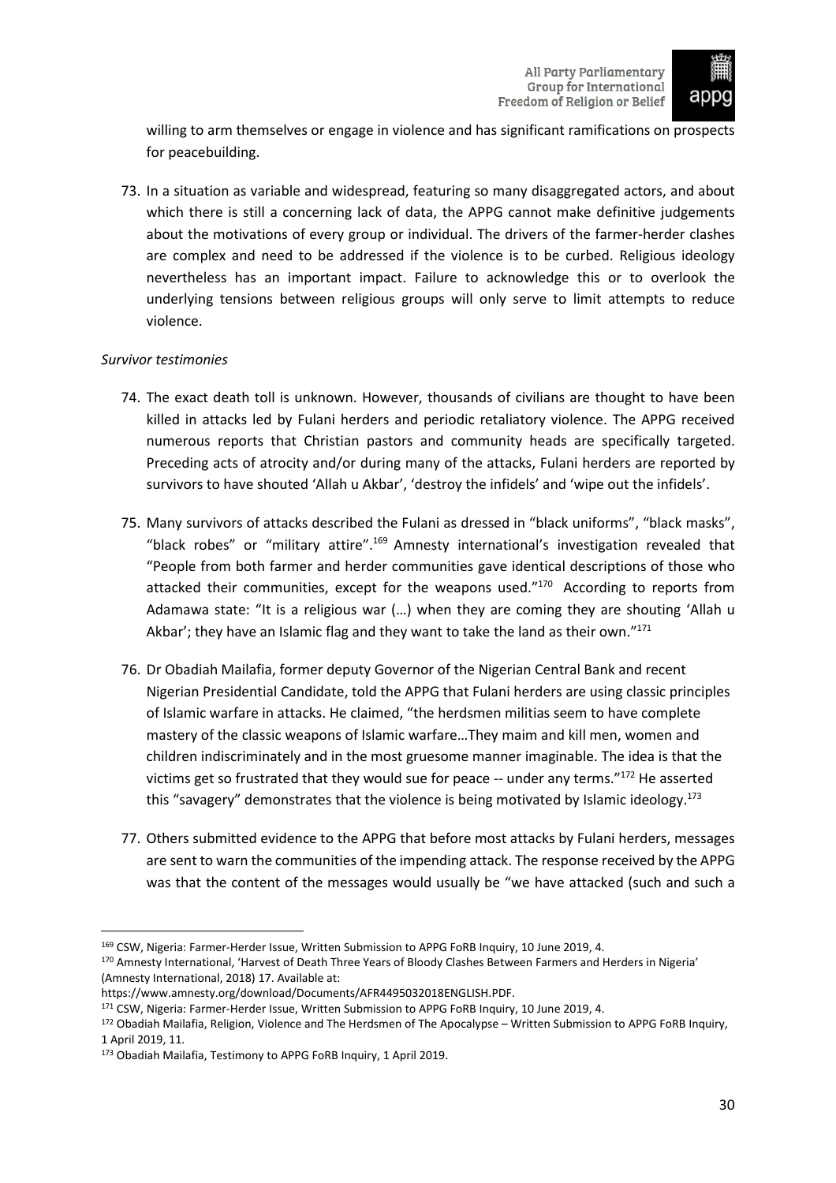willing to arm themselves or engage in violence and has significant ramifications on prospects for peacebuilding.

73. In a situation as variable and widespread, featuring so many disaggregated actors, and about which there is still a concerning lack of data, the APPG cannot make definitive judgements about the motivations of every group or individual. The drivers of the farmer-herder clashes are complex and need to be addressed if the violence is to be curbed. Religious ideology nevertheless has an important impact. Failure to acknowledge this or to overlook the underlying tensions between religious groups will only serve to limit attempts to reduce violence.

*Survivor testimonies*

74. The exact death toll is unknown. However, thousands of civilians are thought to have been killed in attacks led by Fulani herders and periodic retaliatory violence. The APPG received numerous reports that Christian pastors and community heads are specifically targeted. Preceding acts of atrocity and/or during many of the attacks, Fulani herders are reported by survivors to have shouted 'Allah u Akbar', 'destroy the infidels' and 'wipe out the infidels'.

75. Many survivors of attacks described the Fulani as dressed in "black uniforms", "black masks", "black robes" or "military attire".[169] Amnesty international's investigation revealed that "People from both farmer and herder communities gave identical descriptions of those who attacked their communities, except for the weapons used."[170] According to reports from Adamawa state: "It is a religious war (…) when they are coming they are shouting 'Allah u Akbar'; they have an Islamic flag and they want to take the land as their own."[171]

76. Dr Obadiah Mailafia, former deputy Governor of the Nigerian Central Bank and recent Nigerian Presidential Candidate, told the APPG that Fulani herders are using classic principles of Islamic warfare in attacks. He claimed, "the herdsmen militias seem to have complete mastery of the classic weapons of Islamic warfare…They maim and kill men, women and children indiscriminately and in the most gruesome manner imaginable. The idea is that the victims get so frustrated that they would sue for peace -- under any terms."[172] He asserted this "savagery" demonstrates that the violence is being motivated by Islamic ideology.[173]

77. Others submitted evidence to the APPG that before most attacks by Fulani herders, messages are sent to warn the communities of the impending attack. The response received by the APPG was that the content of the messages would usually be "we have attacked (such and such a

---

[169] CSW, Nigeria: Farmer-Herder Issue, Written Submission to APPG FoRB Inquiry, 10 June 2019, 4.

[170] Amnesty International, 'Harvest of Death Three Years of Bloody Clashes Between Farmers and Herders in Nigeria' (Amnesty International, 2018) 17. Available at: https://www.amnesty.org/download/Documents/AFR4495032018ENGLISH.PDF.

[171] CSW, Nigeria: Farmer-Herder Issue, Written Submission to APPG FoRB Inquiry, 10 June 2019, 4.

[172] Obadiah Mailafia, Religion, Violence and The Herdsmen of The Apocalypse – Written Submission to APPG FoRB Inquiry, 1 April 2019, 11.

[173] Obadiah Mailafia, Testimony to APPG FoRB Inquiry, 1 April 2019.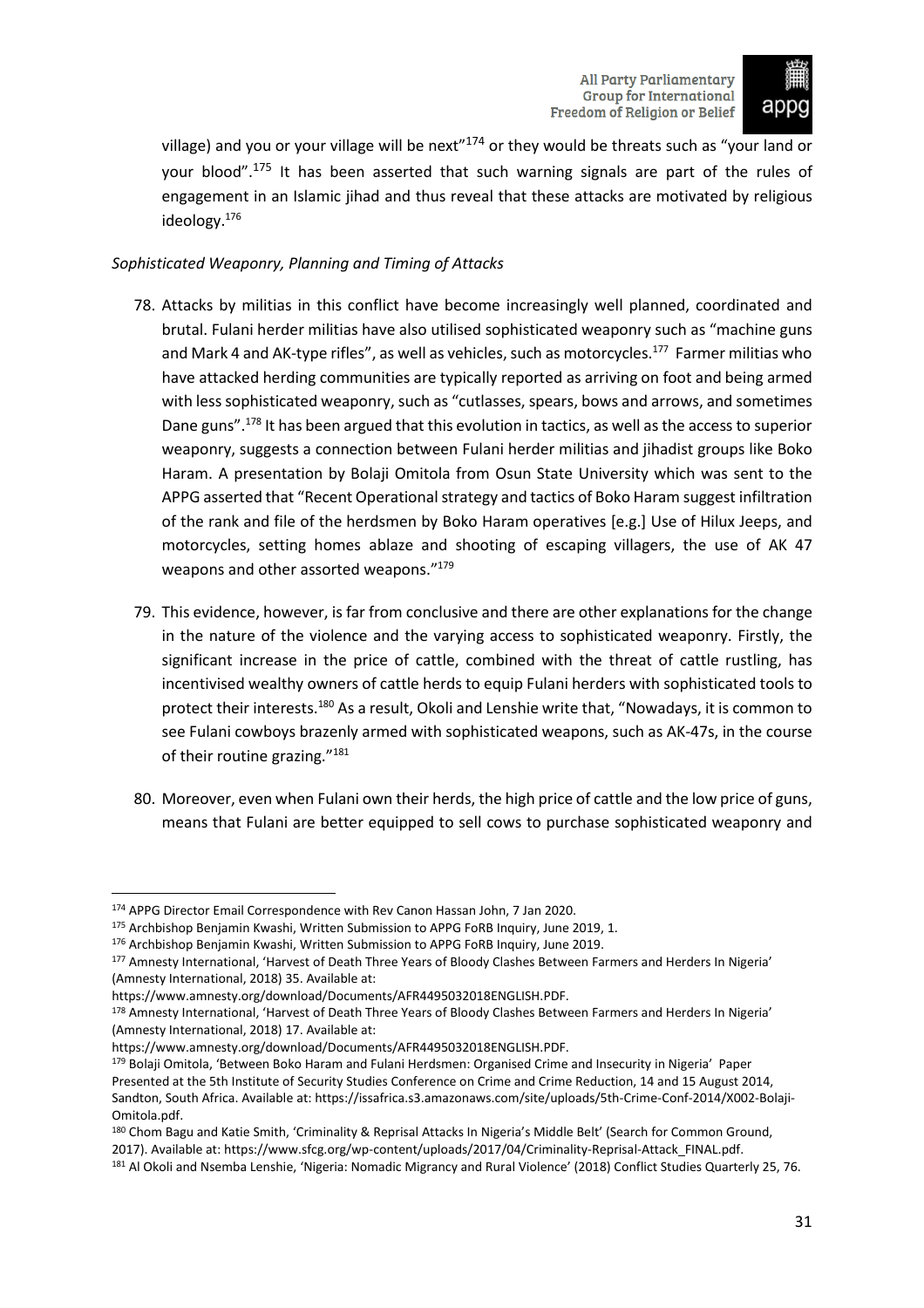village) and you or your village will be next"[174] or they would be threats such as "your land or your blood".[175] It has been asserted that such warning signals are part of the rules of engagement in an Islamic jihad and thus reveal that these attacks are motivated by religious ideology.[176]

*Sophisticated Weaponry, Planning and Timing of Attacks*

78. Attacks by militias in this conflict have become increasingly well planned, coordinated and brutal. Fulani herder militias have also utilised sophisticated weaponry such as "machine guns and Mark 4 and AK-type rifles", as well as vehicles, such as motorcycles.[177] Farmer militias who have attacked herding communities are typically reported as arriving on foot and being armed with less sophisticated weaponry, such as "cutlasses, spears, bows and arrows, and sometimes Dane guns".[178] It has been argued that this evolution in tactics, as well as the access to superior weaponry, suggests a connection between Fulani herder militias and jihadist groups like Boko Haram. A presentation by Bolaji Omitola from Osun State University which was sent to the APPG asserted that "Recent Operational strategy and tactics of Boko Haram suggest infiltration of the rank and file of the herdsmen by Boko Haram operatives [e.g.] Use of Hilux Jeeps, and motorcycles, setting homes ablaze and shooting of escaping villagers, the use of AK 47 weapons and other assorted weapons."[179]

79. This evidence, however, is far from conclusive and there are other explanations for the change in the nature of the violence and the varying access to sophisticated weaponry. Firstly, the significant increase in the price of cattle, combined with the threat of cattle rustling, has incentivised wealthy owners of cattle herds to equip Fulani herders with sophisticated tools to protect their interests.[180] As a result, Okoli and Lenshie write that, "Nowadays, it is common to see Fulani cowboys brazenly armed with sophisticated weapons, such as AK-47s, in the course of their routine grazing."[181]

80. Moreover, even when Fulani own their herds, the high price of cattle and the low price of guns, means that Fulani are better equipped to sell cows to purchase sophisticated weaponry and

---

[174] APPG Director Email Correspondence with Rev Canon Hassan John, 7 Jan 2020.

[175] Archbishop Benjamin Kwashi, Written Submission to APPG FoRB Inquiry, June 2019, 1.

[176] Archbishop Benjamin Kwashi, Written Submission to APPG FoRB Inquiry, June 2019.

[177] Amnesty International, 'Harvest of Death Three Years of Bloody Clashes Between Farmers and Herders In Nigeria' (Amnesty International, 2018) 35. Available at: https://www.amnesty.org/download/Documents/AFR4495032018ENGLISH.PDF.

[178] Amnesty International, 'Harvest of Death Three Years of Bloody Clashes Between Farmers and Herders In Nigeria' (Amnesty International, 2018) 17. Available at: https://www.amnesty.org/download/Documents/AFR4495032018ENGLISH.PDF.

[179] Bolaji Omitola, 'Between Boko Haram and Fulani Herdsmen: Organised Crime and Insecurity in Nigeria' Paper Presented at the 5th Institute of Security Studies Conference on Crime and Crime Reduction, 14 and 15 August 2014, Sandton, South Africa. Available at: https://issafrica.s3.amazonaws.com/site/uploads/5th-Crime-Conf-2014/X002-Bolaji-Omitola.pdf.

[180] Chom Bagu and Katie Smith, 'Criminality & Reprisal Attacks In Nigeria's Middle Belt' (Search for Common Ground, 2017). Available at: https://www.sfcg.org/wp-content/uploads/2017/04/Criminality-Reprisal-Attack_FINAL.pdf.

[181] Al Okoli and Nsemba Lenshie, 'Nigeria: Nomadic Migrancy and Rural Violence' (2018) Conflict Studies Quarterly 25, 76.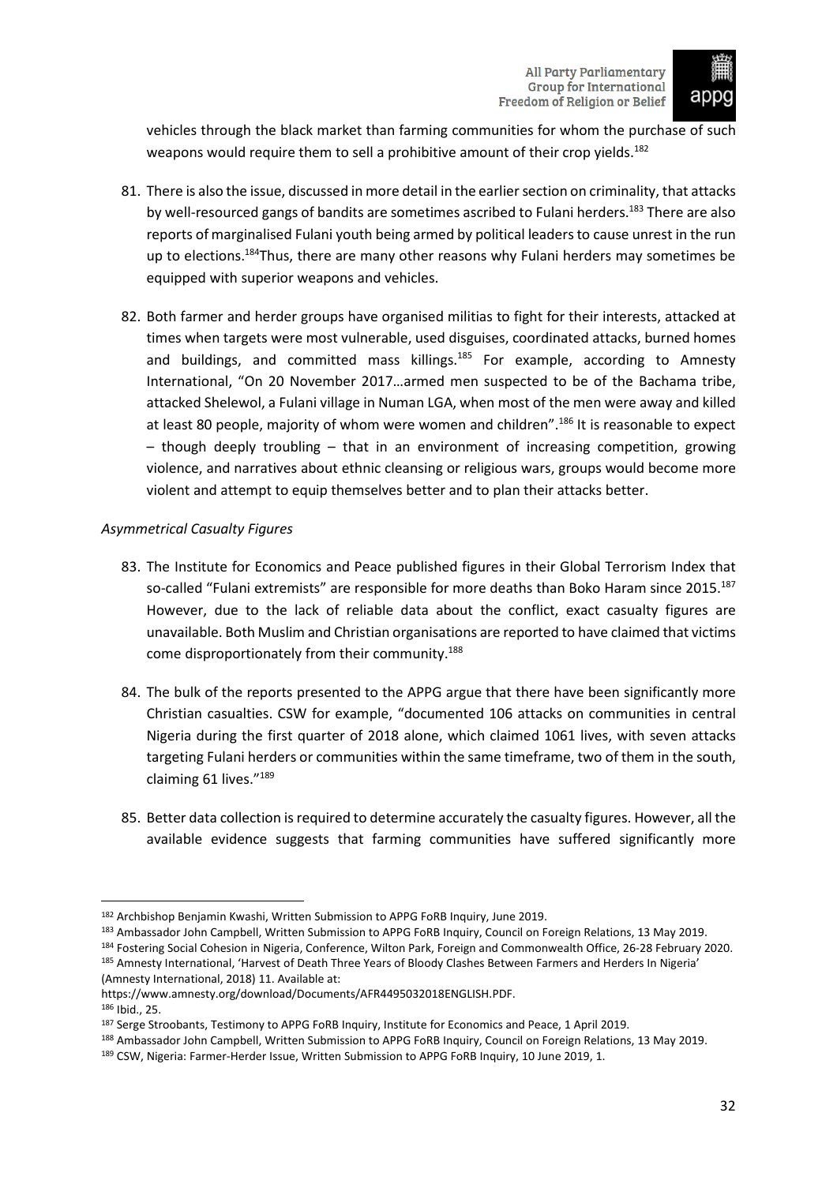vehicles through the black market than farming communities for whom the purchase of such weapons would require them to sell a prohibitive amount of their crop yields.[182]

81. There is also the issue, discussed in more detail in the earlier section on criminality, that attacks by well-resourced gangs of bandits are sometimes ascribed to Fulani herders.[183] There are also reports of marginalised Fulani youth being armed by political leaders to cause unrest in the run up to elections.[184]Thus, there are many other reasons why Fulani herders may sometimes be equipped with superior weapons and vehicles.

82. Both farmer and herder groups have organised militias to fight for their interests, attacked at times when targets were most vulnerable, used disguises, coordinated attacks, burned homes and buildings, and committed mass killings.[185] For example, according to Amnesty International, "On 20 November 2017…armed men suspected to be of the Bachama tribe, attacked Shelewol, a Fulani village in Numan LGA, when most of the men were away and killed at least 80 people, majority of whom were women and children".[186] It is reasonable to expect – though deeply troubling – that in an environment of increasing competition, growing violence, and narratives about ethnic cleansing or religious wars, groups would become more violent and attempt to equip themselves better and to plan their attacks better.

*Asymmetrical Casualty Figures*

83. The Institute for Economics and Peace published figures in their Global Terrorism Index that so-called "Fulani extremists" are responsible for more deaths than Boko Haram since 2015.[187] However, due to the lack of reliable data about the conflict, exact casualty figures are unavailable. Both Muslim and Christian organisations are reported to have claimed that victims come disproportionately from their community.[188]

84. The bulk of the reports presented to the APPG argue that there have been significantly more Christian casualties. CSW for example, "documented 106 attacks on communities in central Nigeria during the first quarter of 2018 alone, which claimed 1061 lives, with seven attacks targeting Fulani herders or communities within the same timeframe, two of them in the south, claiming 61 lives."[189]

85. Better data collection is required to determine accurately the casualty figures. However, all the available evidence suggests that farming communities have suffered significantly more

---

[182] Archbishop Benjamin Kwashi, Written Submission to APPG FoRB Inquiry, June 2019.

[183] Ambassador John Campbell, Written Submission to APPG FoRB Inquiry, Council on Foreign Relations, 13 May 2019.

[184] Fostering Social Cohesion in Nigeria, Conference, Wilton Park, Foreign and Commonwealth Office, 26-28 February 2020.

[185] Amnesty International, 'Harvest of Death Three Years of Bloody Clashes Between Farmers and Herders In Nigeria' (Amnesty International, 2018) 11. Available at: https://www.amnesty.org/download/Documents/AFR4495032018ENGLISH.PDF.

[186] Ibid., 25.

[187] Serge Stroobants, Testimony to APPG FoRB Inquiry, Institute for Economics and Peace, 1 April 2019.

[188] Ambassador John Campbell, Written Submission to APPG FoRB Inquiry, Council on Foreign Relations, 13 May 2019.

[189] CSW, Nigeria: Farmer-Herder Issue, Written Submission to APPG FoRB Inquiry, 10 June 2019, 1.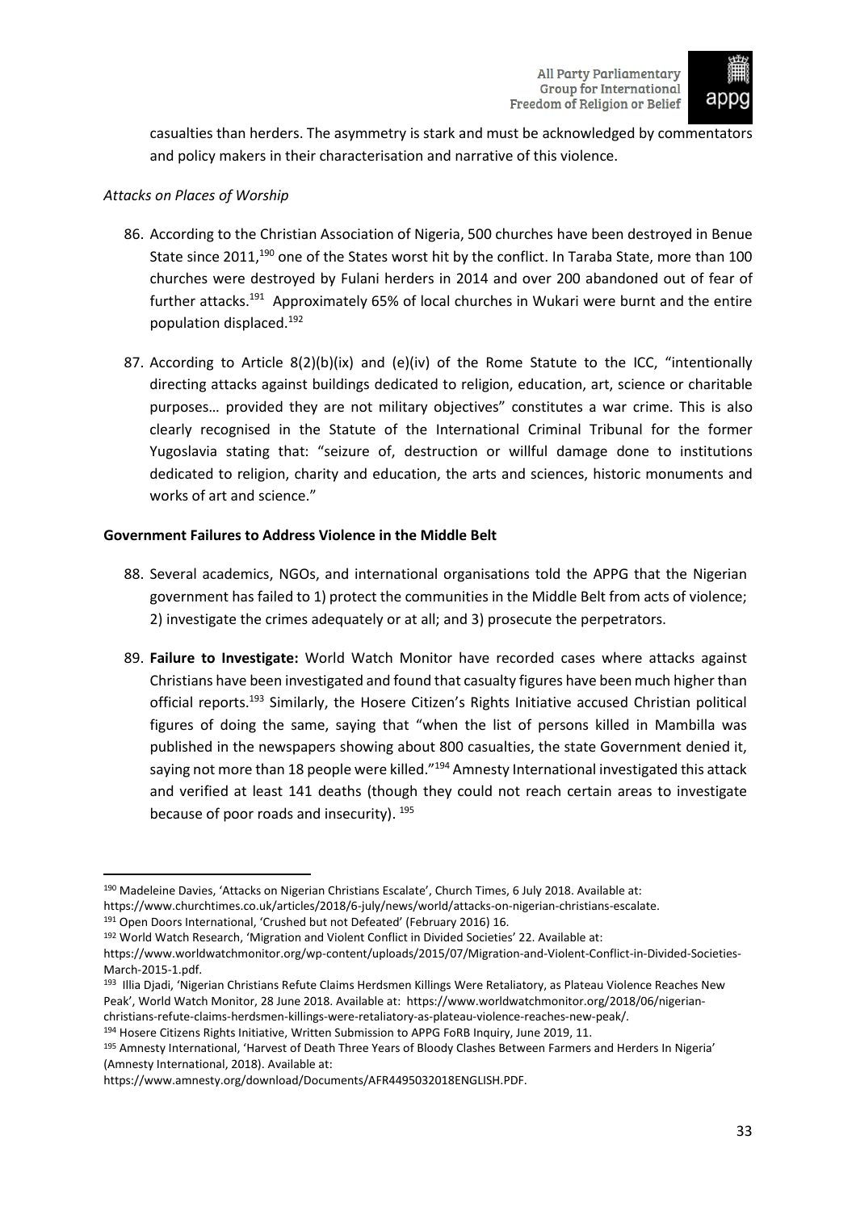casualties than herders. The asymmetry is stark and must be acknowledged by commentators and policy makers in their characterisation and narrative of this violence.

*Attacks on Places of Worship*

86. According to the Christian Association of Nigeria, 500 churches have been destroyed in Benue State since 2011,[190] one of the States worst hit by the conflict. In Taraba State, more than 100 churches were destroyed by Fulani herders in 2014 and over 200 abandoned out of fear of further attacks.[191] Approximately 65% of local churches in Wukari were burnt and the entire population displaced.[192]

87. According to Article 8(2)(b)(ix) and (e)(iv) of the Rome Statute to the ICC, "intentionally directing attacks against buildings dedicated to religion, education, art, science or charitable purposes… provided they are not military objectives" constitutes a war crime. This is also clearly recognised in the Statute of the International Criminal Tribunal for the former Yugoslavia stating that: "seizure of, destruction or willful damage done to institutions dedicated to religion, charity and education, the arts and sciences, historic monuments and works of art and science."

**Government Failures to Address Violence in the Middle Belt**

88. Several academics, NGOs, and international organisations told the APPG that the Nigerian government has failed to 1) protect the communities in the Middle Belt from acts of violence; 2) investigate the crimes adequately or at all; and 3) prosecute the perpetrators.

89. **Failure to Investigate:** World Watch Monitor have recorded cases where attacks against Christians have been investigated and found that casualty figures have been much higher than official reports.[193] Similarly, the Hosere Citizen's Rights Initiative accused Christian political figures of doing the same, saying that "when the list of persons killed in Mambilla was published in the newspapers showing about 800 casualties, the state Government denied it, saying not more than 18 people were killed."[194] Amnesty International investigated this attack and verified at least 141 deaths (though they could not reach certain areas to investigate because of poor roads and insecurity). [195]

---

[190] Madeleine Davies, 'Attacks on Nigerian Christians Escalate', Church Times, 6 July 2018. Available at: https://www.churchtimes.co.uk/articles/2018/6-july/news/world/attacks-on-nigerian-christians-escalate.

[191] Open Doors International, 'Crushed but not Defeated' (February 2016) 16.

[192] World Watch Research, 'Migration and Violent Conflict in Divided Societies' 22. Available at: https://www.worldwatchmonitor.org/wp-content/uploads/2015/07/Migration-and-Violent-Conflict-in-Divided-Societies-March-2015-1.pdf.

[193] Illia Djadi, 'Nigerian Christians Refute Claims Herdsmen Killings Were Retaliatory, as Plateau Violence Reaches New Peak', World Watch Monitor, 28 June 2018. Available at: https://www.worldwatchmonitor.org/2018/06/nigerian-christians-refute-claims-herdsmen-killings-were-retaliatory-as-plateau-violence-reaches-new-peak/.

[194] Hosere Citizens Rights Initiative, Written Submission to APPG FoRB Inquiry, June 2019, 11.

[195] Amnesty International, 'Harvest of Death Three Years of Bloody Clashes Between Farmers and Herders In Nigeria' (Amnesty International, 2018). Available at: https://www.amnesty.org/download/Documents/AFR4495032018ENGLISH.PDF.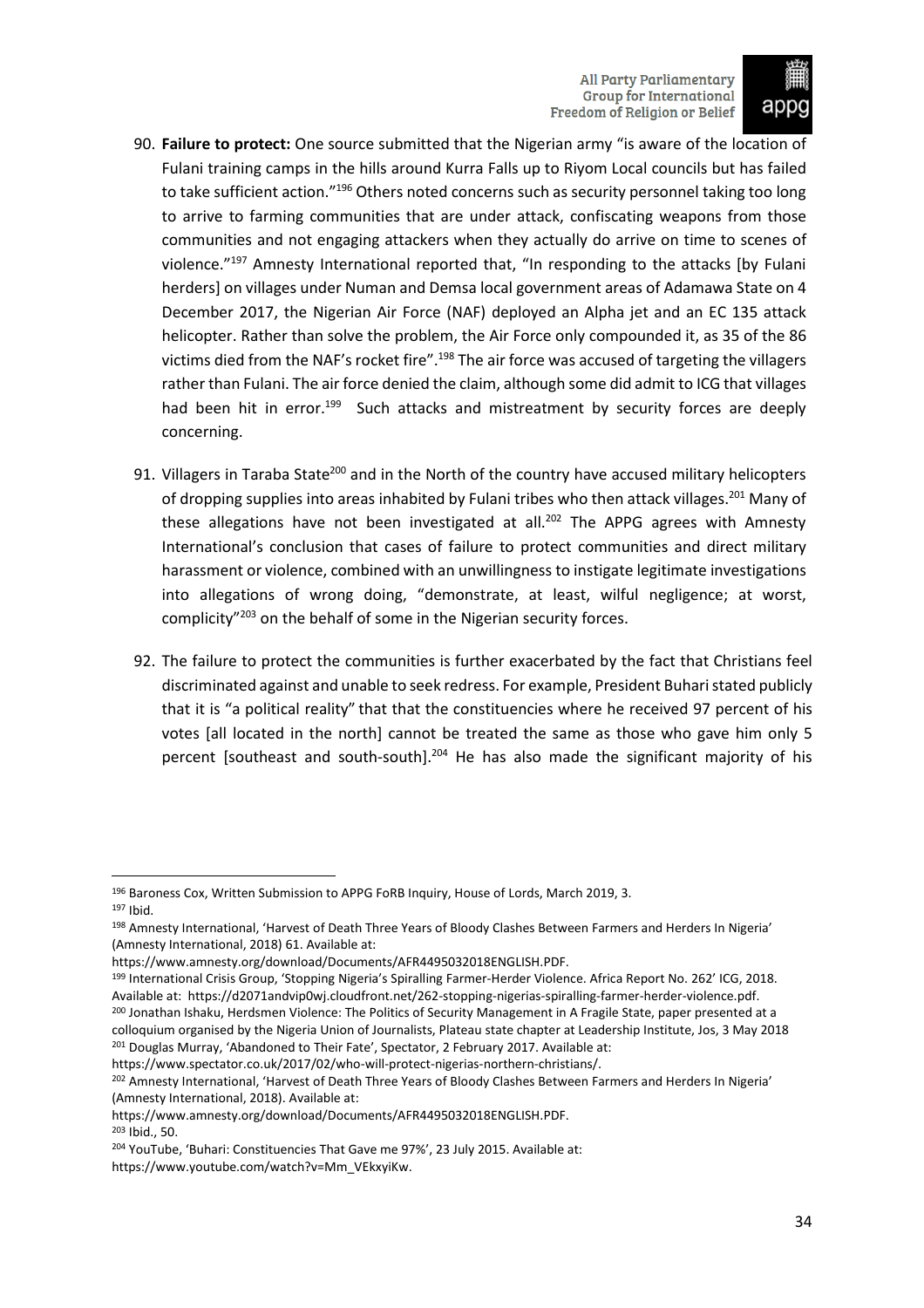90. **Failure to protect:** One source submitted that the Nigerian army "is aware of the location of Fulani training camps in the hills around Kurra Falls up to Riyom Local councils but has failed to take sufficient action."[196] Others noted concerns such as security personnel taking too long to arrive to farming communities that are under attack, confiscating weapons from those communities and not engaging attackers when they actually do arrive on time to scenes of violence."[197] Amnesty International reported that, "In responding to the attacks [by Fulani herders] on villages under Numan and Demsa local government areas of Adamawa State on 4 December 2017, the Nigerian Air Force (NAF) deployed an Alpha jet and an EC 135 attack helicopter. Rather than solve the problem, the Air Force only compounded it, as 35 of the 86 victims died from the NAF's rocket fire".[198] The air force was accused of targeting the villagers rather than Fulani. The air force denied the claim, although some did admit to ICG that villages had been hit in error.[199] Such attacks and mistreatment by security forces are deeply concerning.

91. Villagers in Taraba State[200] and in the North of the country have accused military helicopters of dropping supplies into areas inhabited by Fulani tribes who then attack villages.[201] Many of these allegations have not been investigated at all.[202] The APPG agrees with Amnesty International's conclusion that cases of failure to protect communities and direct military harassment or violence, combined with an unwillingness to instigate legitimate investigations into allegations of wrong doing, "demonstrate, at least, wilful negligence; at worst, complicity"[203] on the behalf of some in the Nigerian security forces.

92. The failure to protect the communities is further exacerbated by the fact that Christians feel discriminated against and unable to seek redress. For example, President Buhari stated publicly that it is "a political reality" that that the constituencies where he received 97 percent of his votes [all located in the north] cannot be treated the same as those who gave him only 5 percent [southeast and south-south].[204] He has also made the significant majority of his

---

[196] Baroness Cox, Written Submission to APPG FoRB Inquiry, House of Lords, March 2019, 3.

[197] Ibid.

[198] Amnesty International, 'Harvest of Death Three Years of Bloody Clashes Between Farmers and Herders In Nigeria' (Amnesty International, 2018) 61. Available at: https://www.amnesty.org/download/Documents/AFR4495032018ENGLISH.PDF.

[199] International Crisis Group, 'Stopping Nigeria's Spiralling Farmer-Herder Violence. Africa Report No. 262' ICG, 2018. Available at: https://d2071andvip0wj.cloudfront.net/262-stopping-nigerias-spiralling-farmer-herder-violence.pdf.

[200] Jonathan Ishaku, Herdsmen Violence: The Politics of Security Management in A Fragile State, paper presented at a colloquium organised by the Nigeria Union of Journalists, Plateau state chapter at Leadership Institute, Jos, 3 May 2018

[201] Douglas Murray, 'Abandoned to Their Fate', Spectator, 2 February 2017. Available at: https://www.spectator.co.uk/2017/02/who-will-protect-nigerias-northern-christians/.

[202] Amnesty International, 'Harvest of Death Three Years of Bloody Clashes Between Farmers and Herders In Nigeria' (Amnesty International, 2018). Available at: https://www.amnesty.org/download/Documents/AFR4495032018ENGLISH.PDF.

[203] Ibid., 50.

[204] YouTube, 'Buhari: Constituencies That Gave me 97%', 23 July 2015. Available at: https://www.youtube.com/watch?v=Mm_VEkxyiKw.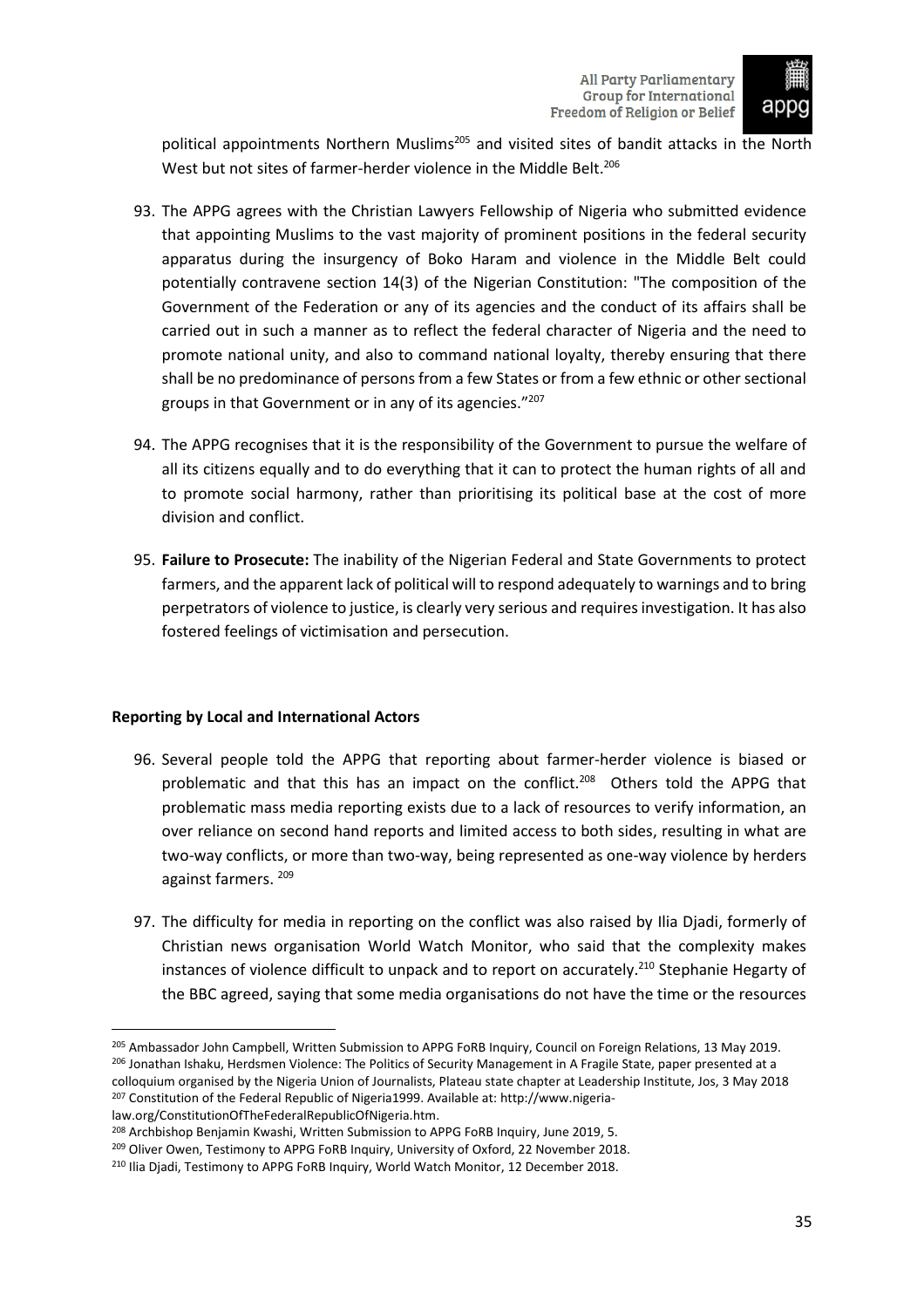political appointments Northern Muslims[205] and visited sites of bandit attacks in the North West but not sites of farmer-herder violence in the Middle Belt.[206]

93. The APPG agrees with the Christian Lawyers Fellowship of Nigeria who submitted evidence that appointing Muslims to the vast majority of prominent positions in the federal security apparatus during the insurgency of Boko Haram and violence in the Middle Belt could potentially contravene section 14(3) of the Nigerian Constitution: "The composition of the Government of the Federation or any of its agencies and the conduct of its affairs shall be carried out in such a manner as to reflect the federal character of Nigeria and the need to promote national unity, and also to command national loyalty, thereby ensuring that there shall be no predominance of persons from a few States or from a few ethnic or other sectional groups in that Government or in any of its agencies."[207]

94. The APPG recognises that it is the responsibility of the Government to pursue the welfare of all its citizens equally and to do everything that it can to protect the human rights of all and to promote social harmony, rather than prioritising its political base at the cost of more division and conflict.

95. **Failure to Prosecute:** The inability of the Nigerian Federal and State Governments to protect farmers, and the apparent lack of political will to respond adequately to warnings and to bring perpetrators of violence to justice, is clearly very serious and requires investigation. It has also fostered feelings of victimisation and persecution.

**Reporting by Local and International Actors**

96. Several people told the APPG that reporting about farmer-herder violence is biased or problematic and that this has an impact on the conflict.[208] Others told the APPG that problematic mass media reporting exists due to a lack of resources to verify information, an over reliance on second hand reports and limited access to both sides, resulting in what are two-way conflicts, or more than two-way, being represented as one-way violence by herders against farmers.[209]

97. The difficulty for media in reporting on the conflict was also raised by Ilia Djadi, formerly of Christian news organisation World Watch Monitor, who said that the complexity makes instances of violence difficult to unpack and to report on accurately.[210] Stephanie Hegarty of the BBC agreed, saying that some media organisations do not have the time or the resources

[205] Ambassador John Campbell, Written Submission to APPG FoRB Inquiry, Council on Foreign Relations, 13 May 2019.

[206] Jonathan Ishaku, Herdsmen Violence: The Politics of Security Management in A Fragile State, paper presented at a colloquium organised by the Nigeria Union of Journalists, Plateau state chapter at Leadership Institute, Jos, 3 May 2018

[207] Constitution of the Federal Republic of Nigeria1999. Available at: http://www.nigeria-law.org/ConstitutionOfTheFederalRepublicOfNigeria.htm.

[208] Archbishop Benjamin Kwashi, Written Submission to APPG FoRB Inquiry, June 2019, 5.

[209] Oliver Owen, Testimony to APPG FoRB Inquiry, University of Oxford, 22 November 2018.

[210] Ilia Djadi, Testimony to APPG FoRB Inquiry, World Watch Monitor, 12 December 2018.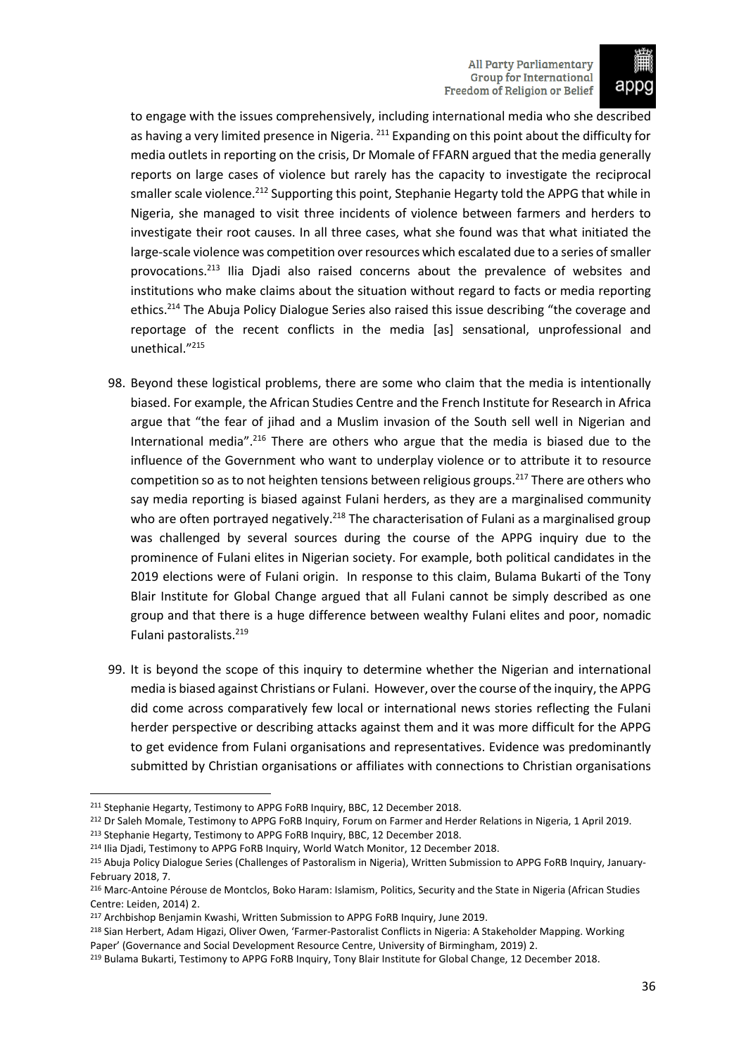to engage with the issues comprehensively, including international media who she described as having a very limited presence in Nigeria. [211] Expanding on this point about the difficulty for media outlets in reporting on the crisis, Dr Momale of FFARN argued that the media generally reports on large cases of violence but rarely has the capacity to investigate the reciprocal smaller scale violence.[212] Supporting this point, Stephanie Hegarty told the APPG that while in Nigeria, she managed to visit three incidents of violence between farmers and herders to investigate their root causes. In all three cases, what she found was that what initiated the large-scale violence was competition over resources which escalated due to a series of smaller provocations.[213] Ilia Djadi also raised concerns about the prevalence of websites and institutions who make claims about the situation without regard to facts or media reporting ethics.[214] The Abuja Policy Dialogue Series also raised this issue describing "the coverage and reportage of the recent conflicts in the media [as] sensational, unprofessional and unethical."[215]

98. Beyond these logistical problems, there are some who claim that the media is intentionally biased. For example, the African Studies Centre and the French Institute for Research in Africa argue that "the fear of jihad and a Muslim invasion of the South sell well in Nigerian and International media".[216] There are others who argue that the media is biased due to the influence of the Government who want to underplay violence or to attribute it to resource competition so as to not heighten tensions between religious groups.[217] There are others who say media reporting is biased against Fulani herders, as they are a marginalised community who are often portrayed negatively.[218] The characterisation of Fulani as a marginalised group was challenged by several sources during the course of the APPG inquiry due to the prominence of Fulani elites in Nigerian society. For example, both political candidates in the 2019 elections were of Fulani origin. In response to this claim, Bulama Bukarti of the Tony Blair Institute for Global Change argued that all Fulani cannot be simply described as one group and that there is a huge difference between wealthy Fulani elites and poor, nomadic Fulani pastoralists.[219]

99. It is beyond the scope of this inquiry to determine whether the Nigerian and international media is biased against Christians or Fulani. However, over the course of the inquiry, the APPG did come across comparatively few local or international news stories reflecting the Fulani herder perspective or describing attacks against them and it was more difficult for the APPG to get evidence from Fulani organisations and representatives. Evidence was predominantly submitted by Christian organisations or affiliates with connections to Christian organisations

---

[211] Stephanie Hegarty, Testimony to APPG FoRB Inquiry, BBC, 12 December 2018.

[212] Dr Saleh Momale, Testimony to APPG FoRB Inquiry, Forum on Farmer and Herder Relations in Nigeria, 1 April 2019.

[213] Stephanie Hegarty, Testimony to APPG FoRB Inquiry, BBC, 12 December 2018.

[214] Ilia Djadi, Testimony to APPG FoRB Inquiry, World Watch Monitor, 12 December 2018.

[215] Abuja Policy Dialogue Series (Challenges of Pastoralism in Nigeria), Written Submission to APPG FoRB Inquiry, January-February 2018, 7.

[216] Marc-Antoine Pérouse de Montclos, Boko Haram: Islamism, Politics, Security and the State in Nigeria (African Studies Centre: Leiden, 2014) 2.

[217] Archbishop Benjamin Kwashi, Written Submission to APPG FoRB Inquiry, June 2019.

[218] Sian Herbert, Adam Higazi, Oliver Owen, 'Farmer-Pastoralist Conflicts in Nigeria: A Stakeholder Mapping. Working Paper' (Governance and Social Development Resource Centre, University of Birmingham, 2019) 2.

[219] Bulama Bukarti, Testimony to APPG FoRB Inquiry, Tony Blair Institute for Global Change, 12 December 2018.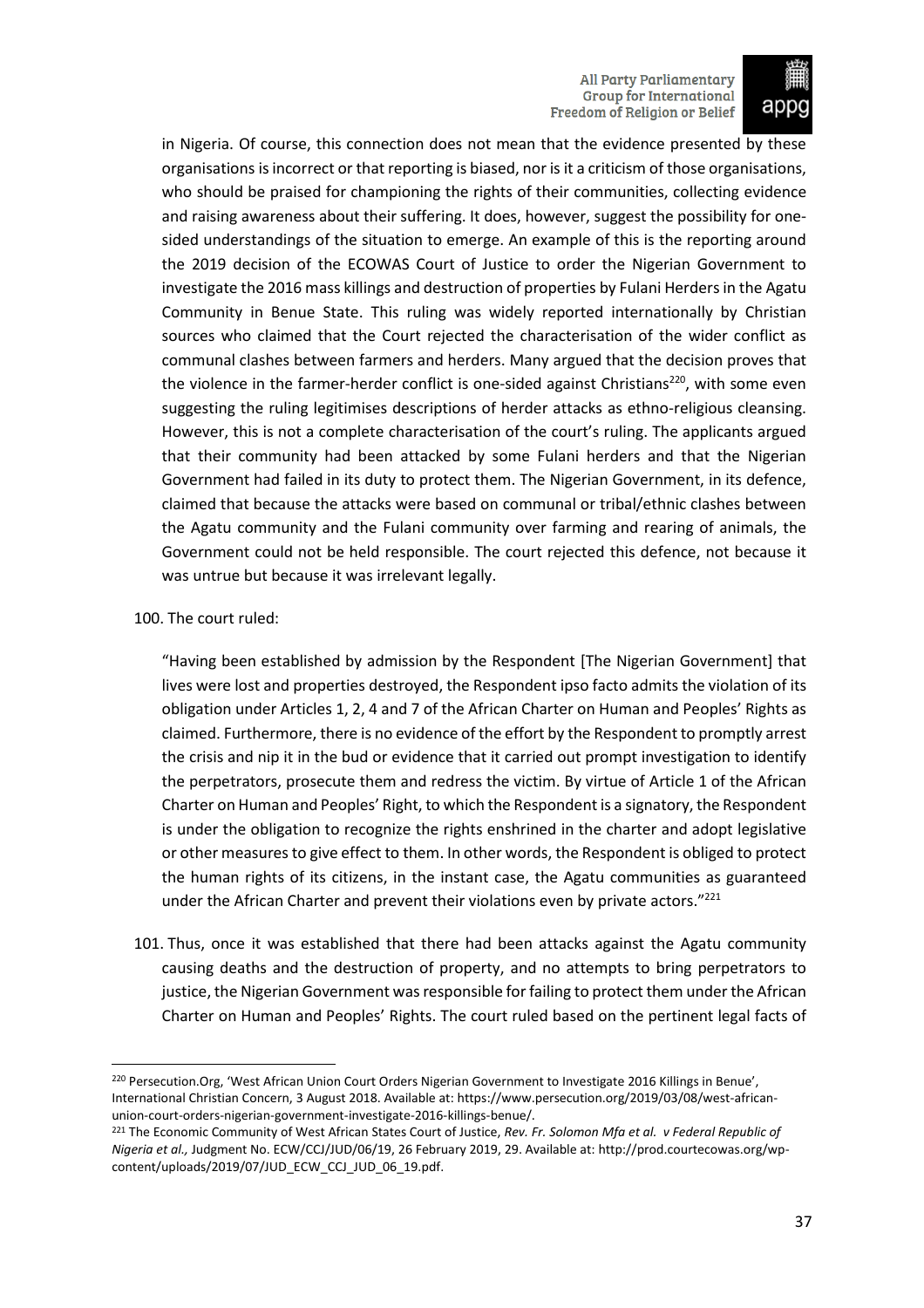in Nigeria. Of course, this connection does not mean that the evidence presented by these organisations is incorrect or that reporting is biased, nor is it a criticism of those organisations, who should be praised for championing the rights of their communities, collecting evidence and raising awareness about their suffering. It does, however, suggest the possibility for one-sided understandings of the situation to emerge. An example of this is the reporting around the 2019 decision of the ECOWAS Court of Justice to order the Nigerian Government to investigate the 2016 mass killings and destruction of properties by Fulani Herders in the Agatu Community in Benue State. This ruling was widely reported internationally by Christian sources who claimed that the Court rejected the characterisation of the wider conflict as communal clashes between farmers and herders. Many argued that the decision proves that the violence in the farmer-herder conflict is one-sided against Christians[220], with some even suggesting the ruling legitimises descriptions of herder attacks as ethno-religious cleansing. However, this is not a complete characterisation of the court's ruling. The applicants argued that their community had been attacked by some Fulani herders and that the Nigerian Government had failed in its duty to protect them. The Nigerian Government, in its defence, claimed that because the attacks were based on communal or tribal/ethnic clashes between the Agatu community and the Fulani community over farming and rearing of animals, the Government could not be held responsible. The court rejected this defence, not because it was untrue but because it was irrelevant legally.

100. The court ruled:

> "Having been established by admission by the Respondent [The Nigerian Government] that lives were lost and properties destroyed, the Respondent ipso facto admits the violation of its obligation under Articles 1, 2, 4 and 7 of the African Charter on Human and Peoples' Rights as claimed. Furthermore, there is no evidence of the effort by the Respondent to promptly arrest the crisis and nip it in the bud or evidence that it carried out prompt investigation to identify the perpetrators, prosecute them and redress the victim. By virtue of Article 1 of the African Charter on Human and Peoples' Right, to which the Respondent is a signatory, the Respondent is under the obligation to recognize the rights enshrined in the charter and adopt legislative or other measures to give effect to them. In other words, the Respondent is obliged to protect the human rights of its citizens, in the instant case, the Agatu communities as guaranteed under the African Charter and prevent their violations even by private actors."[221]

101. Thus, once it was established that there had been attacks against the Agatu community causing deaths and the destruction of property, and no attempts to bring perpetrators to justice, the Nigerian Government was responsible for failing to protect them under the African Charter on Human and Peoples' Rights. The court ruled based on the pertinent legal facts of

---

[220] Persecution.Org, 'West African Union Court Orders Nigerian Government to Investigate 2016 Killings in Benue', International Christian Concern, 3 August 2018. Available at: https://www.persecution.org/2019/03/08/west-african-union-court-orders-nigerian-government-investigate-2016-killings-benue/.

[221] The Economic Community of West African States Court of Justice, *Rev. Fr. Solomon Mfa et al. v Federal Republic of Nigeria et al.,* Judgment No. ECW/CCJ/JUD/06/19, 26 February 2019, 29. Available at: http://prod.courtecowas.org/wp-content/uploads/2019/07/JUD_ECW_CCJ_JUD_06_19.pdf.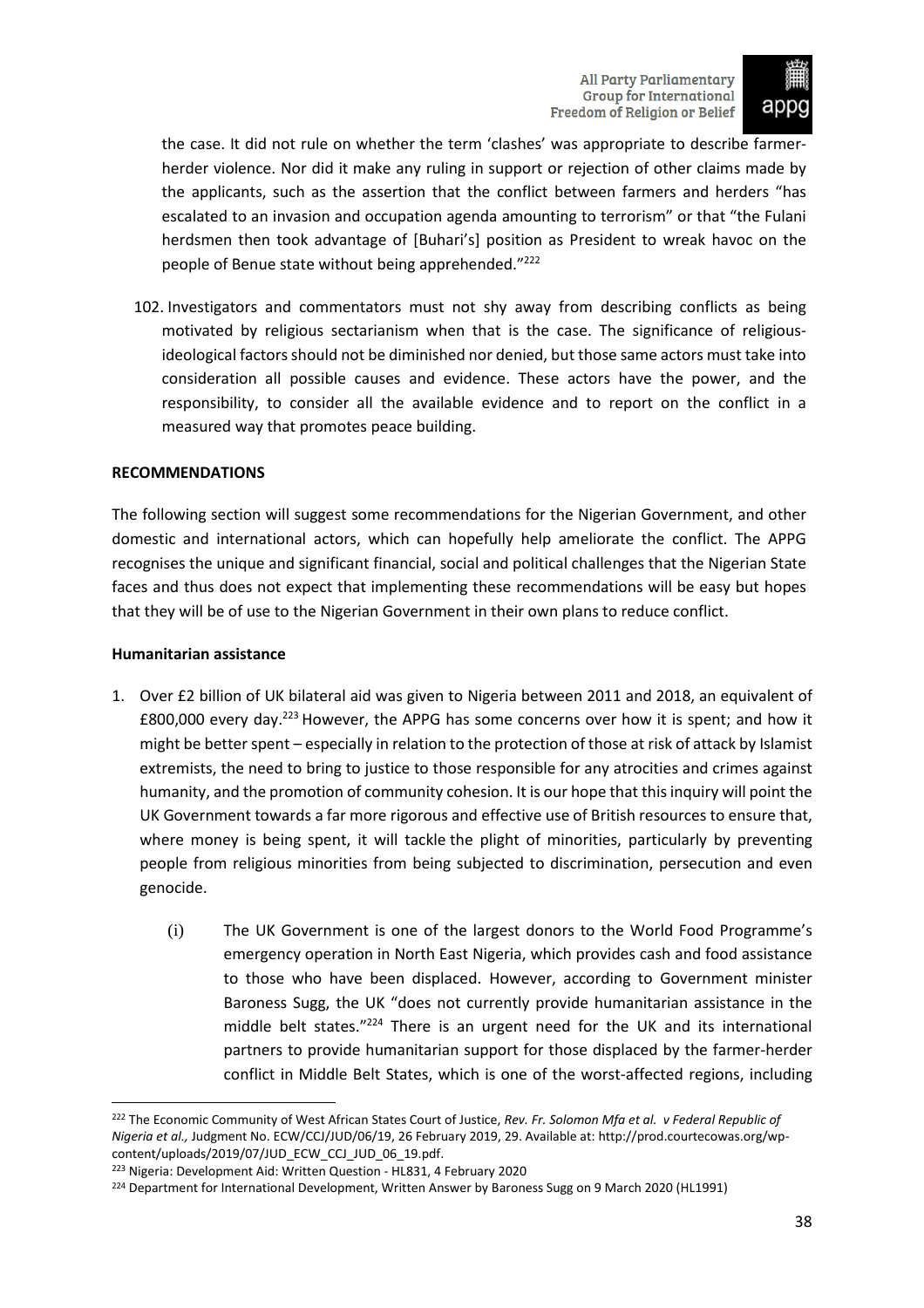the case. It did not rule on whether the term 'clashes' was appropriate to describe farmer-herder violence. Nor did it make any ruling in support or rejection of other claims made by the applicants, such as the assertion that the conflict between farmers and herders "has escalated to an invasion and occupation agenda amounting to terrorism" or that "the Fulani herdsmen then took advantage of [Buhari's] position as President to wreak havoc on the people of Benue state without being apprehended."[222]

102. Investigators and commentators must not shy away from describing conflicts as being motivated by religious sectarianism when that is the case. The significance of religious-ideological factors should not be diminished nor denied, but those same actors must take into consideration all possible causes and evidence. These actors have the power, and the responsibility, to consider all the available evidence and to report on the conflict in a measured way that promotes peace building.

**RECOMMENDATIONS**

The following section will suggest some recommendations for the Nigerian Government, and other domestic and international actors, which can hopefully help ameliorate the conflict. The APPG recognises the unique and significant financial, social and political challenges that the Nigerian State faces and thus does not expect that implementing these recommendations will be easy but hopes that they will be of use to the Nigerian Government in their own plans to reduce conflict.

**Humanitarian assistance**

1. Over £2 billion of UK bilateral aid was given to Nigeria between 2011 and 2018, an equivalent of £800,000 every day.[223] However, the APPG has some concerns over how it is spent; and how it might be better spent – especially in relation to the protection of those at risk of attack by Islamist extremists, the need to bring to justice to those responsible for any atrocities and crimes against humanity, and the promotion of community cohesion. It is our hope that this inquiry will point the UK Government towards a far more rigorous and effective use of British resources to ensure that, where money is being spent, it will tackle the plight of minorities, particularly by preventing people from religious minorities from being subjected to discrimination, persecution and even genocide.

   (i) The UK Government is one of the largest donors to the World Food Programme's emergency operation in North East Nigeria, which provides cash and food assistance to those who have been displaced. However, according to Government minister Baroness Sugg, the UK "does not currently provide humanitarian assistance in the middle belt states."[224] There is an urgent need for the UK and its international partners to provide humanitarian support for those displaced by the farmer-herder conflict in Middle Belt States, which is one of the worst-affected regions, including

---

[222] The Economic Community of West African States Court of Justice, *Rev. Fr. Solomon Mfa et al. v Federal Republic of Nigeria et al.,* Judgment No. ECW/CCJ/JUD/06/19, 26 February 2019, 29. Available at: http://prod.courtecowas.org/wp-content/uploads/2019/07/JUD_ECW_CCJ_JUD_06_19.pdf.

[223] Nigeria: Development Aid: Written Question - HL831, 4 February 2020

[224] Department for International Development, Written Answer by Baroness Sugg on 9 March 2020 (HL1991)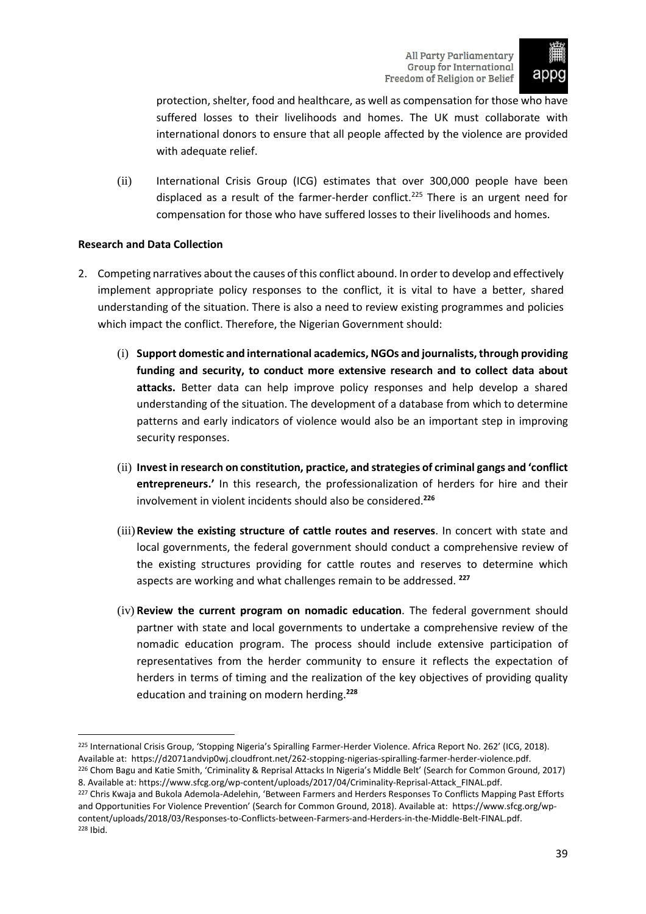protection, shelter, food and healthcare, as well as compensation for those who have suffered losses to their livelihoods and homes. The UK must collaborate with international donors to ensure that all people affected by the violence are provided with adequate relief.

(ii) International Crisis Group (ICG) estimates that over 300,000 people have been displaced as a result of the farmer-herder conflict.[225] There is an urgent need for compensation for those who have suffered losses to their livelihoods and homes.

**Research and Data Collection**

2. Competing narratives about the causes of this conflict abound. In order to develop and effectively implement appropriate policy responses to the conflict, it is vital to have a better, shared understanding of the situation. There is also a need to review existing programmes and policies which impact the conflict. Therefore, the Nigerian Government should:

   (i) **Support domestic and international academics, NGOs and journalists, through providing funding and security, to conduct more extensive research and to collect data about attacks.** Better data can help improve policy responses and help develop a shared understanding of the situation. The development of a database from which to determine patterns and early indicators of violence would also be an important step in improving security responses.

   (ii) **Invest in research on constitution, practice, and strategies of criminal gangs and 'conflict entrepreneurs.'** In this research, the professionalization of herders for hire and their involvement in violent incidents should also be considered.[226]

   (iii) **Review the existing structure of cattle routes and reserves**. In concert with state and local governments, the federal government should conduct a comprehensive review of the existing structures providing for cattle routes and reserves to determine which aspects are working and what challenges remain to be addressed. [227]

   (iv) **Review the current program on nomadic education**. The federal government should partner with state and local governments to undertake a comprehensive review of the nomadic education program. The process should include extensive participation of representatives from the herder community to ensure it reflects the expectation of herders in terms of timing and the realization of the key objectives of providing quality education and training on modern herding.[228]

---

[225] International Crisis Group, 'Stopping Nigeria's Spiralling Farmer-Herder Violence. Africa Report No. 262' (ICG, 2018). Available at: https://d2071andvip0wj.cloudfront.net/262-stopping-nigerias-spiralling-farmer-herder-violence.pdf.

[226] Chom Bagu and Katie Smith, 'Criminality & Reprisal Attacks In Nigeria's Middle Belt' (Search for Common Ground, 2017) 8. Available at: https://www.sfcg.org/wp-content/uploads/2017/04/Criminality-Reprisal-Attack_FINAL.pdf.

[227] Chris Kwaja and Bukola Ademola-Adelehin, 'Between Farmers and Herders Responses To Conflicts Mapping Past Efforts and Opportunities For Violence Prevention' (Search for Common Ground, 2018). Available at: https://www.sfcg.org/wp-content/uploads/2018/03/Responses-to-Conflicts-between-Farmers-and-Herders-in-the-Middle-Belt-FINAL.pdf.

[228] Ibid.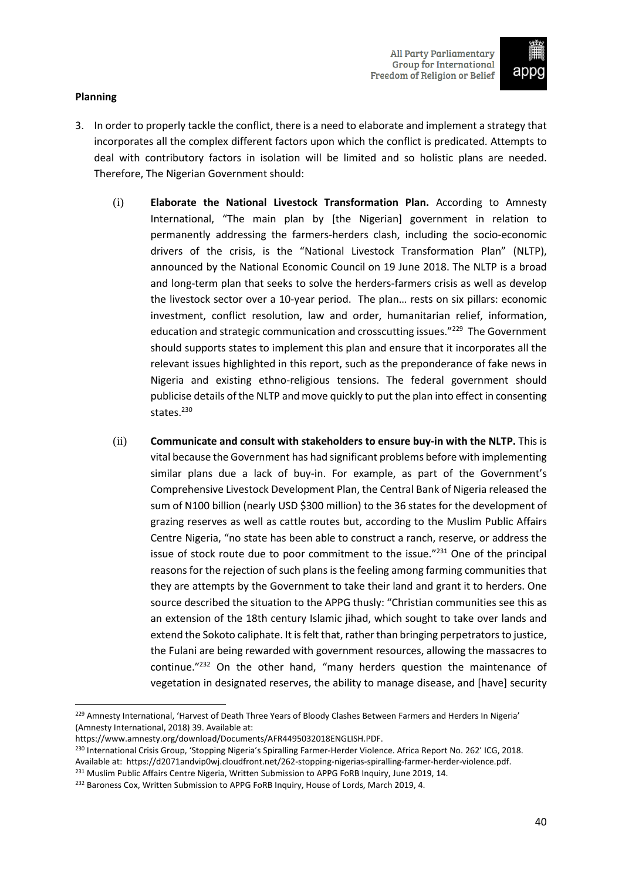**Planning**

3. In order to properly tackle the conflict, there is a need to elaborate and implement a strategy that incorporates all the complex different factors upon which the conflict is predicated. Attempts to deal with contributory factors in isolation will be limited and so holistic plans are needed. Therefore, The Nigerian Government should:

   (i) **Elaborate the National Livestock Transformation Plan.** According to Amnesty International, "The main plan by [the Nigerian] government in relation to permanently addressing the farmers-herders clash, including the socio-economic drivers of the crisis, is the "National Livestock Transformation Plan" (NLTP), announced by the National Economic Council on 19 June 2018. The NLTP is a broad and long-term plan that seeks to solve the herders-farmers crisis as well as develop the livestock sector over a 10-year period. The plan… rests on six pillars: economic investment, conflict resolution, law and order, humanitarian relief, information, education and strategic communication and crosscutting issues."[229] The Government should supports states to implement this plan and ensure that it incorporates all the relevant issues highlighted in this report, such as the preponderance of fake news in Nigeria and existing ethno-religious tensions. The federal government should publicise details of the NLTP and move quickly to put the plan into effect in consenting states.[230]

   (ii) **Communicate and consult with stakeholders to ensure buy-in with the NLTP.** This is vital because the Government has had significant problems before with implementing similar plans due a lack of buy-in. For example, as part of the Government's Comprehensive Livestock Development Plan, the Central Bank of Nigeria released the sum of N100 billion (nearly USD $300 million) to the 36 states for the development of grazing reserves as well as cattle routes but, according to the Muslim Public Affairs Centre Nigeria, "no state has been able to construct a ranch, reserve, or address the issue of stock route due to poor commitment to the issue."[231] One of the principal reasons for the rejection of such plans is the feeling among farming communities that they are attempts by the Government to take their land and grant it to herders. One source described the situation to the APPG thusly: "Christian communities see this as an extension of the 18th century Islamic jihad, which sought to take over lands and extend the Sokoto caliphate. It is felt that, rather than bringing perpetrators to justice, the Fulani are being rewarded with government resources, allowing the massacres to continue."[232] On the other hand, "many herders question the maintenance of vegetation in designated reserves, the ability to manage disease, and [have] security

---

[229] Amnesty International, 'Harvest of Death Three Years of Bloody Clashes Between Farmers and Herders In Nigeria' (Amnesty International, 2018) 39. Available at: https://www.amnesty.org/download/Documents/AFR4495032018ENGLISH.PDF.

[230] International Crisis Group, 'Stopping Nigeria's Spiralling Farmer-Herder Violence. Africa Report No. 262' ICG, 2018. Available at: https://d2071andvip0wj.cloudfront.net/262-stopping-nigerias-spiralling-farmer-herder-violence.pdf.

[231] Muslim Public Affairs Centre Nigeria, Written Submission to APPG FoRB Inquiry, June 2019, 14.

[232] Baroness Cox, Written Submission to APPG FoRB Inquiry, House of Lords, March 2019, 4.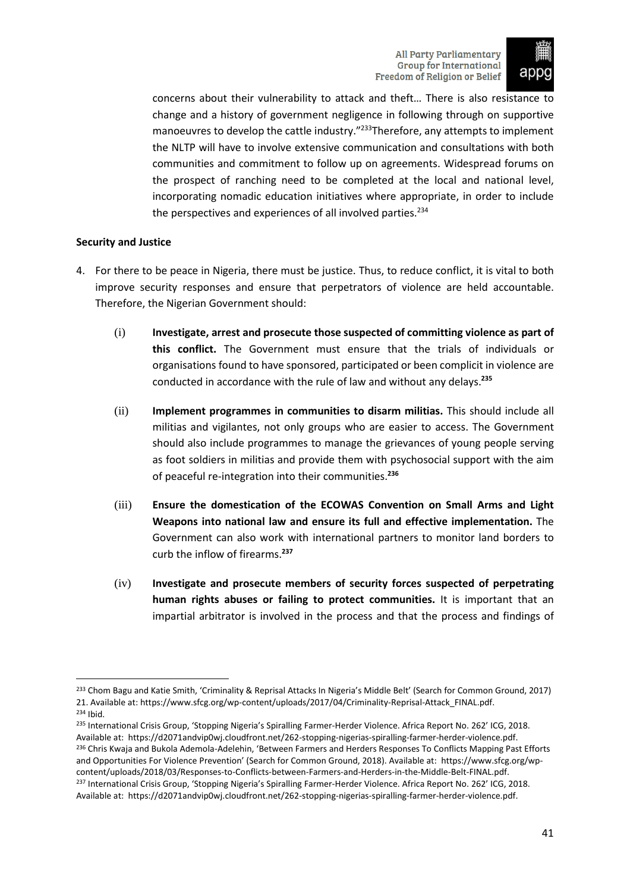concerns about their vulnerability to attack and theft… There is also resistance to change and a history of government negligence in following through on supportive manoeuvres to develop the cattle industry."[233] Therefore, any attempts to implement the NLTP will have to involve extensive communication and consultations with both communities and commitment to follow up on agreements. Widespread forums on the prospect of ranching need to be completed at the local and national level, incorporating nomadic education initiatives where appropriate, in order to include the perspectives and experiences of all involved parties.[234]

**Security and Justice**

4. For there to be peace in Nigeria, there must be justice. Thus, to reduce conflict, it is vital to both improve security responses and ensure that perpetrators of violence are held accountable. Therefore, the Nigerian Government should:

    (i) **Investigate, arrest and prosecute those suspected of committing violence as part of this conflict.** The Government must ensure that the trials of individuals or organisations found to have sponsored, participated or been complicit in violence are conducted in accordance with the rule of law and without any delays.[235]

    (ii) **Implement programmes in communities to disarm militias.** This should include all militias and vigilantes, not only groups who are easier to access. The Government should also include programmes to manage the grievances of young people serving as foot soldiers in militias and provide them with psychosocial support with the aim of peaceful re-integration into their communities.[236]

    (iii) **Ensure the domestication of the ECOWAS Convention on Small Arms and Light Weapons into national law and ensure its full and effective implementation.** The Government can also work with international partners to monitor land borders to curb the inflow of firearms.[237]

    (iv) **Investigate and prosecute members of security forces suspected of perpetrating human rights abuses or failing to protect communities.** It is important that an impartial arbitrator is involved in the process and that the process and findings of

---

[233] Chom Bagu and Katie Smith, 'Criminality & Reprisal Attacks In Nigeria's Middle Belt' (Search for Common Ground, 2017) 21. Available at: https://www.sfcg.org/wp-content/uploads/2017/04/Criminality-Reprisal-Attack_FINAL.pdf.

[234] Ibid.

[235] International Crisis Group, 'Stopping Nigeria's Spiralling Farmer-Herder Violence. Africa Report No. 262' ICG, 2018. Available at: https://d2071andvip0wj.cloudfront.net/262-stopping-nigerias-spiralling-farmer-herder-violence.pdf.

[236] Chris Kwaja and Bukola Ademola-Adelehin, 'Between Farmers and Herders Responses To Conflicts Mapping Past Efforts and Opportunities For Violence Prevention' (Search for Common Ground, 2018). Available at: https://www.sfcg.org/wp-content/uploads/2018/03/Responses-to-Conflicts-between-Farmers-and-Herders-in-the-Middle-Belt-FINAL.pdf.

[237] International Crisis Group, 'Stopping Nigeria's Spiralling Farmer-Herder Violence. Africa Report No. 262' ICG, 2018. Available at: https://d2071andvip0wj.cloudfront.net/262-stopping-nigerias-spiralling-farmer-herder-violence.pdf.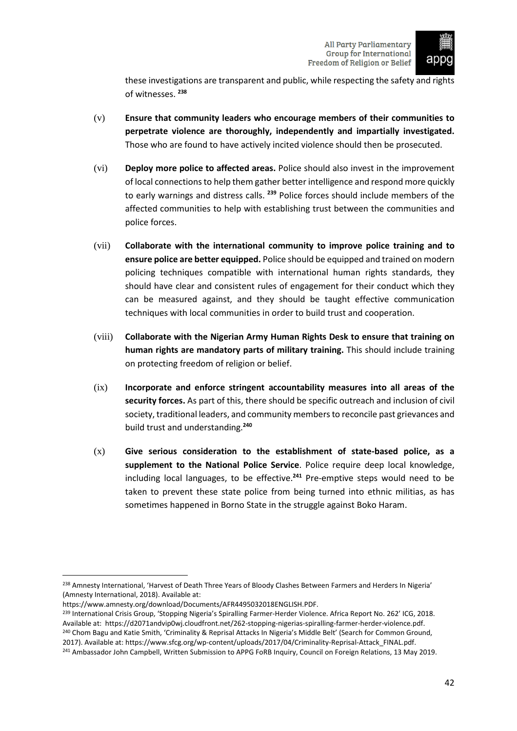these investigations are transparent and public, while respecting the safety and rights of witnesses. [238]

(v) **Ensure that community leaders who encourage members of their communities to perpetrate violence are thoroughly, independently and impartially investigated.** Those who are found to have actively incited violence should then be prosecuted.

(vi) **Deploy more police to affected areas.** Police should also invest in the improvement of local connections to help them gather better intelligence and respond more quickly to early warnings and distress calls. [239] Police forces should include members of the affected communities to help with establishing trust between the communities and police forces.

(vii) **Collaborate with the international community to improve police training and to ensure police are better equipped.** Police should be equipped and trained on modern policing techniques compatible with international human rights standards, they should have clear and consistent rules of engagement for their conduct which they can be measured against, and they should be taught effective communication techniques with local communities in order to build trust and cooperation.

(viii) **Collaborate with the Nigerian Army Human Rights Desk to ensure that training on human rights are mandatory parts of military training.** This should include training on protecting freedom of religion or belief.

(ix) **Incorporate and enforce stringent accountability measures into all areas of the security forces.** As part of this, there should be specific outreach and inclusion of civil society, traditional leaders, and community members to reconcile past grievances and build trust and understanding.[240]

(x) **Give serious consideration to the establishment of state-based police, as a supplement to the National Police Service**. Police require deep local knowledge, including local languages, to be effective.[241] Pre-emptive steps would need to be taken to prevent these state police from being turned into ethnic militias, as has sometimes happened in Borno State in the struggle against Boko Haram.

---

[238] Amnesty International, 'Harvest of Death Three Years of Bloody Clashes Between Farmers and Herders In Nigeria' (Amnesty International, 2018). Available at: https://www.amnesty.org/download/Documents/AFR4495032018ENGLISH.PDF.

[239] International Crisis Group, 'Stopping Nigeria's Spiralling Farmer-Herder Violence. Africa Report No. 262' ICG, 2018. Available at: https://d2071andvip0wj.cloudfront.net/262-stopping-nigerias-spiralling-farmer-herder-violence.pdf.

[240] Chom Bagu and Katie Smith, 'Criminality & Reprisal Attacks In Nigeria's Middle Belt' (Search for Common Ground, 2017). Available at: https://www.sfcg.org/wp-content/uploads/2017/04/Criminality-Reprisal-Attack_FINAL.pdf.

[241] Ambassador John Campbell, Written Submission to APPG FoRB Inquiry, Council on Foreign Relations, 13 May 2019.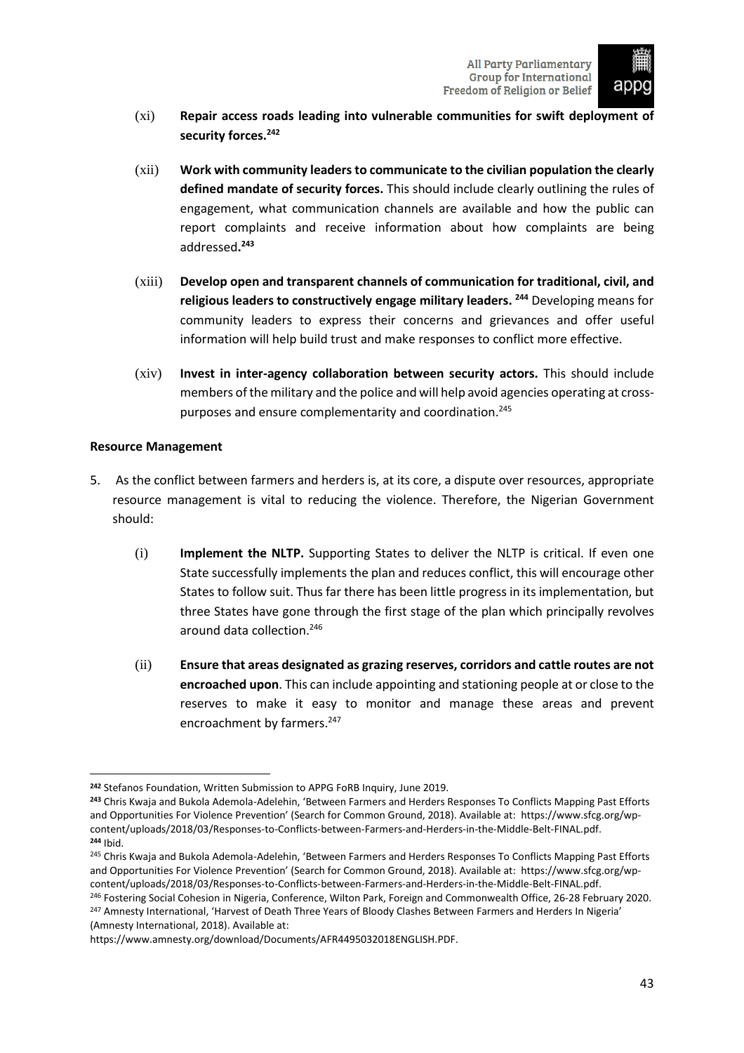(xi) **Repair access roads leading into vulnerable communities for swift deployment of security forces.**[242]

(xii) **Work with community leaders to communicate to the civilian population the clearly defined mandate of security forces.** This should include clearly outlining the rules of engagement, what communication channels are available and how the public can report complaints and receive information about how complaints are being addressed**.**[243]

(xiii) **Develop open and transparent channels of communication for traditional, civil, and religious leaders to constructively engage military leaders.** [244] Developing means for community leaders to express their concerns and grievances and offer useful information will help build trust and make responses to conflict more effective.

(xiv) **Invest in inter-agency collaboration between security actors.** This should include members of the military and the police and will help avoid agencies operating at cross-purposes and ensure complementarity and coordination.[245]

**Resource Management**

5. As the conflict between farmers and herders is, at its core, a dispute over resources, appropriate resource management is vital to reducing the violence. Therefore, the Nigerian Government should:

   (i) **Implement the NLTP.** Supporting States to deliver the NLTP is critical. If even one State successfully implements the plan and reduces conflict, this will encourage other States to follow suit. Thus far there has been little progress in its implementation, but three States have gone through the first stage of the plan which principally revolves around data collection.[246]

   (ii) **Ensure that areas designated as grazing reserves, corridors and cattle routes are not encroached upon**. This can include appointing and stationing people at or close to the reserves to make it easy to monitor and manage these areas and prevent encroachment by farmers.[247]

---

[242] Stefanos Foundation, Written Submission to APPG FoRB Inquiry, June 2019.

[243] Chris Kwaja and Bukola Ademola-Adelehin, 'Between Farmers and Herders Responses To Conflicts Mapping Past Efforts and Opportunities For Violence Prevention' (Search for Common Ground, 2018). Available at: https://www.sfcg.org/wp-content/uploads/2018/03/Responses-to-Conflicts-between-Farmers-and-Herders-in-the-Middle-Belt-FINAL.pdf.

[244] Ibid.

[245] Chris Kwaja and Bukola Ademola-Adelehin, 'Between Farmers and Herders Responses To Conflicts Mapping Past Efforts and Opportunities For Violence Prevention' (Search for Common Ground, 2018). Available at: https://www.sfcg.org/wp-content/uploads/2018/03/Responses-to-Conflicts-between-Farmers-and-Herders-in-the-Middle-Belt-FINAL.pdf.

[246] Fostering Social Cohesion in Nigeria, Conference, Wilton Park, Foreign and Commonwealth Office, 26-28 February 2020.

[247] Amnesty International, 'Harvest of Death Three Years of Bloody Clashes Between Farmers and Herders In Nigeria' (Amnesty International, 2018). Available at: https://www.amnesty.org/download/Documents/AFR4495032018ENGLISH.PDF.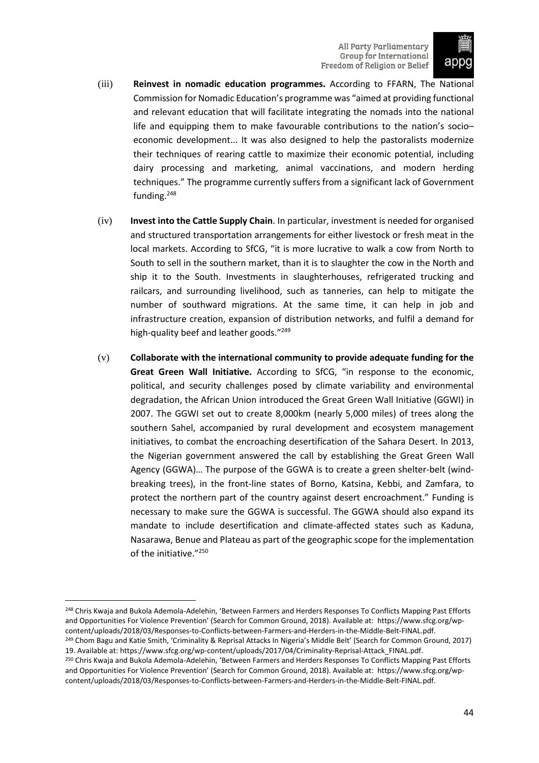(iii) **Reinvest in nomadic education programmes.** According to FFARN, The National Commission for Nomadic Education's programme was "aimed at providing functional and relevant education that will facilitate integrating the nomads into the national life and equipping them to make favourable contributions to the nation's socio–economic development... It was also designed to help the pastoralists modernize their techniques of rearing cattle to maximize their economic potential, including dairy processing and marketing, animal vaccinations, and modern herding techniques." The programme currently suffers from a significant lack of Government funding.[248]

(iv) **Invest into the Cattle Supply Chain**. In particular, investment is needed for organised and structured transportation arrangements for either livestock or fresh meat in the local markets. According to SfCG, "it is more lucrative to walk a cow from North to South to sell in the southern market, than it is to slaughter the cow in the North and ship it to the South. Investments in slaughterhouses, refrigerated trucking and railcars, and surrounding livelihood, such as tanneries, can help to mitigate the number of southward migrations. At the same time, it can help in job and infrastructure creation, expansion of distribution networks, and fulfil a demand for high-quality beef and leather goods."[249]

(v) **Collaborate with the international community to provide adequate funding for the Great Green Wall Initiative.** According to SfCG, "in response to the economic, political, and security challenges posed by climate variability and environmental degradation, the African Union introduced the Great Green Wall Initiative (GGWI) in 2007. The GGWI set out to create 8,000km (nearly 5,000 miles) of trees along the southern Sahel, accompanied by rural development and ecosystem management initiatives, to combat the encroaching desertification of the Sahara Desert. In 2013, the Nigerian government answered the call by establishing the Great Green Wall Agency (GGWA)… The purpose of the GGWA is to create a green shelter-belt (wind-breaking trees), in the front-line states of Borno, Katsina, Kebbi, and Zamfara, to protect the northern part of the country against desert encroachment." Funding is necessary to make sure the GGWA is successful. The GGWA should also expand its mandate to include desertification and climate-affected states such as Kaduna, Nasarawa, Benue and Plateau as part of the geographic scope for the implementation of the initiative."[250]

---

[248] Chris Kwaja and Bukola Ademola-Adelehin, 'Between Farmers and Herders Responses To Conflicts Mapping Past Efforts and Opportunities For Violence Prevention' (Search for Common Ground, 2018). Available at: https://www.sfcg.org/wp-content/uploads/2018/03/Responses-to-Conflicts-between-Farmers-and-Herders-in-the-Middle-Belt-FINAL.pdf.

[249] Chom Bagu and Katie Smith, 'Criminality & Reprisal Attacks In Nigeria's Middle Belt' (Search for Common Ground, 2017) 19. Available at: https://www.sfcg.org/wp-content/uploads/2017/04/Criminality-Reprisal-Attack_FINAL.pdf.

[250] Chris Kwaja and Bukola Ademola-Adelehin, 'Between Farmers and Herders Responses To Conflicts Mapping Past Efforts and Opportunities For Violence Prevention' (Search for Common Ground, 2018). Available at: https://www.sfcg.org/wp-content/uploads/2018/03/Responses-to-Conflicts-between-Farmers-and-Herders-in-the-Middle-Belt-FINAL.pdf.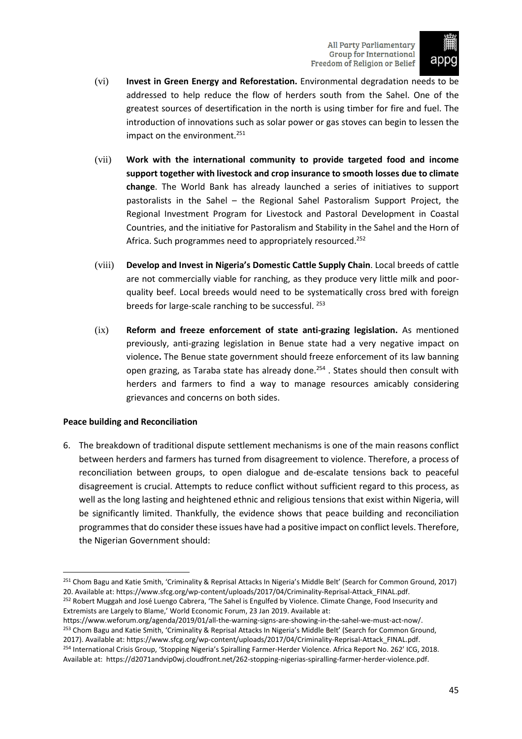(vi) **Invest in Green Energy and Reforestation.** Environmental degradation needs to be addressed to help reduce the flow of herders south from the Sahel. One of the greatest sources of desertification in the north is using timber for fire and fuel. The introduction of innovations such as solar power or gas stoves can begin to lessen the impact on the environment.[251]

(vii) **Work with the international community to provide targeted food and income support together with livestock and crop insurance to smooth losses due to climate change**. The World Bank has already launched a series of initiatives to support pastoralists in the Sahel – the Regional Sahel Pastoralism Support Project, the Regional Investment Program for Livestock and Pastoral Development in Coastal Countries, and the initiative for Pastoralism and Stability in the Sahel and the Horn of Africa. Such programmes need to appropriately resourced.[252]

(viii) **Develop and Invest in Nigeria's Domestic Cattle Supply Chain**. Local breeds of cattle are not commercially viable for ranching, as they produce very little milk and poor-quality beef. Local breeds would need to be systematically cross bred with foreign breeds for large-scale ranching to be successful. [253]

(ix) **Reform and freeze enforcement of state anti-grazing legislation.** As mentioned previously, anti-grazing legislation in Benue state had a very negative impact on violence**.** The Benue state government should freeze enforcement of its law banning open grazing, as Taraba state has already done.[254] . States should then consult with herders and farmers to find a way to manage resources amicably considering grievances and concerns on both sides.

**Peace building and Reconciliation**

6. The breakdown of traditional dispute settlement mechanisms is one of the main reasons conflict between herders and farmers has turned from disagreement to violence. Therefore, a process of reconciliation between groups, to open dialogue and de-escalate tensions back to peaceful disagreement is crucial. Attempts to reduce conflict without sufficient regard to this process, as well as the long lasting and heightened ethnic and religious tensions that exist within Nigeria, will be significantly limited. Thankfully, the evidence shows that peace building and reconciliation programmes that do consider these issues have had a positive impact on conflict levels. Therefore, the Nigerian Government should:

---

[251] Chom Bagu and Katie Smith, 'Criminality & Reprisal Attacks In Nigeria's Middle Belt' (Search for Common Ground, 2017) 20. Available at: https://www.sfcg.org/wp-content/uploads/2017/04/Criminality-Reprisal-Attack_FINAL.pdf.

[252] Robert Muggah and José Luengo Cabrera, 'The Sahel is Engulfed by Violence. Climate Change, Food Insecurity and Extremists are Largely to Blame,' World Economic Forum, 23 Jan 2019. Available at: https://www.weforum.org/agenda/2019/01/all-the-warning-signs-are-showing-in-the-sahel-we-must-act-now/.

[253] Chom Bagu and Katie Smith, 'Criminality & Reprisal Attacks In Nigeria's Middle Belt' (Search for Common Ground, 2017). Available at: https://www.sfcg.org/wp-content/uploads/2017/04/Criminality-Reprisal-Attack_FINAL.pdf.

[254] International Crisis Group, 'Stopping Nigeria's Spiralling Farmer-Herder Violence. Africa Report No. 262' ICG, 2018. Available at: https://d2071andvip0wj.cloudfront.net/262-stopping-nigerias-spiralling-farmer-herder-violence.pdf.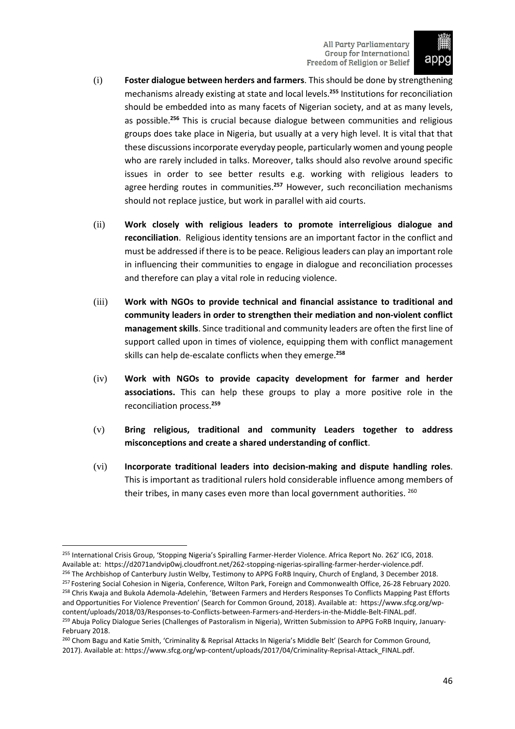(i) **Foster dialogue between herders and farmers**. This should be done by strengthening mechanisms already existing at state and local levels.[255] Institutions for reconciliation should be embedded into as many facets of Nigerian society, and at as many levels, as possible.[256] This is crucial because dialogue between communities and religious groups does take place in Nigeria, but usually at a very high level. It is vital that that these discussions incorporate everyday people, particularly women and young people who are rarely included in talks. Moreover, talks should also revolve around specific issues in order to see better results e.g. working with religious leaders to agree herding routes in communities.[257] However, such reconciliation mechanisms should not replace justice, but work in parallel with aid courts.

(ii) **Work closely with religious leaders to promote interreligious dialogue and reconciliation**. Religious identity tensions are an important factor in the conflict and must be addressed if there is to be peace. Religious leaders can play an important role in influencing their communities to engage in dialogue and reconciliation processes and therefore can play a vital role in reducing violence.

(iii) **Work with NGOs to provide technical and financial assistance to traditional and community leaders in order to strengthen their mediation and non-violent conflict management skills**. Since traditional and community leaders are often the first line of support called upon in times of violence, equipping them with conflict management skills can help de-escalate conflicts when they emerge.[258]

(iv) **Work with NGOs to provide capacity development for farmer and herder associations.** This can help these groups to play a more positive role in the reconciliation process.[259]

(v) **Bring religious, traditional and community Leaders together to address misconceptions and create a shared understanding of conflict**.

(vi) **Incorporate traditional leaders into decision-making and dispute handling roles**. This is important as traditional rulers hold considerable influence among members of their tribes, in many cases even more than local government authorities. [260]

---

[255] International Crisis Group, 'Stopping Nigeria's Spiralling Farmer-Herder Violence. Africa Report No. 262' ICG, 2018. Available at: https://d2071andvip0wj.cloudfront.net/262-stopping-nigerias-spiralling-farmer-herder-violence.pdf.

[256] The Archbishop of Canterbury Justin Welby, Testimony to APPG FoRB Inquiry, Church of England, 3 December 2018.

[257] Fostering Social Cohesion in Nigeria, Conference, Wilton Park, Foreign and Commonwealth Office, 26-28 February 2020.

[258] Chris Kwaja and Bukola Ademola-Adelehin, 'Between Farmers and Herders Responses To Conflicts Mapping Past Efforts and Opportunities For Violence Prevention' (Search for Common Ground, 2018). Available at: https://www.sfcg.org/wp-content/uploads/2018/03/Responses-to-Conflicts-between-Farmers-and-Herders-in-the-Middle-Belt-FINAL.pdf.

[259] Abuja Policy Dialogue Series (Challenges of Pastoralism in Nigeria), Written Submission to APPG FoRB Inquiry, January-February 2018.

[260] Chom Bagu and Katie Smith, 'Criminality & Reprisal Attacks In Nigeria's Middle Belt' (Search for Common Ground, 2017). Available at: https://www.sfcg.org/wp-content/uploads/2017/04/Criminality-Reprisal-Attack_FINAL.pdf.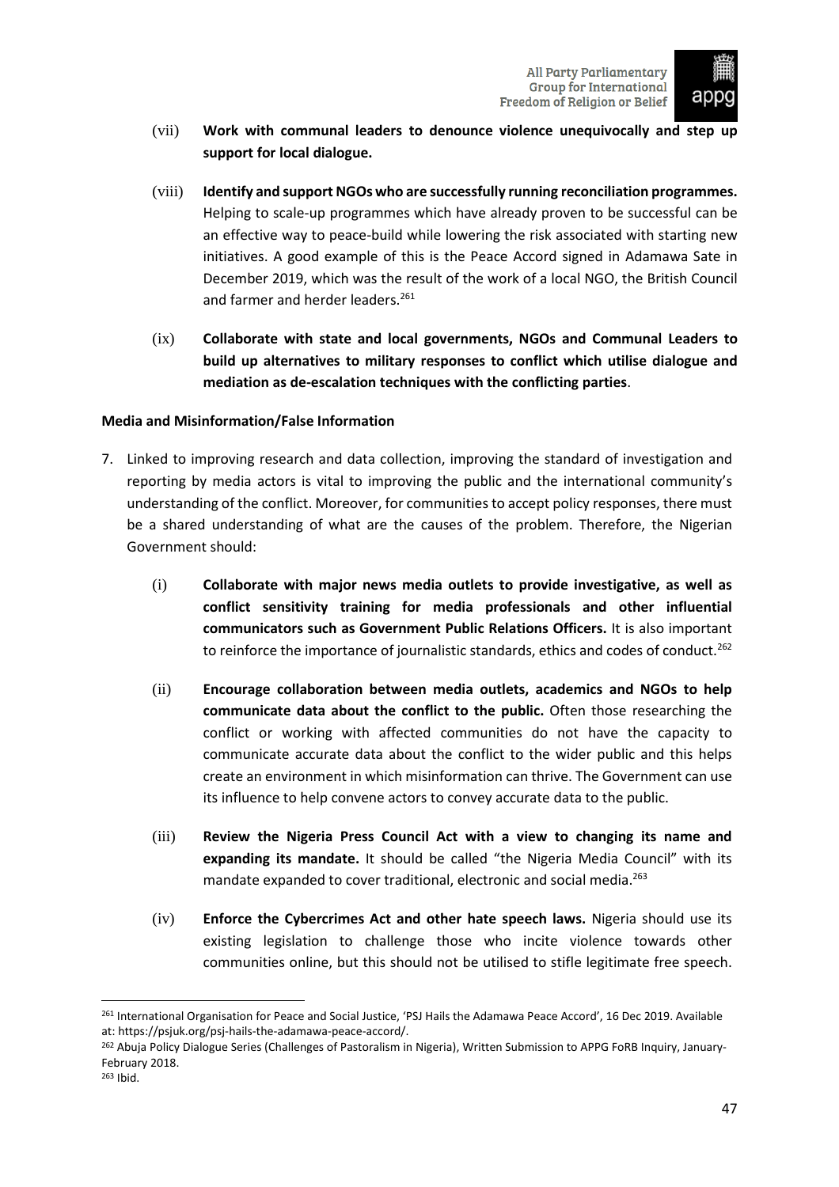(vii) **Work with communal leaders to denounce violence unequivocally and step up support for local dialogue.**

(viii) **Identify and support NGOs who are successfully running reconciliation programmes.** Helping to scale-up programmes which have already proven to be successful can be an effective way to peace-build while lowering the risk associated with starting new initiatives. A good example of this is the Peace Accord signed in Adamawa Sate in December 2019, which was the result of the work of a local NGO, the British Council and farmer and herder leaders.[261]

(ix) **Collaborate with state and local governments, NGOs and Communal Leaders to build up alternatives to military responses to conflict which utilise dialogue and mediation as de-escalation techniques with the conflicting parties**.

**Media and Misinformation/False Information**

7. Linked to improving research and data collection, improving the standard of investigation and reporting by media actors is vital to improving the public and the international community's understanding of the conflict. Moreover, for communities to accept policy responses, there must be a shared understanding of what are the causes of the problem. Therefore, the Nigerian Government should:

   (i) **Collaborate with major news media outlets to provide investigative, as well as conflict sensitivity training for media professionals and other influential communicators such as Government Public Relations Officers.** It is also important to reinforce the importance of journalistic standards, ethics and codes of conduct.[262]

   (ii) **Encourage collaboration between media outlets, academics and NGOs to help communicate data about the conflict to the public.** Often those researching the conflict or working with affected communities do not have the capacity to communicate accurate data about the conflict to the wider public and this helps create an environment in which misinformation can thrive. The Government can use its influence to help convene actors to convey accurate data to the public.

   (iii) **Review the Nigeria Press Council Act with a view to changing its name and expanding its mandate.** It should be called "the Nigeria Media Council" with its mandate expanded to cover traditional, electronic and social media.[263]

   (iv) **Enforce the Cybercrimes Act and other hate speech laws.** Nigeria should use its existing legislation to challenge those who incite violence towards other communities online, but this should not be utilised to stifle legitimate free speech.

---

[261] International Organisation for Peace and Social Justice, 'PSJ Hails the Adamawa Peace Accord', 16 Dec 2019. Available at: https://psjuk.org/psj-hails-the-adamawa-peace-accord/.

[262] Abuja Policy Dialogue Series (Challenges of Pastoralism in Nigeria), Written Submission to APPG FoRB Inquiry, January-February 2018.

[263] Ibid.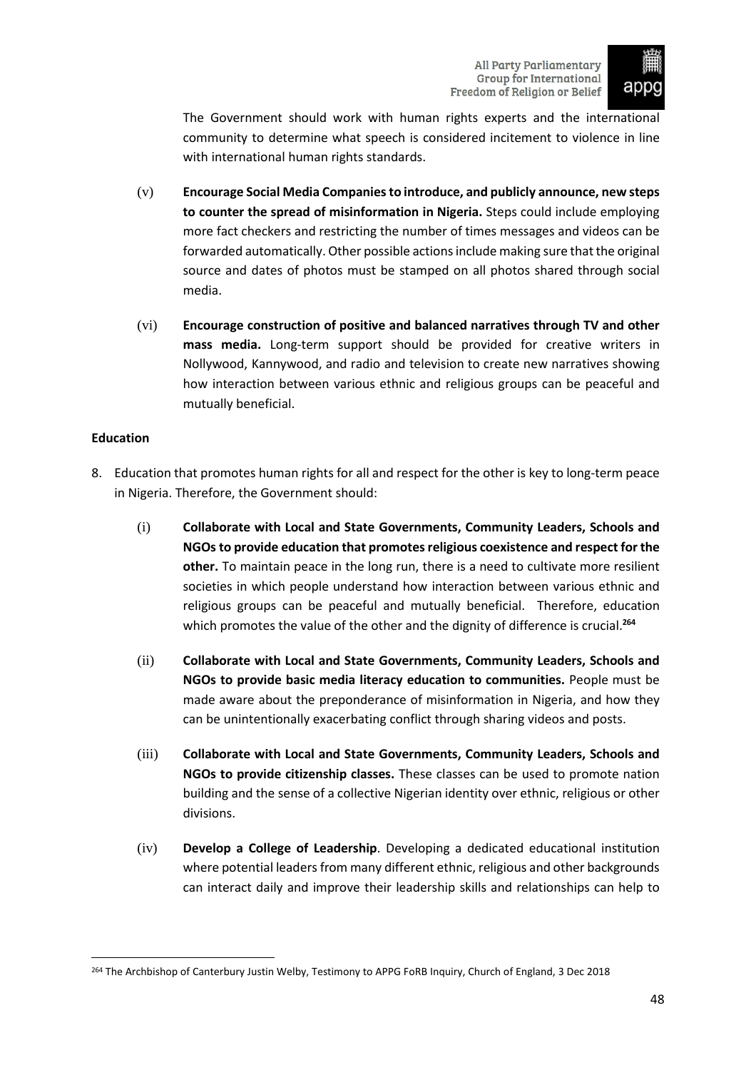The Government should work with human rights experts and the international community to determine what speech is considered incitement to violence in line with international human rights standards.

(v) **Encourage Social Media Companies to introduce, and publicly announce, new steps to counter the spread of misinformation in Nigeria.** Steps could include employing more fact checkers and restricting the number of times messages and videos can be forwarded automatically. Other possible actions include making sure that the original source and dates of photos must be stamped on all photos shared through social media.

(vi) **Encourage construction of positive and balanced narratives through TV and other mass media.** Long-term support should be provided for creative writers in Nollywood, Kannywood, and radio and television to create new narratives showing how interaction between various ethnic and religious groups can be peaceful and mutually beneficial.

**Education**

8. Education that promotes human rights for all and respect for the other is key to long-term peace in Nigeria. Therefore, the Government should:

(i) **Collaborate with Local and State Governments, Community Leaders, Schools and NGOs to provide education that promotes religious coexistence and respect for the other.** To maintain peace in the long run, there is a need to cultivate more resilient societies in which people understand how interaction between various ethnic and religious groups can be peaceful and mutually beneficial. Therefore, education which promotes the value of the other and the dignity of difference is crucial.[264]

(ii) **Collaborate with Local and State Governments, Community Leaders, Schools and NGOs to provide basic media literacy education to communities.** People must be made aware about the preponderance of misinformation in Nigeria, and how they can be unintentionally exacerbating conflict through sharing videos and posts.

(iii) **Collaborate with Local and State Governments, Community Leaders, Schools and NGOs to provide citizenship classes.** These classes can be used to promote nation building and the sense of a collective Nigerian identity over ethnic, religious or other divisions.

(iv) **Develop a College of Leadership**. Developing a dedicated educational institution where potential leaders from many different ethnic, religious and other backgrounds can interact daily and improve their leadership skills and relationships can help to

---

[264] The Archbishop of Canterbury Justin Welby, Testimony to APPG FoRB Inquiry, Church of England, 3 Dec 2018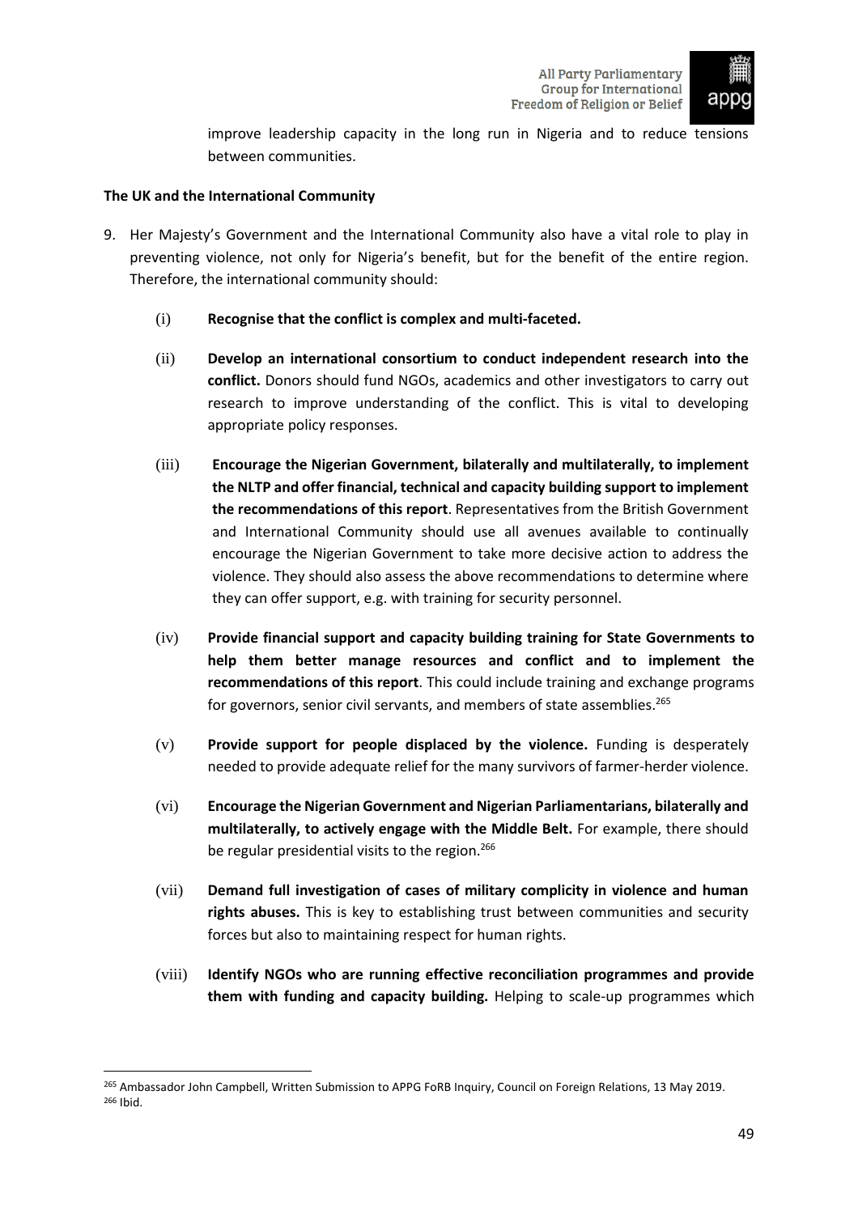improve leadership capacity in the long run in Nigeria and to reduce tensions between communities.

**The UK and the International Community**

9. Her Majesty's Government and the International Community also have a vital role to play in preventing violence, not only for Nigeria's benefit, but for the benefit of the entire region. Therefore, the international community should:

   (i) **Recognise that the conflict is complex and multi-faceted.**

   (ii) **Develop an international consortium to conduct independent research into the conflict.** Donors should fund NGOs, academics and other investigators to carry out research to improve understanding of the conflict. This is vital to developing appropriate policy responses.

   (iii) **Encourage the Nigerian Government, bilaterally and multilaterally, to implement the NLTP and offer financial, technical and capacity building support to implement the recommendations of this report**. Representatives from the British Government and International Community should use all avenues available to continually encourage the Nigerian Government to take more decisive action to address the violence. They should also assess the above recommendations to determine where they can offer support, e.g. with training for security personnel.

   (iv) **Provide financial support and capacity building training for State Governments to help them better manage resources and conflict and to implement the recommendations of this report**. This could include training and exchange programs for governors, senior civil servants, and members of state assemblies.[265]

   (v) **Provide support for people displaced by the violence.** Funding is desperately needed to provide adequate relief for the many survivors of farmer-herder violence.

   (vi) **Encourage the Nigerian Government and Nigerian Parliamentarians, bilaterally and multilaterally, to actively engage with the Middle Belt.** For example, there should be regular presidential visits to the region.[266]

   (vii) **Demand full investigation of cases of military complicity in violence and human rights abuses.** This is key to establishing trust between communities and security forces but also to maintaining respect for human rights.

   (viii) **Identify NGOs who are running effective reconciliation programmes and provide them with funding and capacity building.** Helping to scale-up programmes which

---

[265] Ambassador John Campbell, Written Submission to APPG FoRB Inquiry, Council on Foreign Relations, 13 May 2019.
[266] Ibid.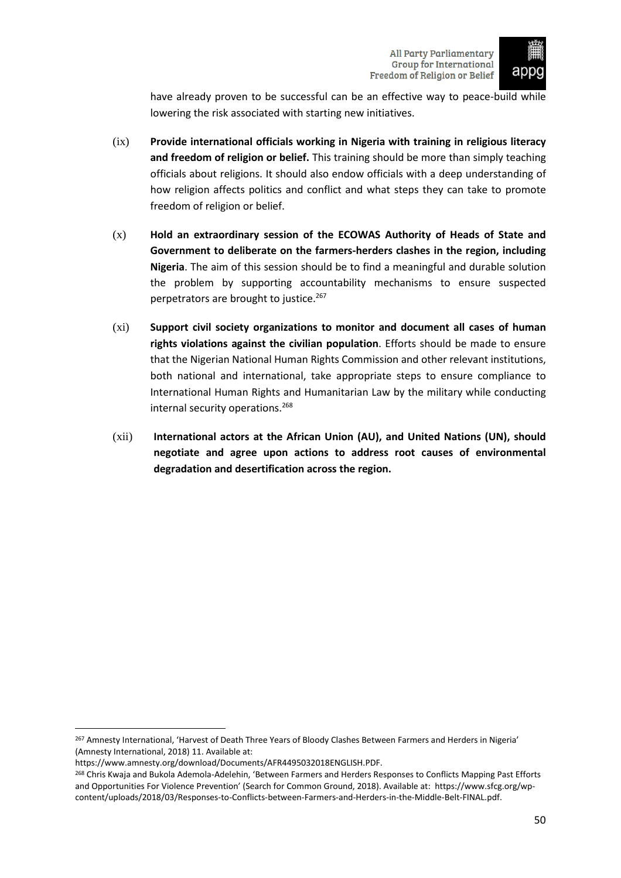have already proven to be successful can be an effective way to peace-build while lowering the risk associated with starting new initiatives.

(ix) **Provide international officials working in Nigeria with training in religious literacy and freedom of religion or belief.** This training should be more than simply teaching officials about religions. It should also endow officials with a deep understanding of how religion affects politics and conflict and what steps they can take to promote freedom of religion or belief.

(x) **Hold an extraordinary session of the ECOWAS Authority of Heads of State and Government to deliberate on the farmers-herders clashes in the region, including Nigeria**. The aim of this session should be to find a meaningful and durable solution the problem by supporting accountability mechanisms to ensure suspected perpetrators are brought to justice.[267]

(xi) **Support civil society organizations to monitor and document all cases of human rights violations against the civilian population**. Efforts should be made to ensure that the Nigerian National Human Rights Commission and other relevant institutions, both national and international, take appropriate steps to ensure compliance to International Human Rights and Humanitarian Law by the military while conducting internal security operations.[268]

(xii) **International actors at the African Union (AU), and United Nations (UN), should negotiate and agree upon actions to address root causes of environmental degradation and desertification across the region.**

---

[267] Amnesty International, 'Harvest of Death Three Years of Bloody Clashes Between Farmers and Herders in Nigeria' (Amnesty International, 2018) 11. Available at: https://www.amnesty.org/download/Documents/AFR4495032018ENGLISH.PDF.

[268] Chris Kwaja and Bukola Ademola-Adelehin, 'Between Farmers and Herders Responses to Conflicts Mapping Past Efforts and Opportunities For Violence Prevention' (Search for Common Ground, 2018). Available at: https://www.sfcg.org/wp-content/uploads/2018/03/Responses-to-Conflicts-between-Farmers-and-Herders-in-the-Middle-Belt-FINAL.pdf.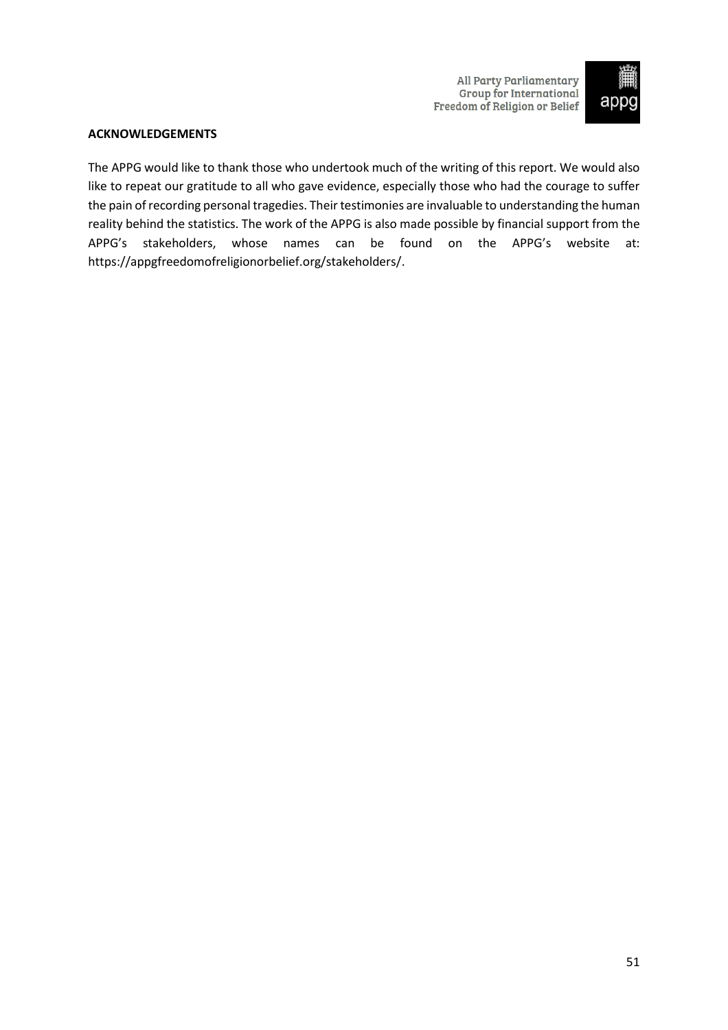**ACKNOWLEDGEMENTS**

The APPG would like to thank those who undertook much of the writing of this report. We would also like to repeat our gratitude to all who gave evidence, especially those who had the courage to suffer the pain of recording personal tragedies. Their testimonies are invaluable to understanding the human reality behind the statistics. The work of the APPG is also made possible by financial support from the APPG's stakeholders, whose names can be found on the APPG's website at: https://appgfreedomofreligionorbelief.org/stakeholders/.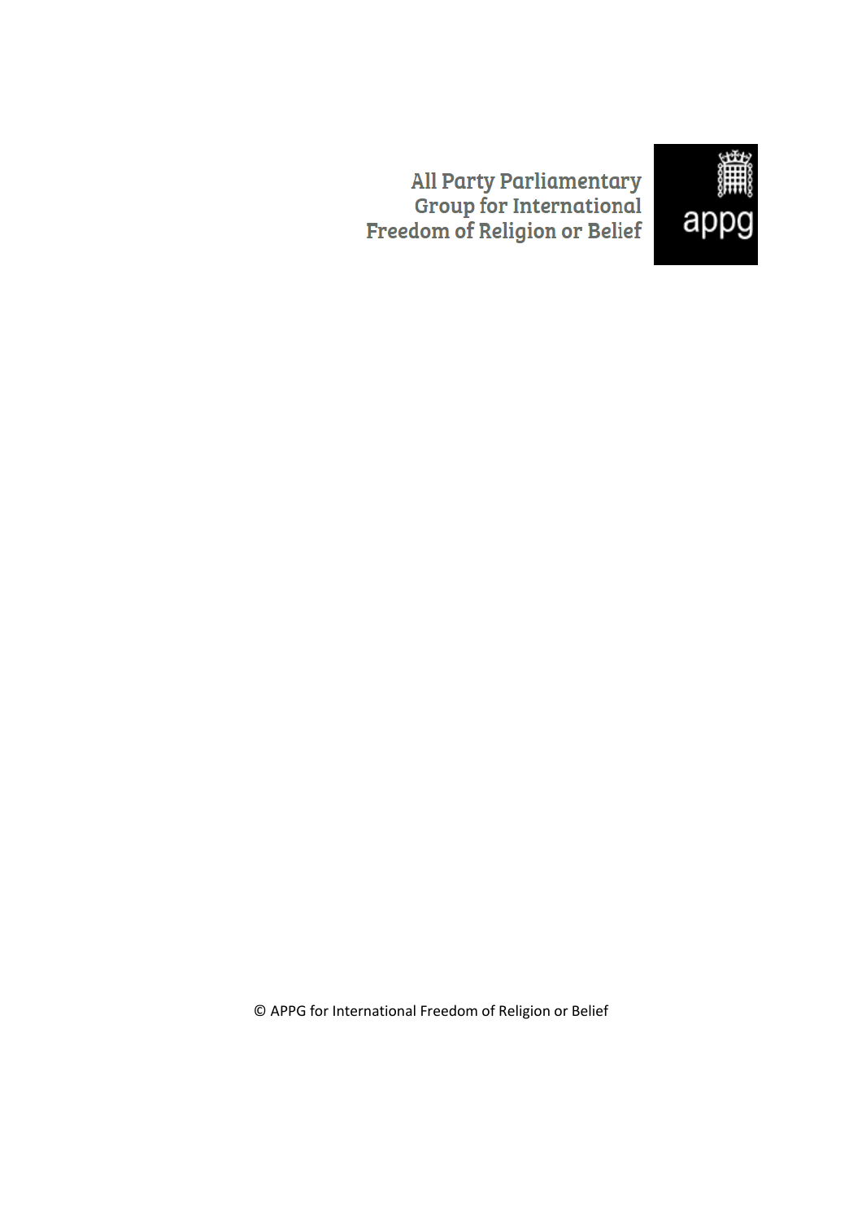All Party Parliamentary Group for International Freedom of Religion or Belief

appg

© APPG for International Freedom of Religion or Belief